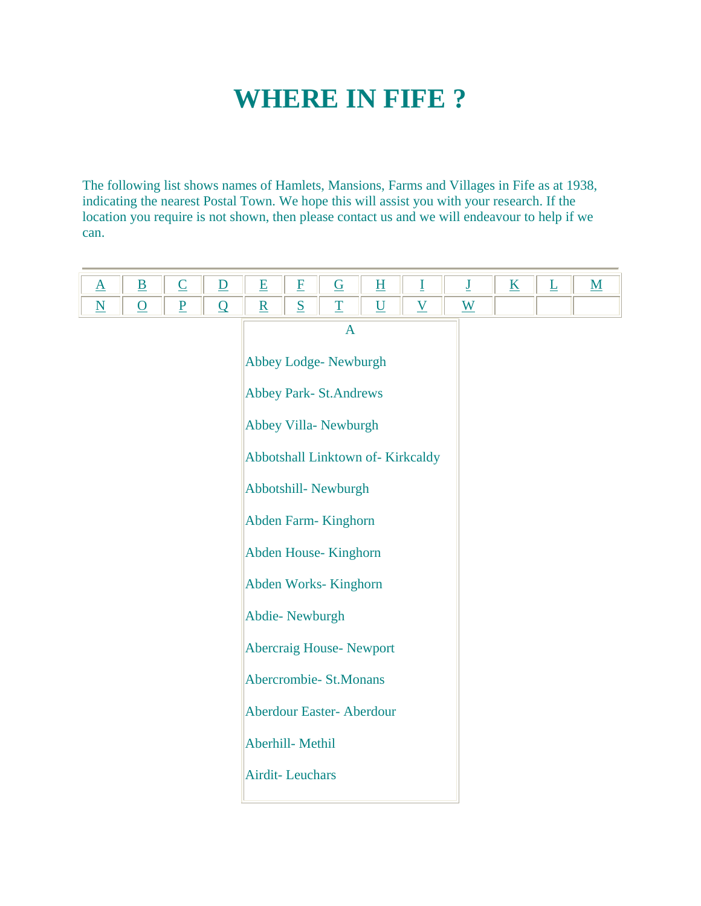# WHERE IN FIFE ?

The following list shows names of Hamlets, Mansions, Farms and Villages in Fife as at 1938, indicating the nearest Postal Town. We hope this will assist you with your research. If the location you require is not shown, then please contact us and we will endeavour to help if we can.

| A | B | C | D | E | F | G | H | I | J | K | L | M |
|---|---|---|---|---|---|---|---|---|---|---|---|---|
| N | O | P | Q | R | S | T | U | V | W | | | |

A

Abbey Lodge- Newburgh

Abbey Park- St.Andrews

Abbey Villa- Newburgh

Abbotshall Linktown of- Kirkcaldy

Abbotshill- Newburgh

Abden Farm- Kinghorn

Abden House- Kinghorn

Abden Works- Kinghorn

Abdie- Newburgh

Abercraig House- Newport

Abercrombie- St.Monans

Aberdour Easter- Aberdour

Aberhill- Methil

Airdit- Leuchars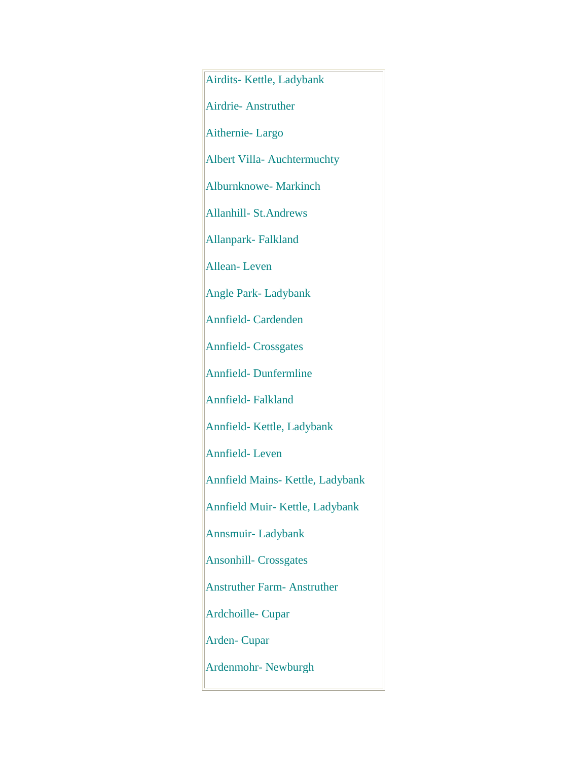Airdits- Kettle, Ladybank

Airdrie- Anstruther

Aithernie- Largo

Albert Villa- Auchtermuchty

Alburnknowe- Markinch

Allanhill- St.Andrews

Allanpark- Falkland

Allean- Leven

Angle Park- Ladybank

Annfield- Cardenden

Annfield- Crossgates

Annfield- Dunfermline

Annfield- Falkland

Annfield- Kettle, Ladybank

Annfield- Leven

Annfield Mains- Kettle, Ladybank

Annfield Muir- Kettle, Ladybank

Annsmuir- Ladybank

Ansonhill- Crossgates

Anstruther Farm- Anstruther

Ardchoille- Cupar

Arden- Cupar

Ardenmohr- Newburgh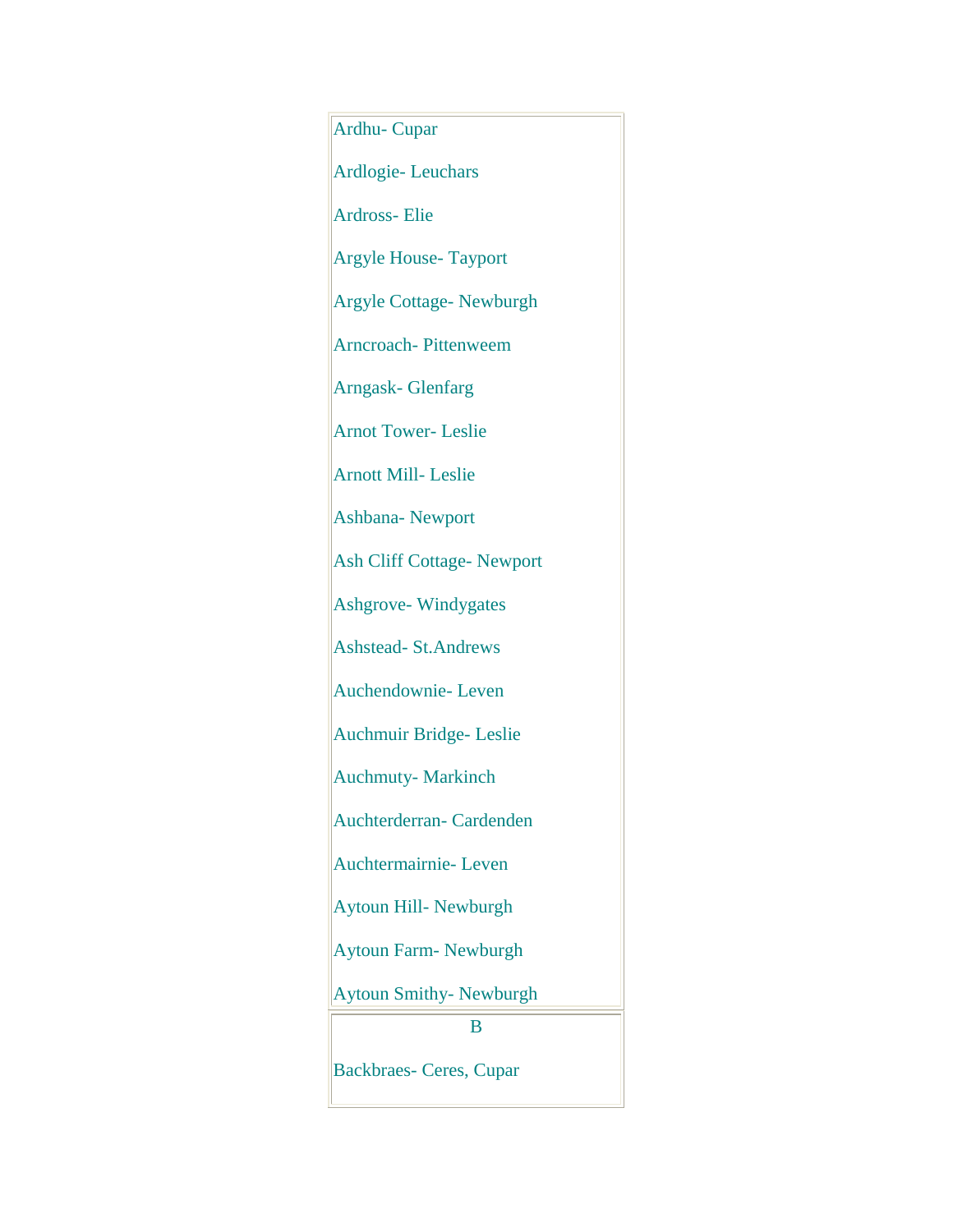Ardhu- Cupar

Ardlogie- Leuchars

Ardross- Elie

Argyle House- Tayport

Argyle Cottage- Newburgh

Arncroach- Pittenweem

Arngask- Glenfarg

Arnot Tower- Leslie

Arnott Mill- Leslie

Ashbana- Newport

Ash Cliff Cottage- Newport

Ashgrove- Windygates

Ashstead- St.Andrews

Auchendownie- Leven

Auchmuir Bridge- Leslie

Auchmuty- Markinch

Auchterderran- Cardenden

Auchtermairnie- Leven

Aytoun Hill- Newburgh

Aytoun Farm- Newburgh

Aytoun Smithy- Newburgh

## B

Backbraes- Ceres, Cupar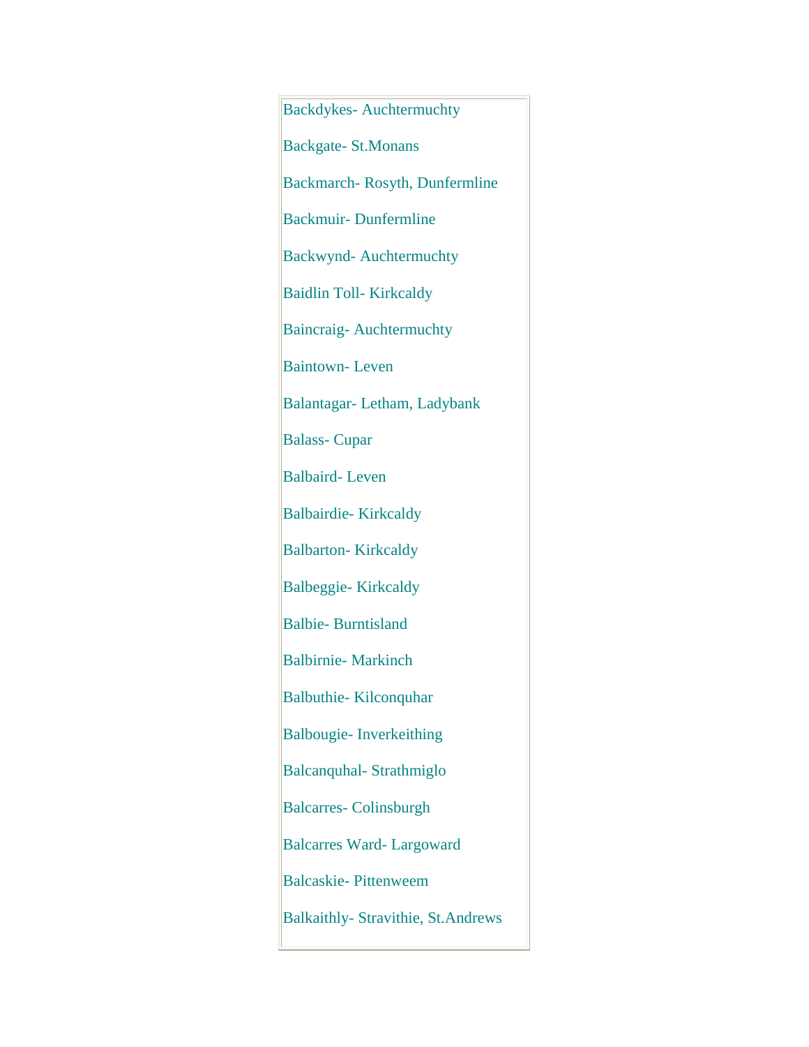Backdykes- Auchtermuchty

Backgate- St.Monans

Backmarch- Rosyth, Dunfermline

Backmuir- Dunfermline

Backwynd- Auchtermuchty

Baidlin Toll- Kirkcaldy

Baincraig- Auchtermuchty

Baintown- Leven

Balantagar- Letham, Ladybank

Balass- Cupar

Balbaird- Leven

Balbairdie- Kirkcaldy

Balbarton- Kirkcaldy

Balbeggie- Kirkcaldy

Balbie- Burntisland

Balbirnie- Markinch

Balbuthie- Kilconquhar

Balbougie- Inverkeithing

Balcanquhal- Strathmiglo

Balcarres- Colinsburgh

Balcarres Ward- Largoward

Balcaskie- Pittenweem

Balkaithly- Stravithie, St.Andrews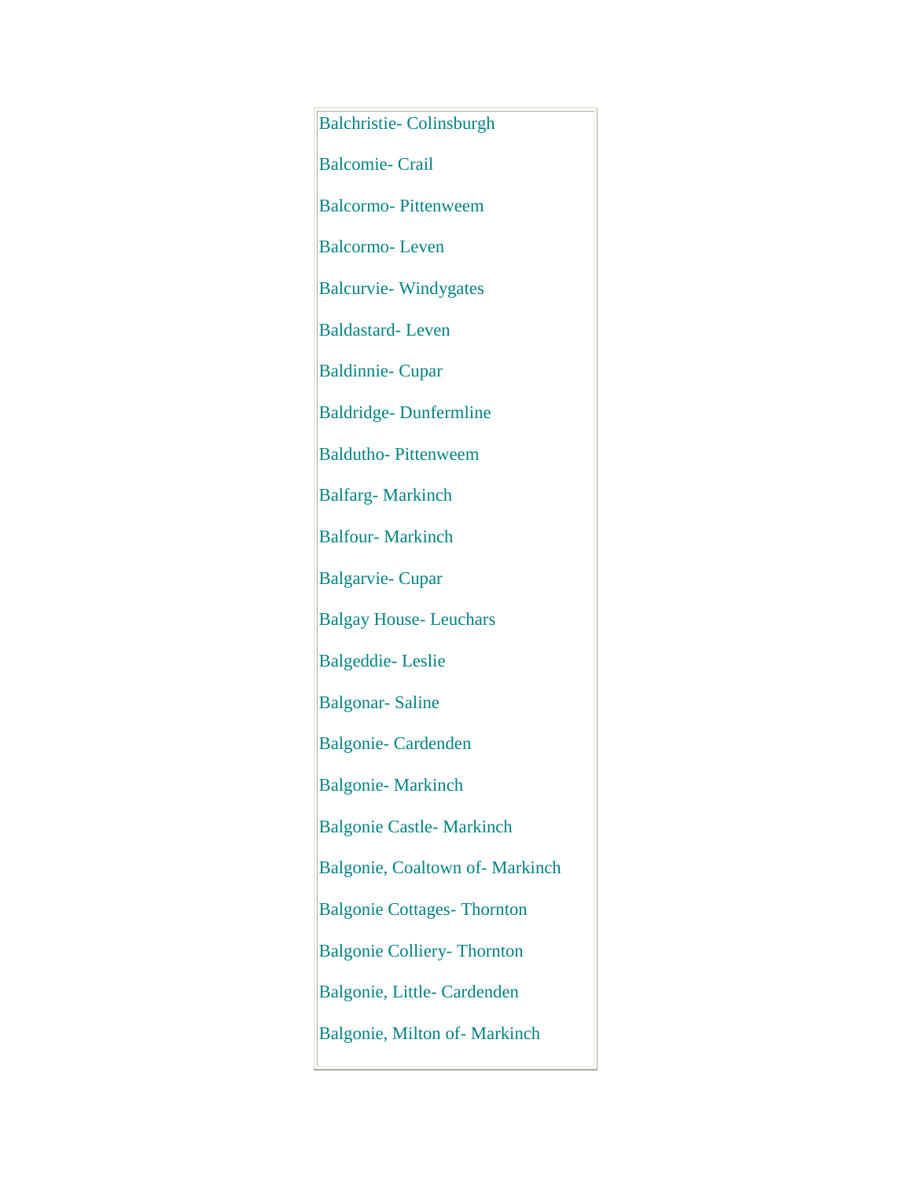Balchristie- Colinsburgh

Balcomie- Crail

Balcormo- Pittenweem

Balcormo- Leven

Balcurvie- Windygates

Baldastard- Leven

Baldinnie- Cupar

Baldridge- Dunfermline

Baldutho- Pittenweem

Balfarg- Markinch

Balfour- Markinch

Balgarvie- Cupar

Balgay House- Leuchars

Balgeddie- Leslie

Balgonar- Saline

Balgonie- Cardenden

Balgonie- Markinch

Balgonie Castle- Markinch

Balgonie, Coaltown of- Markinch

Balgonie Cottages- Thornton

Balgonie Colliery- Thornton

Balgonie, Little- Cardenden

Balgonie, Milton of- Markinch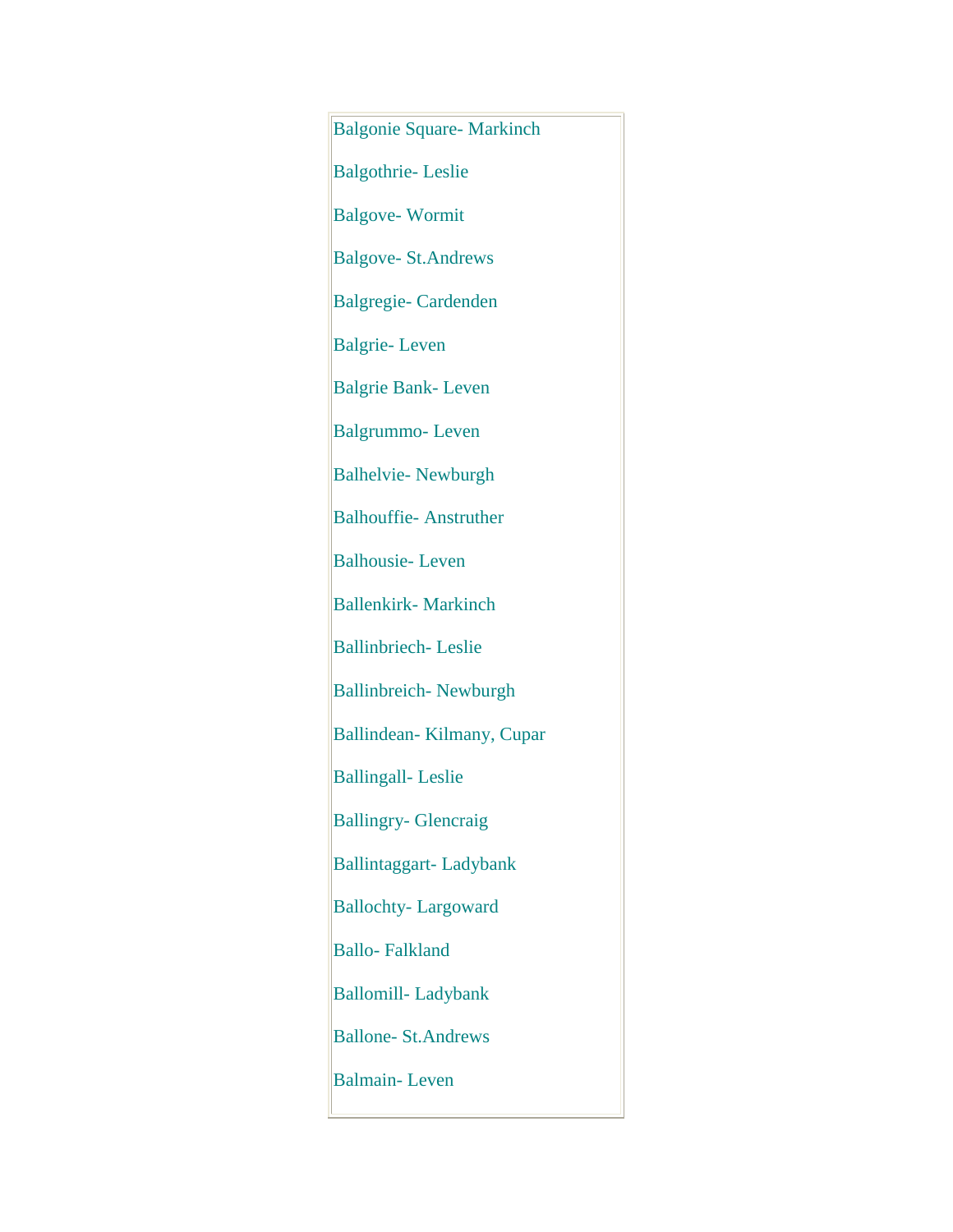Balgonie Square- Markinch

Balgothrie- Leslie

Balgove- Wormit

Balgove- St.Andrews

Balgregie- Cardenden

Balgrie- Leven

Balgrie Bank- Leven

Balgrummo- Leven

Balhelvie- Newburgh

Balhouffie- Anstruther

Balhousie- Leven

Ballenkirk- Markinch

Ballinbriech- Leslie

Ballinbreich- Newburgh

Ballindean- Kilmany, Cupar

Ballingall- Leslie

Ballingry- Glencraig

Ballintaggart- Ladybank

Ballochty- Largoward

Ballo- Falkland

Ballomill- Ladybank

Ballone- St.Andrews

Balmain- Leven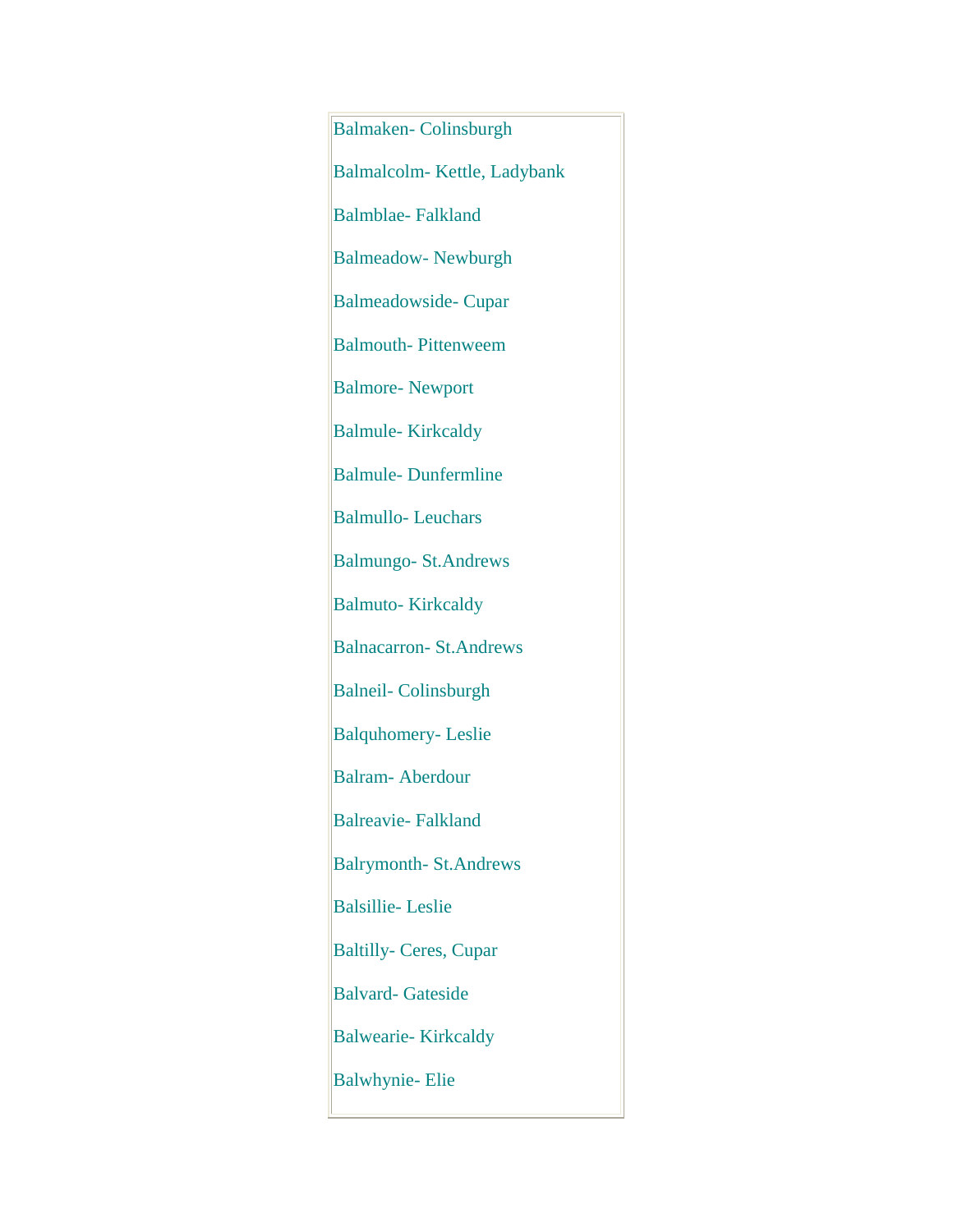Balmaken- Colinsburgh

Balmalcolm- Kettle, Ladybank

Balmblae- Falkland

Balmeadow- Newburgh

Balmeadowside- Cupar

Balmouth- Pittenweem

Balmore- Newport

Balmule- Kirkcaldy

Balmule- Dunfermline

Balmullo- Leuchars

Balmungo- St.Andrews

Balmuto- Kirkcaldy

Balnacarron- St.Andrews

Balneil- Colinsburgh

Balquhomery- Leslie

Balram- Aberdour

Balreavie- Falkland

Balrymonth- St.Andrews

Balsillie- Leslie

Baltilly- Ceres, Cupar

Balvard- Gateside

Balwearie- Kirkcaldy

Balwhynie- Elie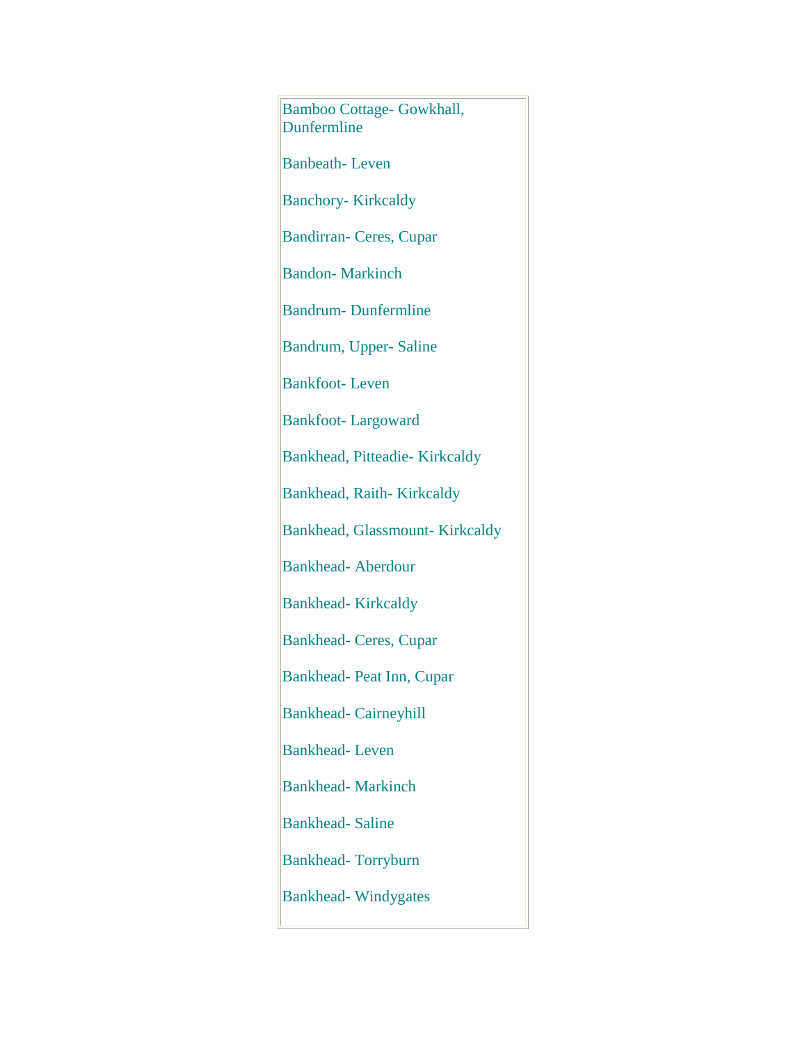Bamboo Cottage- Gowkhall, Dunfermline

Banbeath- Leven

Banchory- Kirkcaldy

Bandirran- Ceres, Cupar

Bandon- Markinch

Bandrum- Dunfermline

Bandrum, Upper- Saline

Bankfoot- Leven

Bankfoot- Largoward

Bankhead, Pitteadie- Kirkcaldy

Bankhead, Raith- Kirkcaldy

Bankhead, Glassmount- Kirkcaldy

Bankhead- Aberdour

Bankhead- Kirkcaldy

Bankhead- Ceres, Cupar

Bankhead- Peat Inn, Cupar

Bankhead- Cairneyhill

Bankhead- Leven

Bankhead- Markinch

Bankhead- Saline

Bankhead- Torryburn

Bankhead- Windygates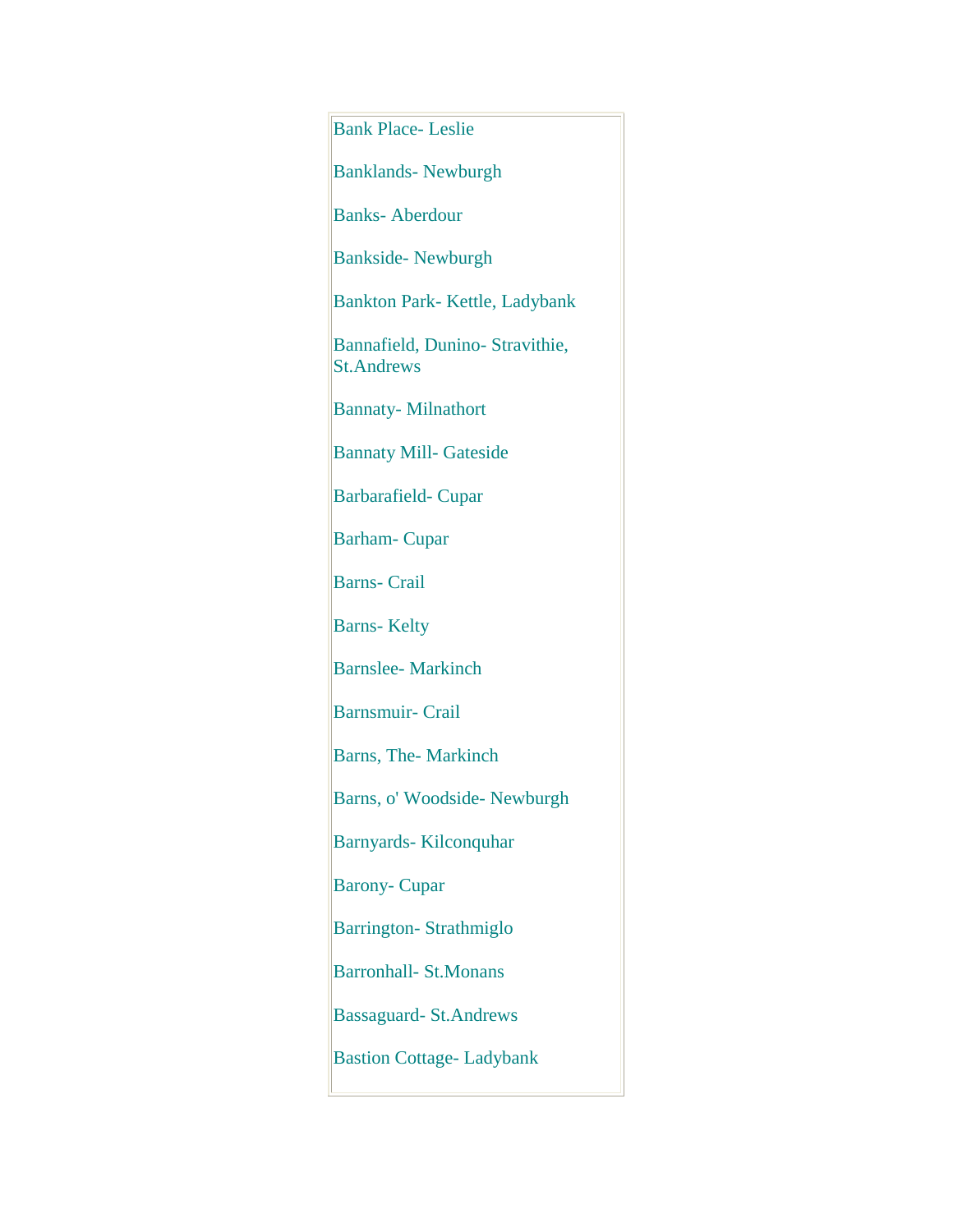Bank Place- Leslie

Banklands- Newburgh

Banks- Aberdour

Bankside- Newburgh

Bankton Park- Kettle, Ladybank

Bannafield, Dunino- Stravithie, St.Andrews

Bannaty- Milnathort

Bannaty Mill- Gateside

Barbarafield- Cupar

Barham- Cupar

Barns- Crail

Barns- Kelty

Barnslee- Markinch

Barnsmuir- Crail

Barns, The- Markinch

Barns, o' Woodside- Newburgh

Barnyards- Kilconquhar

Barony- Cupar

Barrington- Strathmiglo

Barronhall- St.Monans

Bassaguard- St.Andrews

Bastion Cottage- Ladybank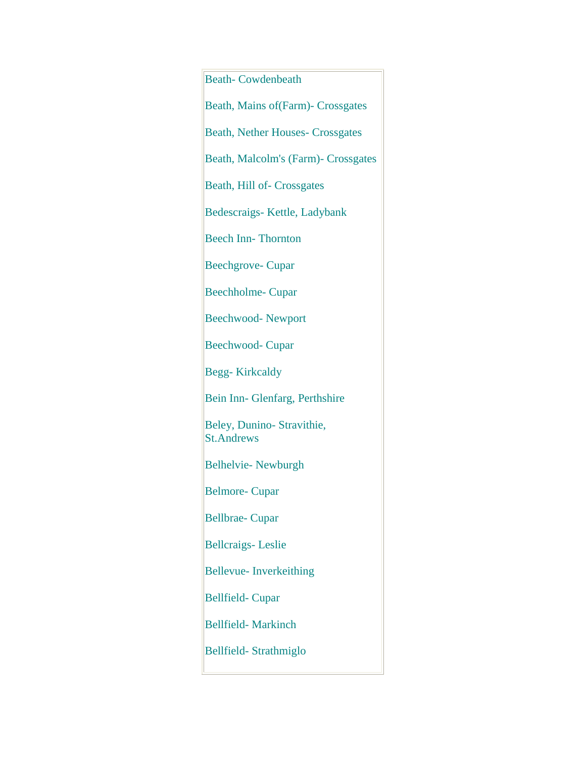Beath- Cowdenbeath

Beath, Mains of(Farm)- Crossgates

Beath, Nether Houses- Crossgates

Beath, Malcolm's (Farm)- Crossgates

Beath, Hill of- Crossgates

Bedescraigs- Kettle, Ladybank

Beech Inn- Thornton

Beechgrove- Cupar

Beechholme- Cupar

Beechwood- Newport

Beechwood- Cupar

Begg- Kirkcaldy

Bein Inn- Glenfarg, Perthshire

Beley, Dunino- Stravithie, St.Andrews

Belhelvie- Newburgh

Belmore- Cupar

Bellbrae- Cupar

Bellcraigs- Leslie

Bellevue- Inverkeithing

Bellfield- Cupar

Bellfield- Markinch

Bellfield- Strathmiglo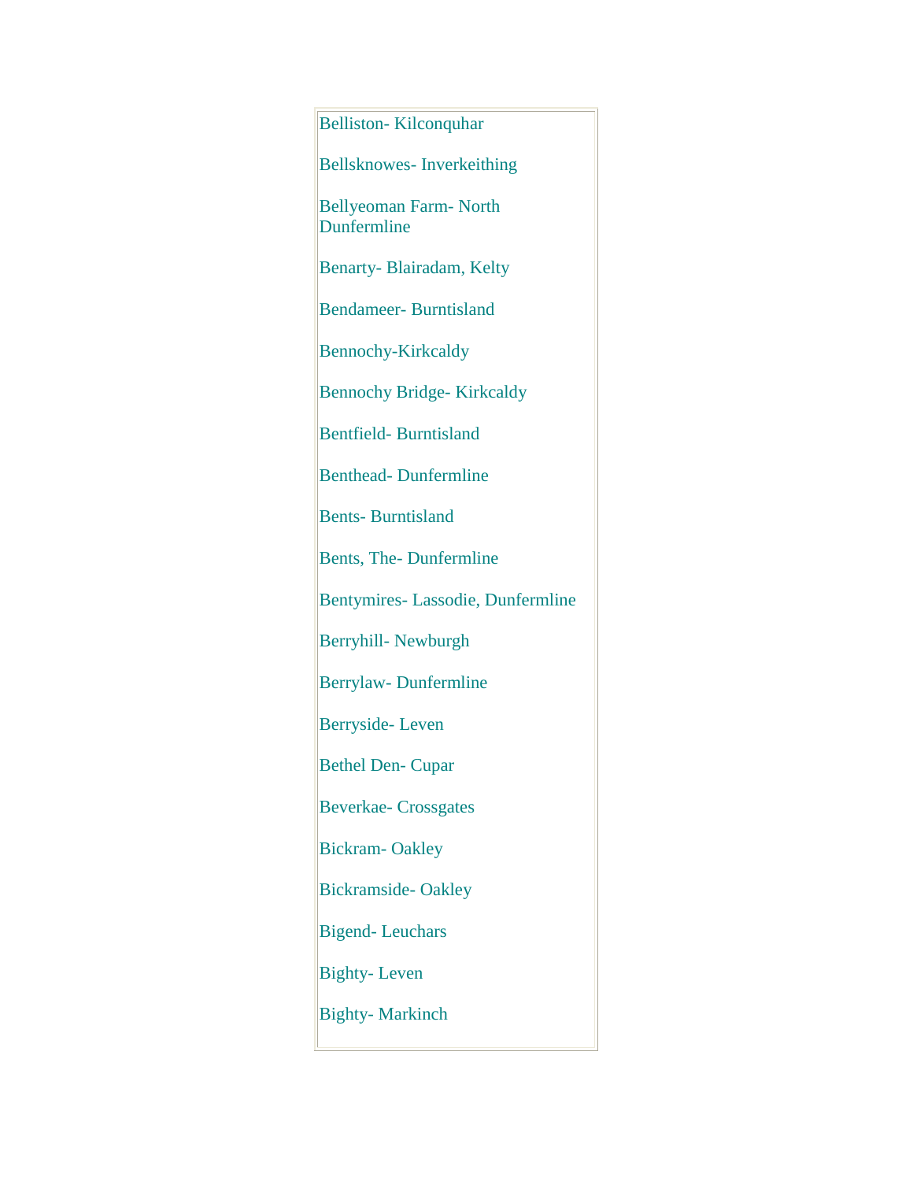Belliston- Kilconquhar

Bellsknowes- Inverkeithing

Bellyeoman Farm- North Dunfermline

Benarty- Blairadam, Kelty

Bendameer- Burntisland

Bennochy-Kirkcaldy

Bennochy Bridge- Kirkcaldy

Bentfield- Burntisland

Benthead- Dunfermline

Bents- Burntisland

Bents, The- Dunfermline

Bentymires- Lassodie, Dunfermline

Berryhill- Newburgh

Berrylaw- Dunfermline

Berryside- Leven

Bethel Den- Cupar

Beverkae- Crossgates

Bickram- Oakley

Bickramside- Oakley

Bigend- Leuchars

Bighty- Leven

Bighty- Markinch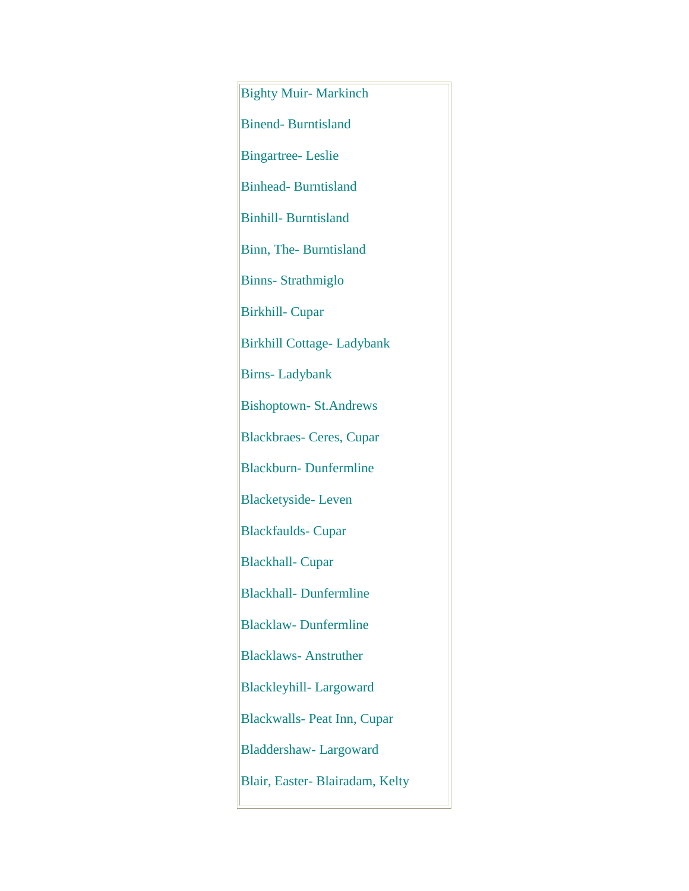Bighty Muir- Markinch

Binend- Burntisland

Bingartree- Leslie

Binhead- Burntisland

Binhill- Burntisland

Binn, The- Burntisland

Binns- Strathmiglo

Birkhill- Cupar

Birkhill Cottage- Ladybank

Birns- Ladybank

Bishoptown- St.Andrews

Blackbraes- Ceres, Cupar

Blackburn- Dunfermline

Blacketyside- Leven

Blackfaulds- Cupar

Blackhall- Cupar

Blackhall- Dunfermline

Blacklaw- Dunfermline

Blacklaws- Anstruther

Blackleyhill- Largoward

Blackwalls- Peat Inn, Cupar

Bladdershaw- Largoward

Blair, Easter- Blairadam, Kelty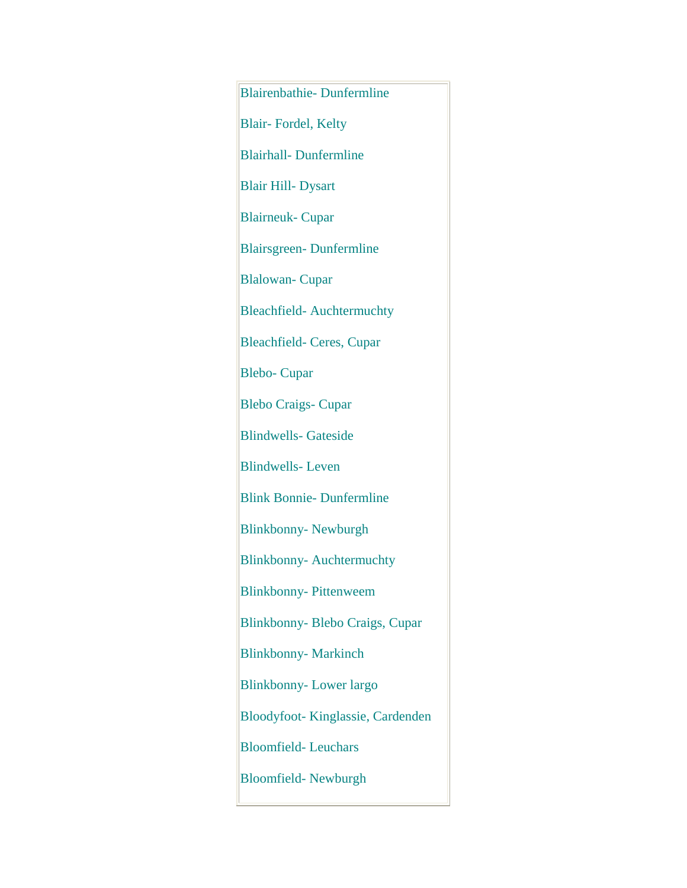Blairenbathie- Dunfermline

Blair- Fordel, Kelty

Blairhall- Dunfermline

Blair Hill- Dysart

Blairneuk- Cupar

Blairsgreen- Dunfermline

Blalowan- Cupar

Bleachfield- Auchtermuchty

Bleachfield- Ceres, Cupar

Blebo- Cupar

Blebo Craigs- Cupar

Blindwells- Gateside

Blindwells- Leven

Blink Bonnie- Dunfermline

Blinkbonny- Newburgh

Blinkbonny- Auchtermuchty

Blinkbonny- Pittenweem

Blinkbonny- Blebo Craigs, Cupar

Blinkbonny- Markinch

Blinkbonny- Lower largo

Bloodyfoot- Kinglassie, Cardenden

Bloomfield- Leuchars

Bloomfield- Newburgh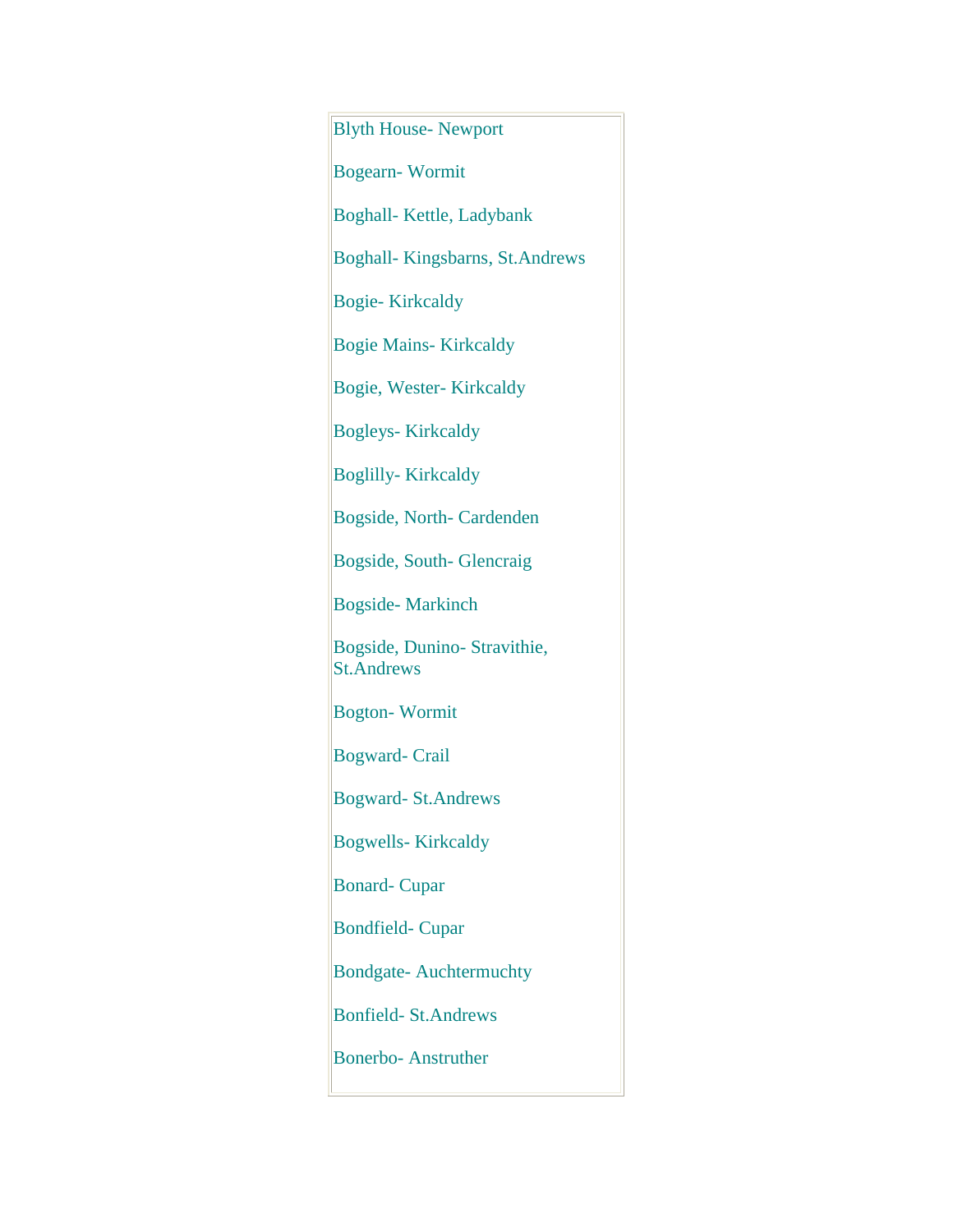Blyth House- Newport

Bogearn- Wormit

Boghall- Kettle, Ladybank

Boghall- Kingsbarns, St.Andrews

Bogie- Kirkcaldy

Bogie Mains- Kirkcaldy

Bogie, Wester- Kirkcaldy

Bogleys- Kirkcaldy

Boglilly- Kirkcaldy

Bogside, North- Cardenden

Bogside, South- Glencraig

Bogside- Markinch

Bogside, Dunino- Stravithie, St.Andrews

Bogton- Wormit

Bogward- Crail

Bogward- St.Andrews

Bogwells- Kirkcaldy

Bonard- Cupar

Bondfield- Cupar

Bondgate- Auchtermuchty

Bonfield- St.Andrews

Bonerbo- Anstruther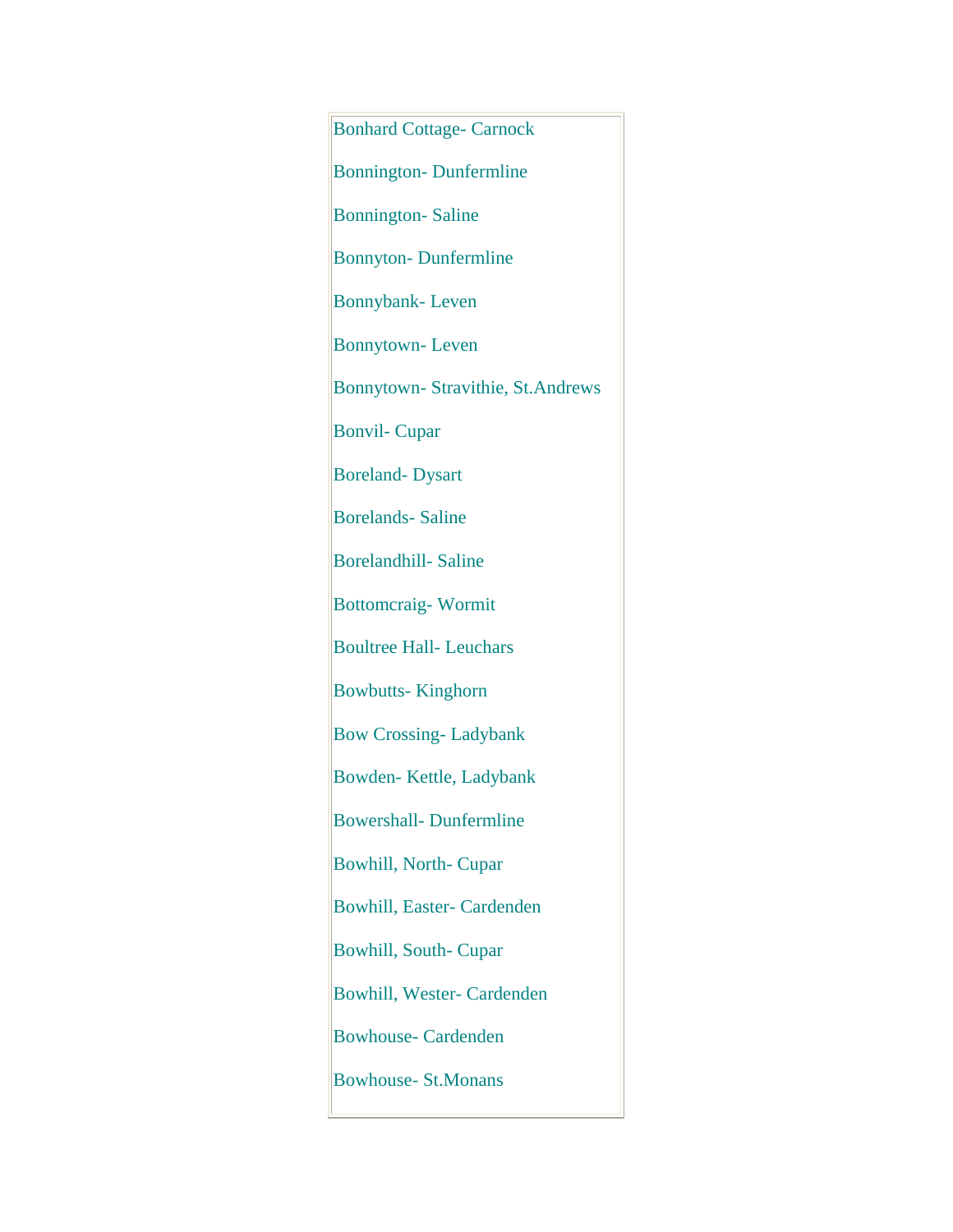Bonhard Cottage- Carnock

Bonnington- Dunfermline

Bonnington- Saline

Bonnyton- Dunfermline

Bonnybank- Leven

Bonnytown- Leven

Bonnytown- Stravithie, St.Andrews

Bonvil- Cupar

Boreland- Dysart

Borelands- Saline

Borelandhill- Saline

Bottomcraig- Wormit

Boultree Hall- Leuchars

Bowbutts- Kinghorn

Bow Crossing- Ladybank

Bowden- Kettle, Ladybank

Bowershall- Dunfermline

Bowhill, North- Cupar

Bowhill, Easter- Cardenden

Bowhill, South- Cupar

Bowhill, Wester- Cardenden

Bowhouse- Cardenden

Bowhouse- St.Monans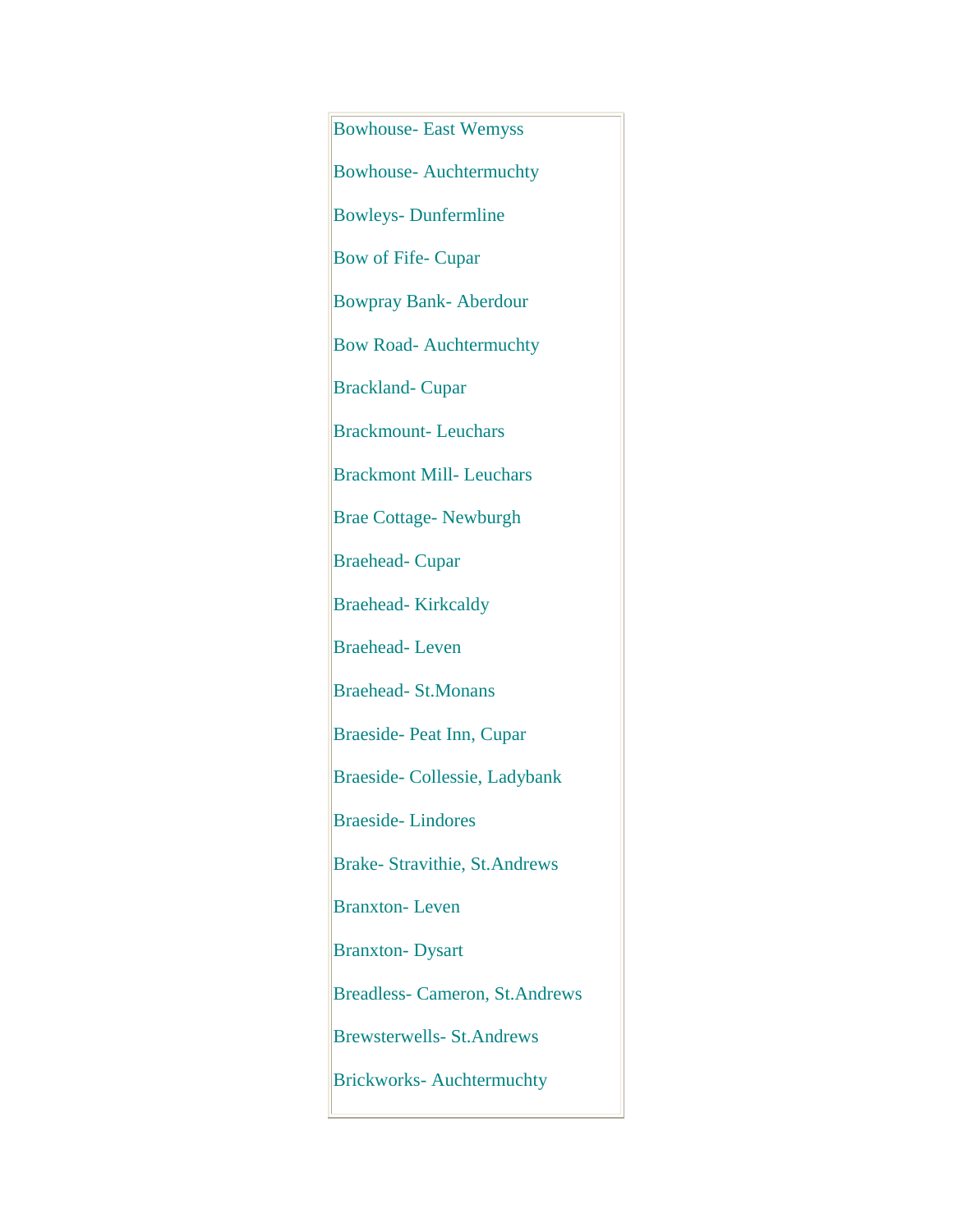Bowhouse- East Wemyss

Bowhouse- Auchtermuchty

Bowleys- Dunfermline

Bow of Fife- Cupar

Bowpray Bank- Aberdour

Bow Road- Auchtermuchty

Brackland- Cupar

Brackmount- Leuchars

Brackmont Mill- Leuchars

Brae Cottage- Newburgh

Braehead- Cupar

Braehead- Kirkcaldy

Braehead- Leven

Braehead- St.Monans

Braeside- Peat Inn, Cupar

Braeside- Collessie, Ladybank

Braeside- Lindores

Brake- Stravithie, St.Andrews

Branxton- Leven

Branxton- Dysart

Breadless- Cameron, St.Andrews

Brewsterwells- St.Andrews

Brickworks- Auchtermuchty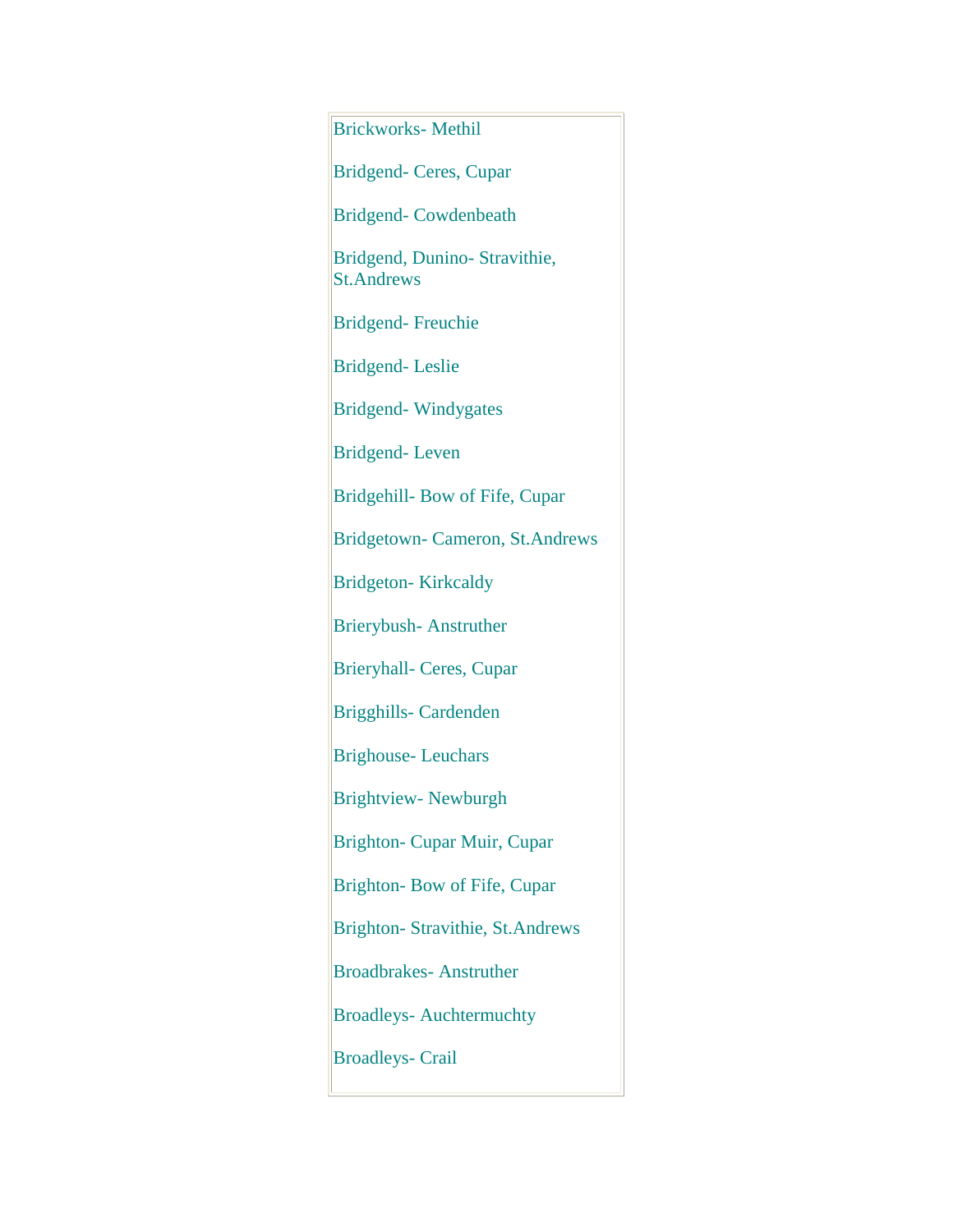Brickworks- Methil

Bridgend- Ceres, Cupar

Bridgend- Cowdenbeath

Bridgend, Dunino- Stravithie, St.Andrews

Bridgend- Freuchie

Bridgend- Leslie

Bridgend- Windygates

Bridgend- Leven

Bridgehill- Bow of Fife, Cupar

Bridgetown- Cameron, St.Andrews

Bridgeton- Kirkcaldy

Brierybush- Anstruther

Brieryhall- Ceres, Cupar

Brigghills- Cardenden

Brighouse- Leuchars

Brightview- Newburgh

Brighton- Cupar Muir, Cupar

Brighton- Bow of Fife, Cupar

Brighton- Stravithie, St.Andrews

Broadbrakes- Anstruther

Broadleys- Auchtermuchty

Broadleys- Crail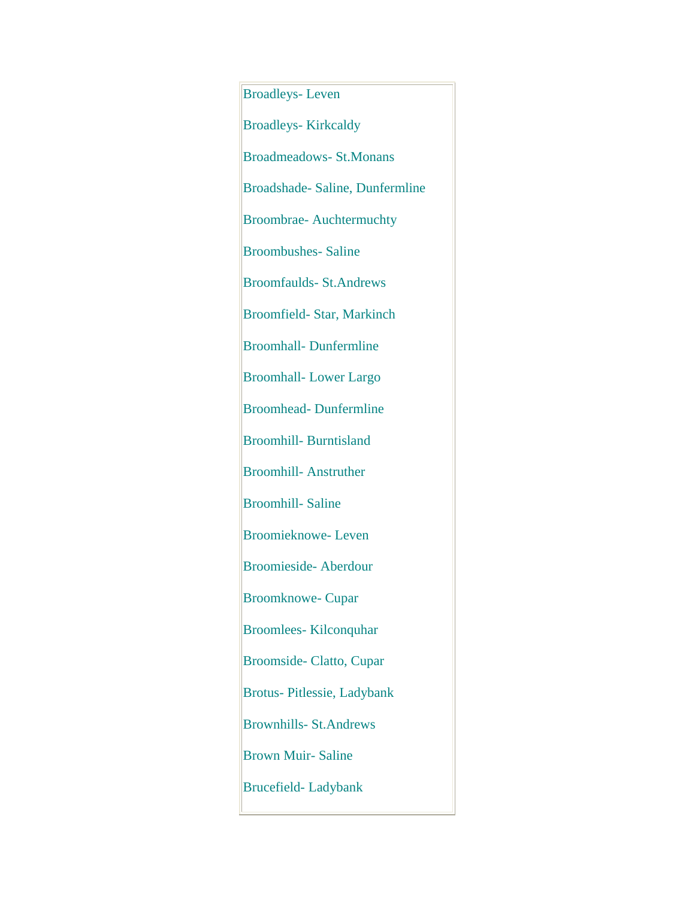Broadleys- Leven

Broadleys- Kirkcaldy

Broadmeadows- St.Monans

Broadshade- Saline, Dunfermline

Broombrae- Auchtermuchty

Broombushes- Saline

Broomfaulds- St.Andrews

Broomfield- Star, Markinch

Broomhall- Dunfermline

Broomhall- Lower Largo

Broomhead- Dunfermline

Broomhill- Burntisland

Broomhill- Anstruther

Broomhill- Saline

Broomieknowe- Leven

Broomieside- Aberdour

Broomknowe- Cupar

Broomlees- Kilconquhar

Broomside- Clatto, Cupar

Brotus- Pitlessie, Ladybank

Brownhills- St.Andrews

Brown Muir- Saline

Brucefield- Ladybank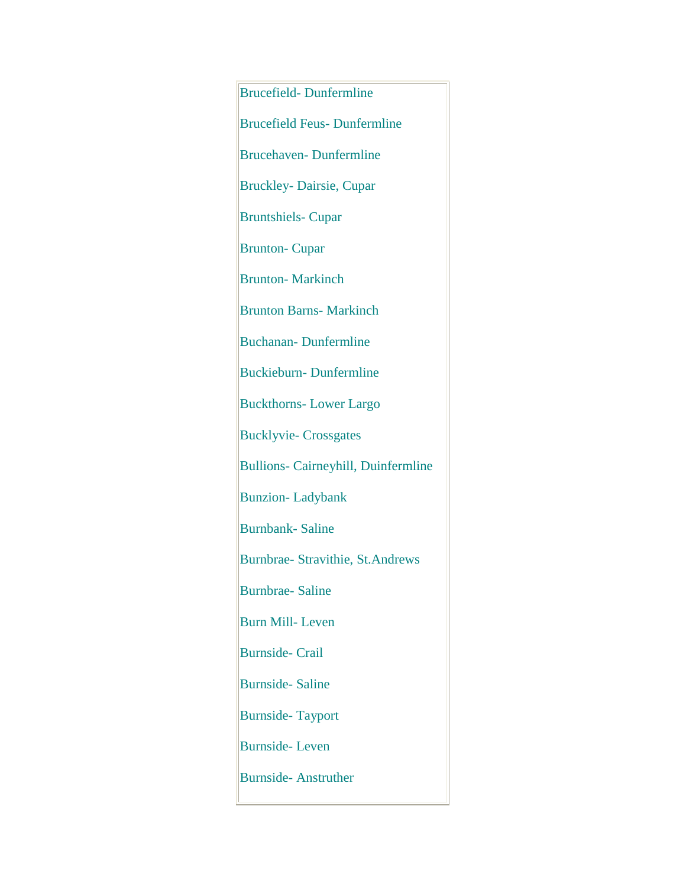Brucefield- Dunfermline

Brucefield Feus- Dunfermline

Brucehaven- Dunfermline

Bruckley- Dairsie, Cupar

Bruntshiels- Cupar

Brunton- Cupar

Brunton- Markinch

Brunton Barns- Markinch

Buchanan- Dunfermline

Buckieburn- Dunfermline

Buckthorns- Lower Largo

Bucklyvie- Crossgates

Bullions- Cairneyhill, Duinfermline

Bunzion- Ladybank

Burnbank- Saline

Burnbrae- Stravithie, St.Andrews

Burnbrae- Saline

Burn Mill- Leven

Burnside- Crail

Burnside- Saline

Burnside- Tayport

Burnside- Leven

Burnside- Anstruther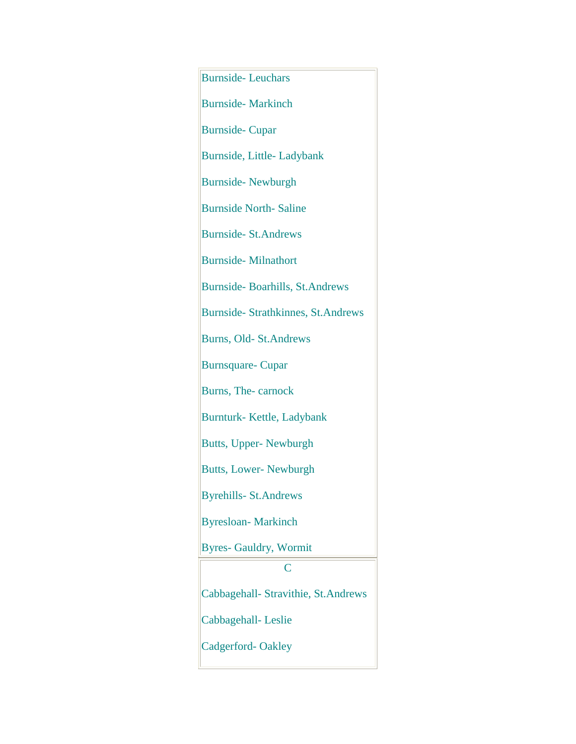Burnside- Leuchars

Burnside- Markinch

Burnside- Cupar

Burnside, Little- Ladybank

Burnside- Newburgh

Burnside North- Saline

Burnside- St.Andrews

Burnside- Milnathort

Burnside- Boarhills, St.Andrews

Burnside- Strathkinnes, St.Andrews

Burns, Old- St.Andrews

Burnsquare- Cupar

Burns, The- carnock

Burnturk- Kettle, Ladybank

Butts, Upper- Newburgh

Butts, Lower- Newburgh

Byrehills- St.Andrews

Byresloan- Markinch

Byres- Gauldry, Wormit

## C

Cabbagehall- Stravithie, St.Andrews

Cabbagehall- Leslie

Cadgerford- Oakley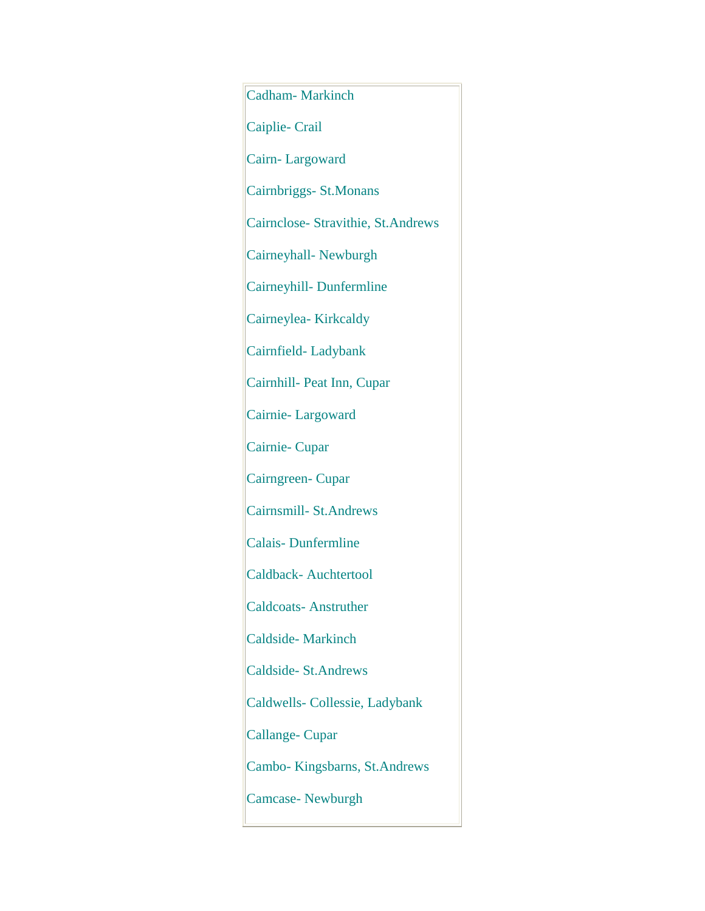Cadham- Markinch

Caiplie- Crail

Cairn- Largoward

Cairnbriggs- St.Monans

Cairnclose- Stravithie, St.Andrews

Cairneyhall- Newburgh

Cairneyhill- Dunfermline

Cairneylea- Kirkcaldy

Cairnfield- Ladybank

Cairnhill- Peat Inn, Cupar

Cairnie- Largoward

Cairnie- Cupar

Cairngreen- Cupar

Cairnsmill- St.Andrews

Calais- Dunfermline

Caldback- Auchtertool

Caldcoats- Anstruther

Caldside- Markinch

Caldside- St.Andrews

Caldwells- Collessie, Ladybank

Callange- Cupar

Cambo- Kingsbarns, St.Andrews

Camcase- Newburgh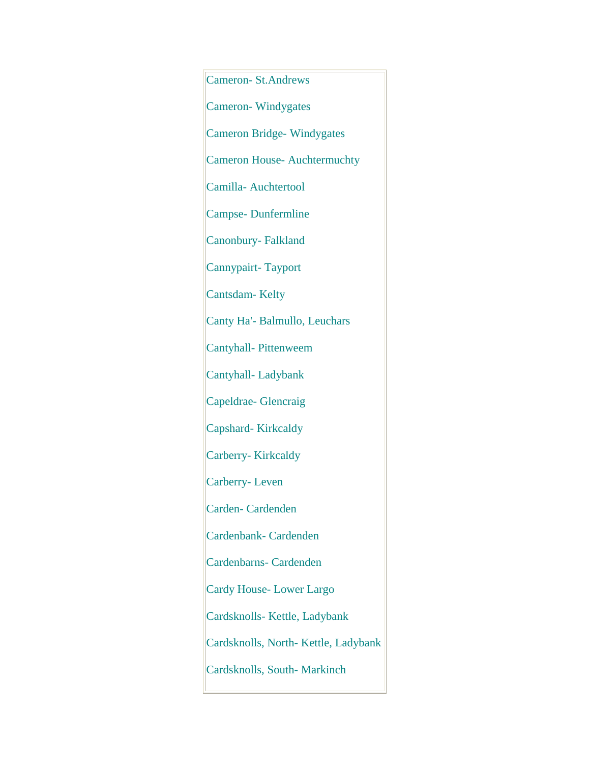Cameron- St.Andrews

Cameron- Windygates

Cameron Bridge- Windygates

Cameron House- Auchtermuchty

Camilla- Auchtertool

Campse- Dunfermline

Canonbury- Falkland

Cannypairt- Tayport

Cantsdam- Kelty

Canty Ha'- Balmullo, Leuchars

Cantyhall- Pittenweem

Cantyhall- Ladybank

Capeldrae- Glencraig

Capshard- Kirkcaldy

Carberry- Kirkcaldy

Carberry- Leven

Carden- Cardenden

Cardenbank- Cardenden

Cardenbarns- Cardenden

Cardy House- Lower Largo

Cardsknolls- Kettle, Ladybank

Cardsknolls, North- Kettle, Ladybank

Cardsknolls, South- Markinch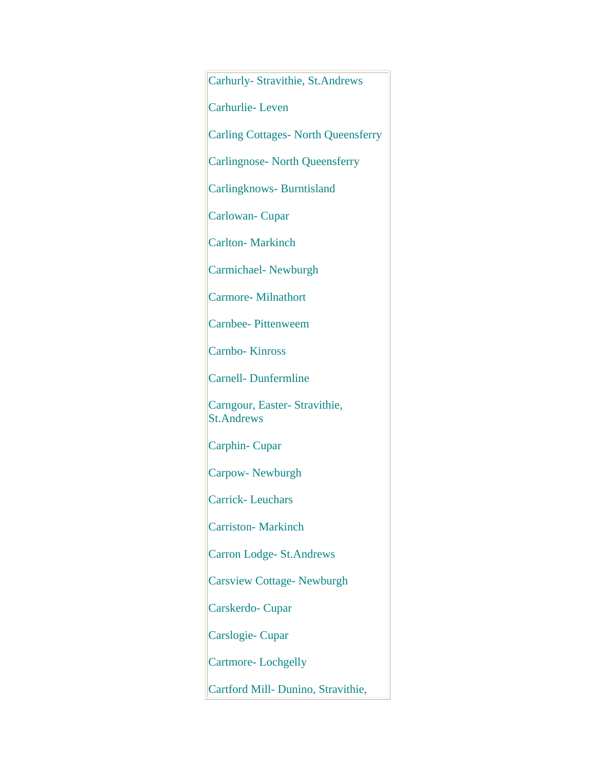Carhurly- Stravithie, St.Andrews

Carhurlie- Leven

Carling Cottages- North Queensferry

Carlingnose- North Queensferry

Carlingknows- Burntisland

Carlowan- Cupar

Carlton- Markinch

Carmichael- Newburgh

Carmore- Milnathort

Carnbee- Pittenweem

Carnbo- Kinross

Carnell- Dunfermline

Carngour, Easter- Stravithie, St.Andrews

Carphin- Cupar

Carpow- Newburgh

Carrick- Leuchars

Carriston- Markinch

Carron Lodge- St.Andrews

Carsview Cottage- Newburgh

Carskerdo- Cupar

Carslogie- Cupar

Cartmore- Lochgelly

Cartford Mill- Dunino, Stravithie,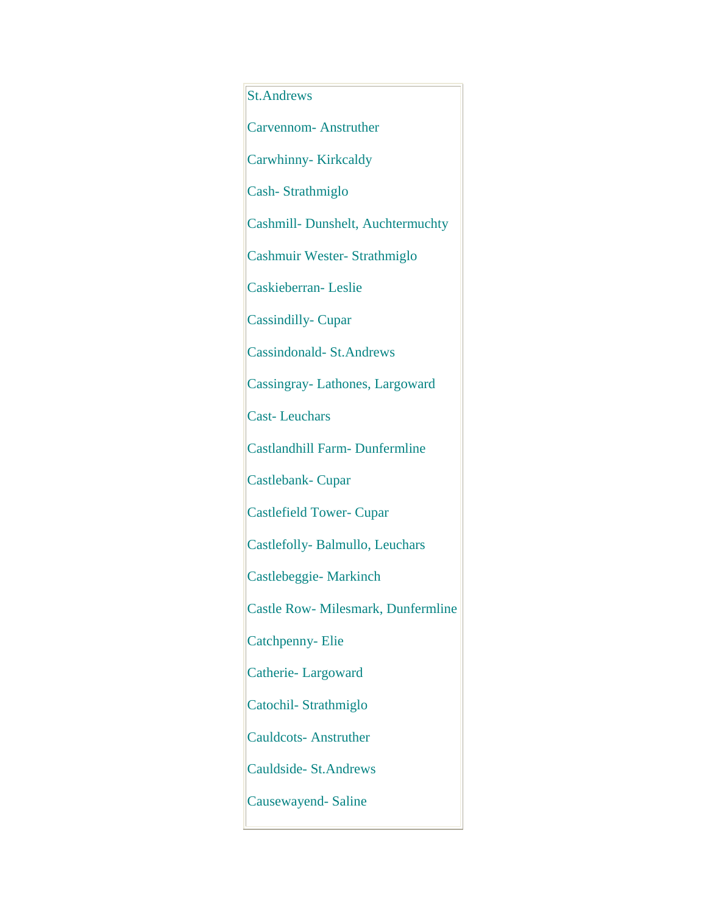St.Andrews

Carvennom- Anstruther

Carwhinny- Kirkcaldy

Cash- Strathmiglo

Cashmill- Dunshelt, Auchtermuchty

Cashmuir Wester- Strathmiglo

Caskieberran- Leslie

Cassindilly- Cupar

Cassindonald- St.Andrews

Cassingray- Lathones, Largoward

Cast- Leuchars

Castlandhill Farm- Dunfermline

Castlebank- Cupar

Castlefield Tower- Cupar

Castlefolly- Balmullo, Leuchars

Castlebeggie- Markinch

Castle Row- Milesmark, Dunfermline

Catchpenny- Elie

Catherie- Largoward

Catochil- Strathmiglo

Cauldcots- Anstruther

Cauldside- St.Andrews

Causewayend- Saline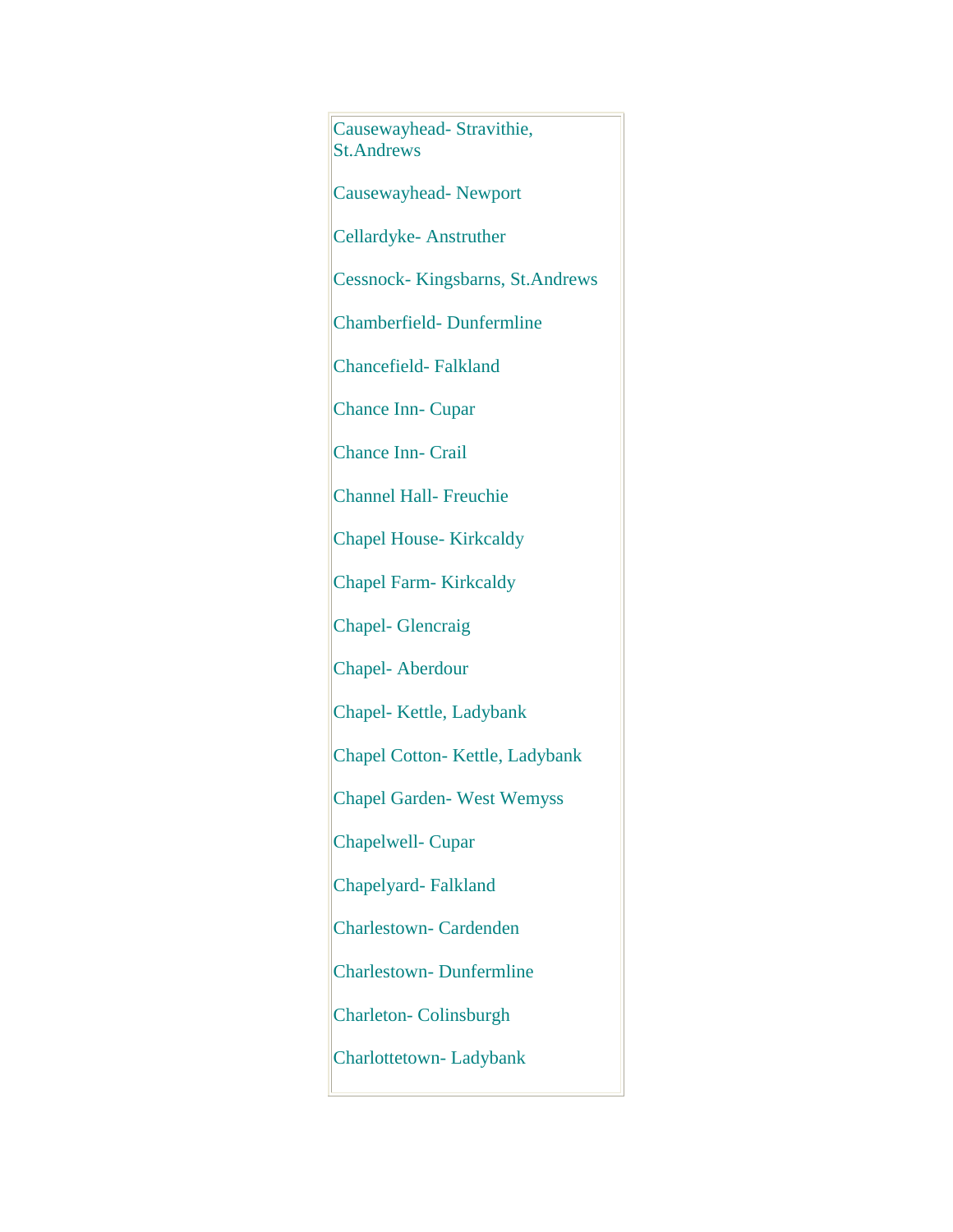Causewayhead- Stravithie, St.Andrews

Causewayhead- Newport

Cellardyke- Anstruther

Cessnock- Kingsbarns, St.Andrews

Chamberfield- Dunfermline

Chancefield- Falkland

Chance Inn- Cupar

Chance Inn- Crail

Channel Hall- Freuchie

Chapel House- Kirkcaldy

Chapel Farm- Kirkcaldy

Chapel- Glencraig

Chapel- Aberdour

Chapel- Kettle, Ladybank

Chapel Cotton- Kettle, Ladybank

Chapel Garden- West Wemyss

Chapelwell- Cupar

Chapelyard- Falkland

Charlestown- Cardenden

Charlestown- Dunfermline

Charleton- Colinsburgh

Charlottetown- Ladybank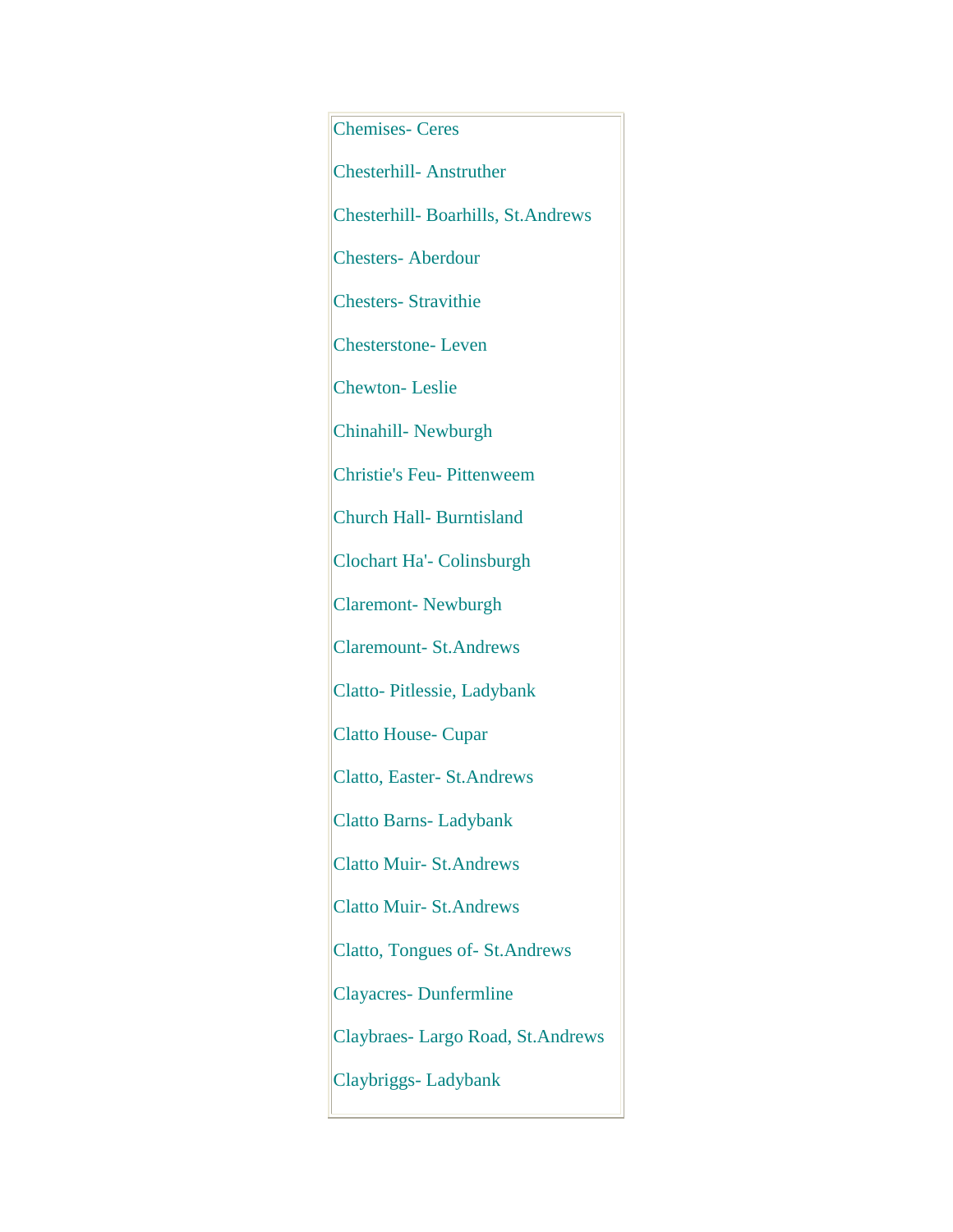Chemises- Ceres

Chesterhill- Anstruther

Chesterhill- Boarhills, St.Andrews

Chesters- Aberdour

Chesters- Stravithie

Chesterstone- Leven

Chewton- Leslie

Chinahill- Newburgh

Christie's Feu- Pittenweem

Church Hall- Burntisland

Clochart Ha'- Colinsburgh

Claremont- Newburgh

Claremount- St.Andrews

Clatto- Pitlessie, Ladybank

Clatto House- Cupar

Clatto, Easter- St.Andrews

Clatto Barns- Ladybank

Clatto Muir- St.Andrews

Clatto Muir- St.Andrews

Clatto, Tongues of- St.Andrews

Clayacres- Dunfermline

Claybraes- Largo Road, St.Andrews

Claybriggs- Ladybank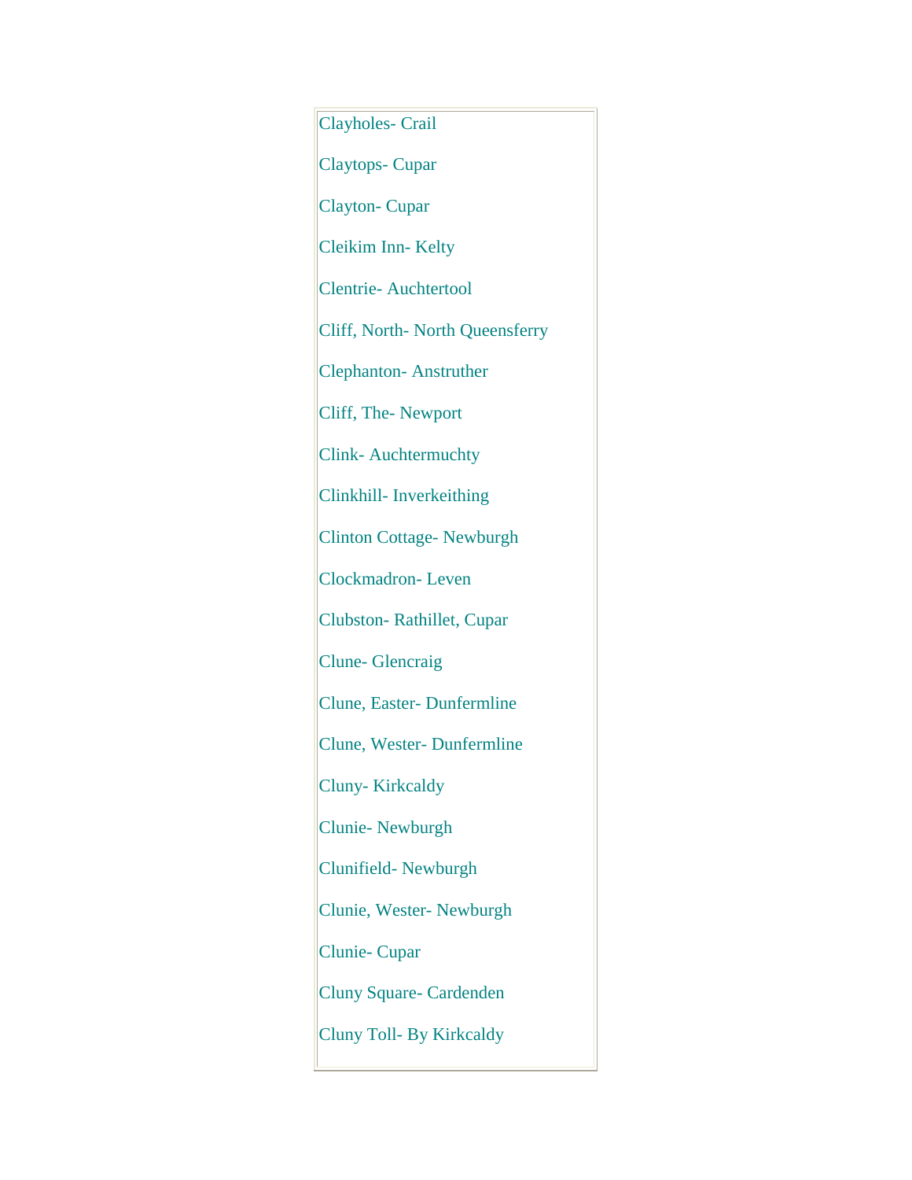Clayholes- Crail

Claytops- Cupar

Clayton- Cupar

Cleikim Inn- Kelty

Clentrie- Auchtertool

Cliff, North- North Queensferry

Clephanton- Anstruther

Cliff, The- Newport

Clink- Auchtermuchty

Clinkhill- Inverkeithing

Clinton Cottage- Newburgh

Clockmadron- Leven

Clubston- Rathillet, Cupar

Clune- Glencraig

Clune, Easter- Dunfermline

Clune, Wester- Dunfermline

Cluny- Kirkcaldy

Clunie- Newburgh

Clunifield- Newburgh

Clunie, Wester- Newburgh

Clunie- Cupar

Cluny Square- Cardenden

Cluny Toll- By Kirkcaldy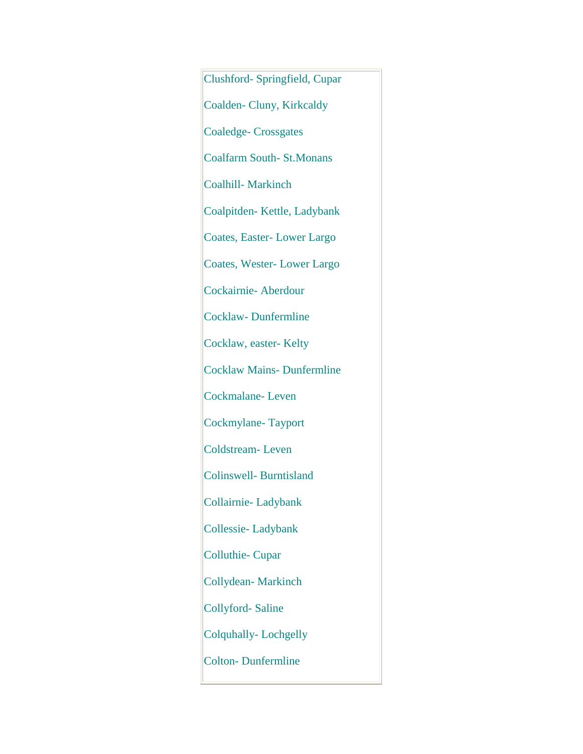Clushford- Springfield, Cupar

Coalden- Cluny, Kirkcaldy

Coaledge- Crossgates

Coalfarm South- St.Monans

Coalhill- Markinch

Coalpitden- Kettle, Ladybank

Coates, Easter- Lower Largo

Coates, Wester- Lower Largo

Cockairnie- Aberdour

Cocklaw- Dunfermline

Cocklaw, easter- Kelty

Cocklaw Mains- Dunfermline

Cockmalane- Leven

Cockmylane- Tayport

Coldstream- Leven

Colinswell- Burntisland

Collairnie- Ladybank

Collessie- Ladybank

Colluthie- Cupar

Collydean- Markinch

Collyford- Saline

Colquhally- Lochgelly

Colton- Dunfermline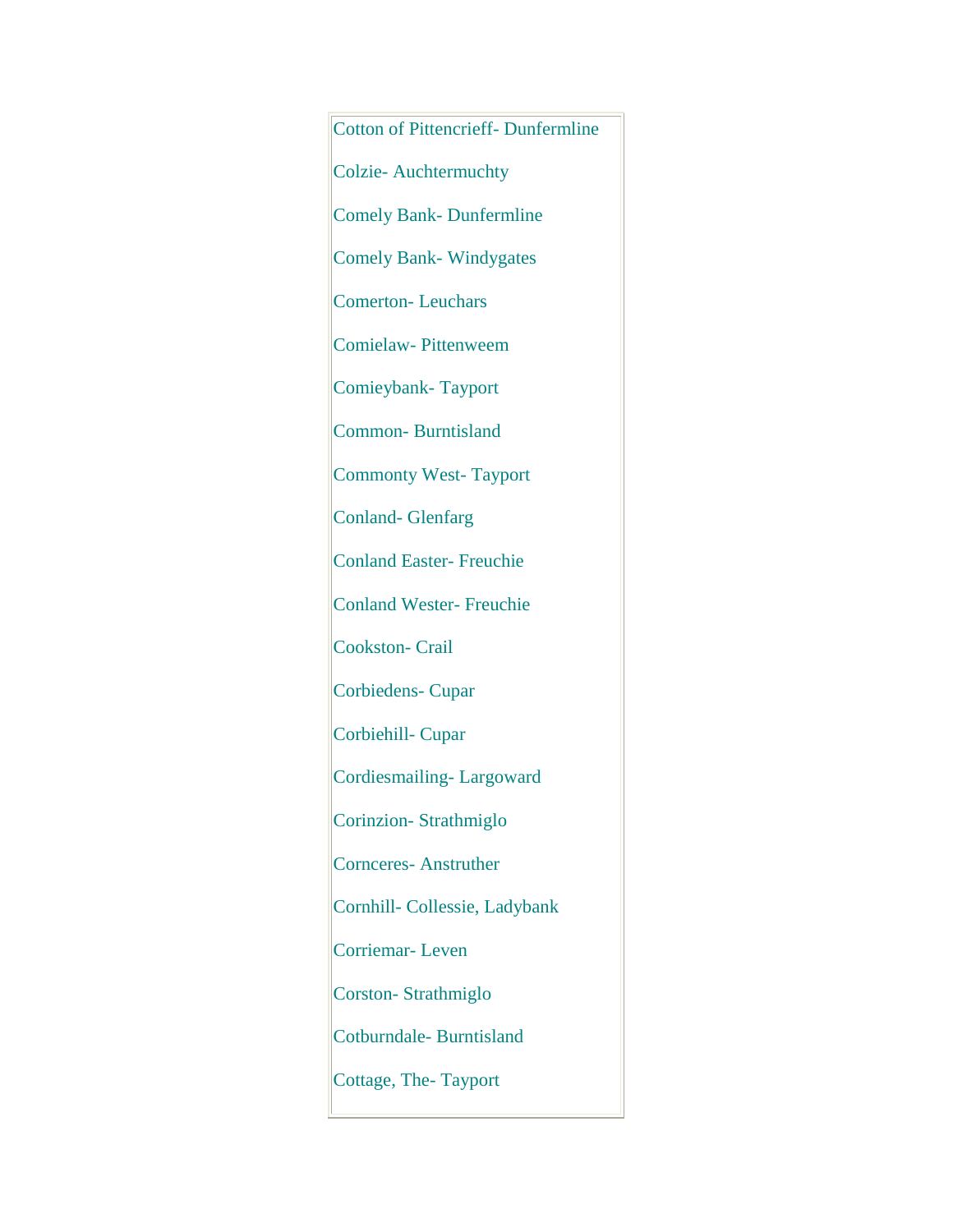Cotton of Pittencrieff- Dunfermline

Colzie- Auchtermuchty

Comely Bank- Dunfermline

Comely Bank- Windygates

Comerton- Leuchars

Comielaw- Pittenweem

Comieybank- Tayport

Common- Burntisland

Commonty West- Tayport

Conland- Glenfarg

Conland Easter- Freuchie

Conland Wester- Freuchie

Cookston- Crail

Corbiedens- Cupar

Corbiehill- Cupar

Cordiesmailing- Largoward

Corinzion- Strathmiglo

Cornceres- Anstruther

Cornhill- Collessie, Ladybank

Corriemar- Leven

Corston- Strathmiglo

Cotburndale- Burntisland

Cottage, The- Tayport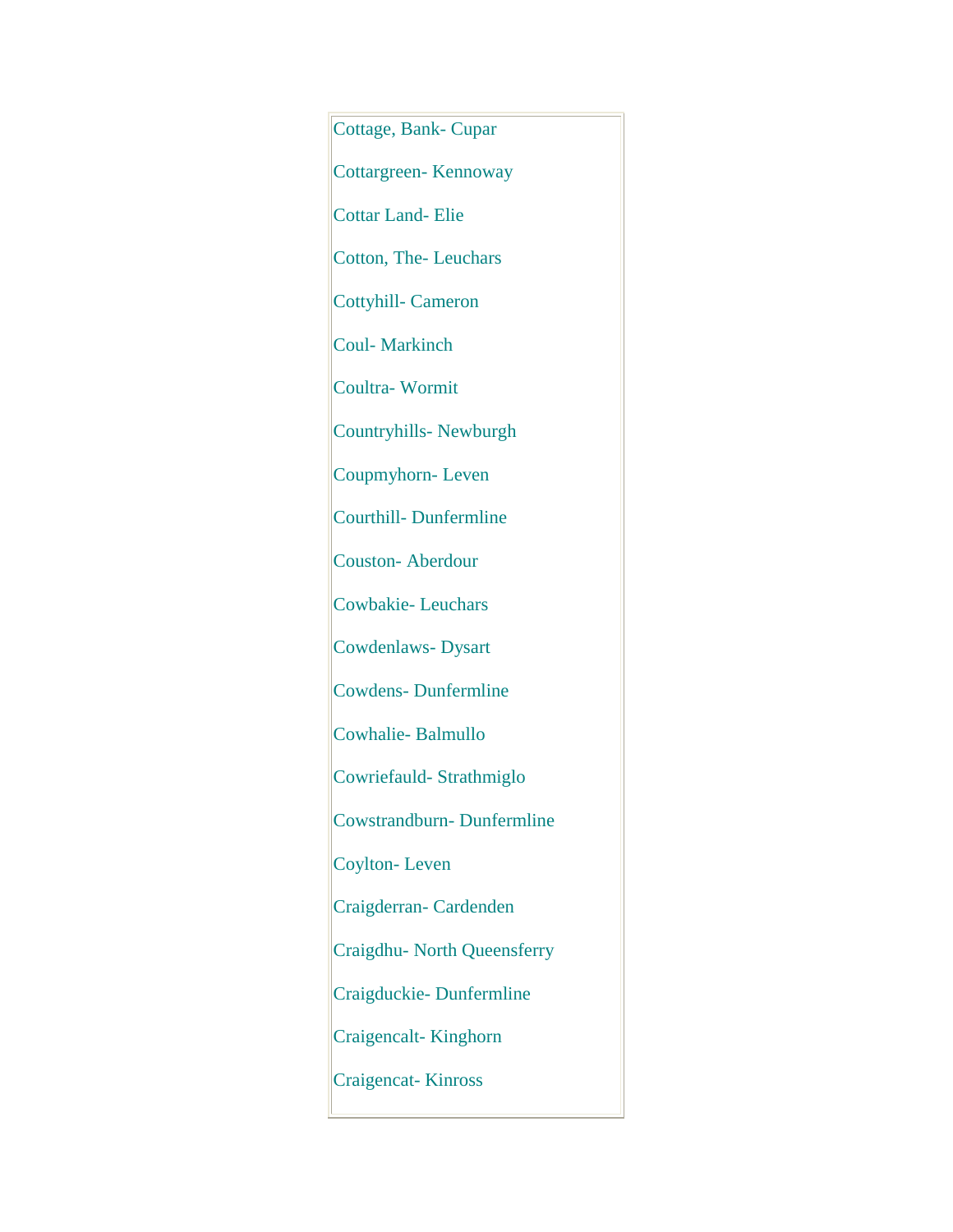Cottage, Bank- Cupar

Cottargreen- Kennoway

Cottar Land- Elie

Cotton, The- Leuchars

Cottyhill- Cameron

Coul- Markinch

Coultra- Wormit

Countryhills- Newburgh

Coupmyhorn- Leven

Courthill- Dunfermline

Couston- Aberdour

Cowbakie- Leuchars

Cowdenlaws- Dysart

Cowdens- Dunfermline

Cowhalie- Balmullo

Cowriefauld- Strathmiglo

Cowstrandburn- Dunfermline

Coylton- Leven

Craigderran- Cardenden

Craigdhu- North Queensferry

Craigduckie- Dunfermline

Craigencalt- Kinghorn

Craigencat- Kinross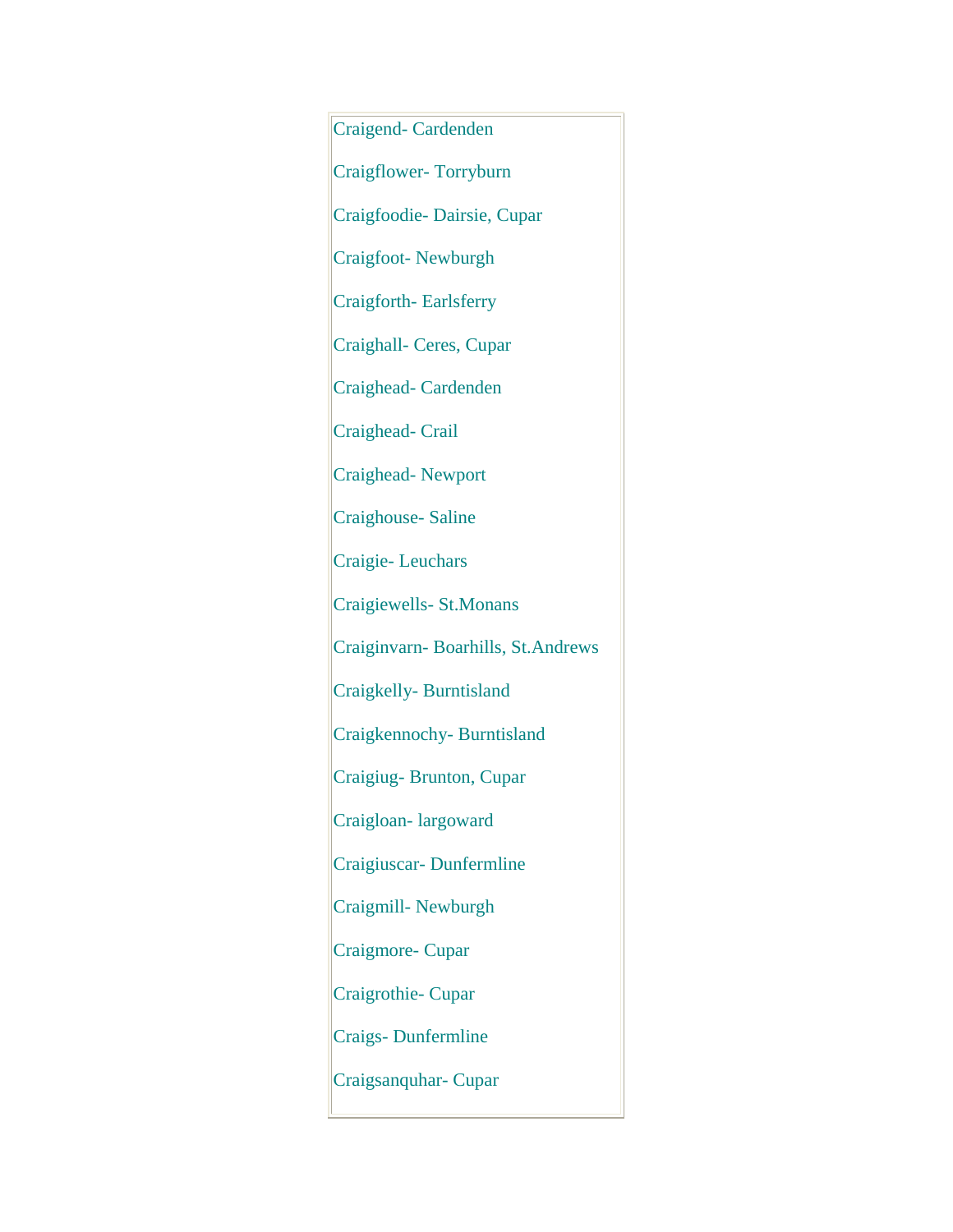Craigend- Cardenden

Craigflower- Torryburn

Craigfoodie- Dairsie, Cupar

Craigfoot- Newburgh

Craigforth- Earlsferry

Craighall- Ceres, Cupar

Craighead- Cardenden

Craighead- Crail

Craighead- Newport

Craighouse- Saline

Craigie- Leuchars

Craigiewells- St.Monans

Craiginvarn- Boarhills, St.Andrews

Craigkelly- Burntisland

Craigkennochy- Burntisland

Craigiug- Brunton, Cupar

Craigloan- largoward

Craigiuscar- Dunfermline

Craigmill- Newburgh

Craigmore- Cupar

Craigrothie- Cupar

Craigs- Dunfermline

Craigsanquhar- Cupar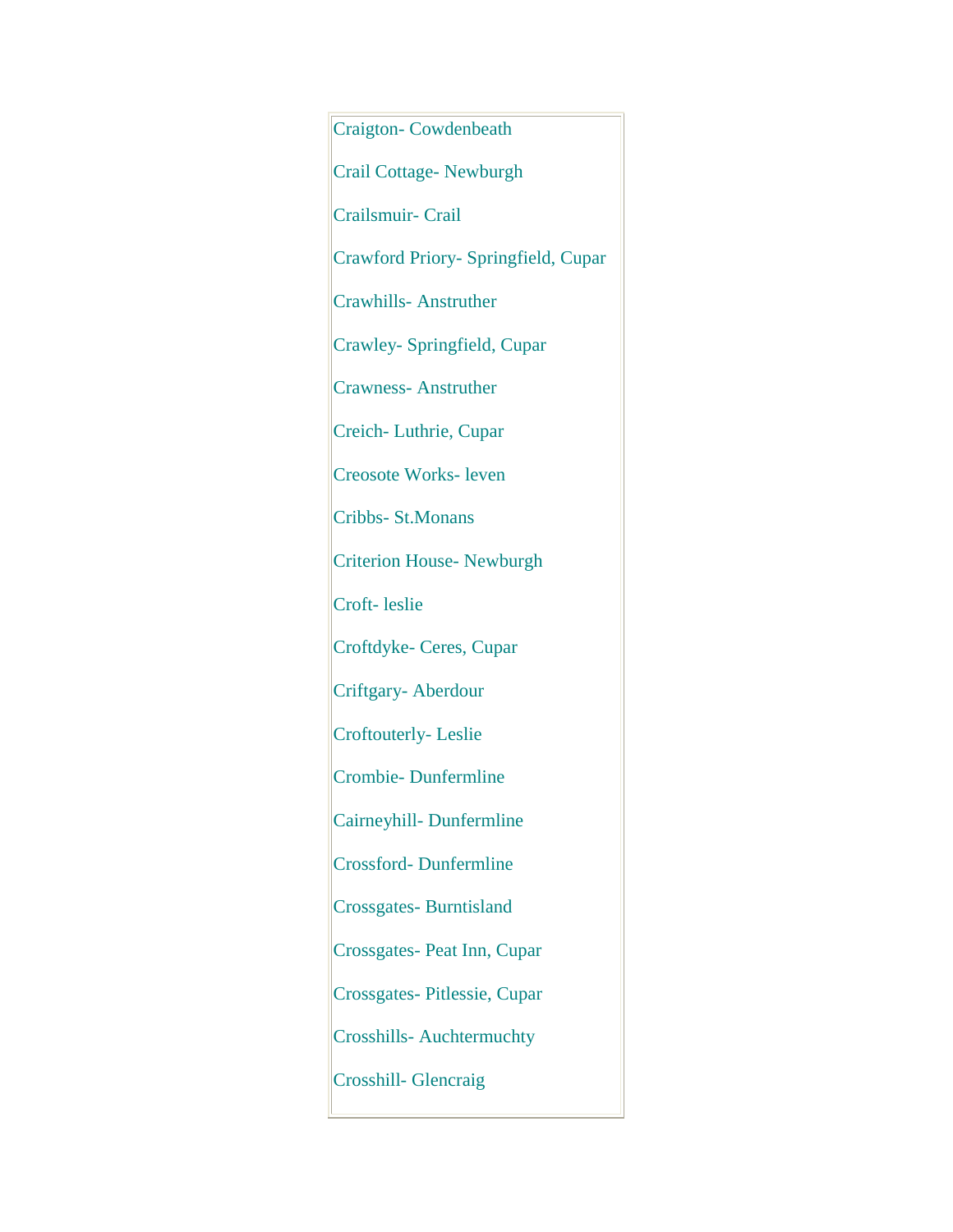Craigton- Cowdenbeath

Crail Cottage- Newburgh

Crailsmuir- Crail

Crawford Priory- Springfield, Cupar

Crawhills- Anstruther

Crawley- Springfield, Cupar

Crawness- Anstruther

Creich- Luthrie, Cupar

Creosote Works- leven

Cribbs- St.Monans

Criterion House- Newburgh

Croft- leslie

Croftdyke- Ceres, Cupar

Criftgary- Aberdour

Croftouterly- Leslie

Crombie- Dunfermline

Cairneyhill- Dunfermline

Crossford- Dunfermline

Crossgates- Burntisland

Crossgates- Peat Inn, Cupar

Crossgates- Pitlessie, Cupar

Crosshills- Auchtermuchty

Crosshill- Glencraig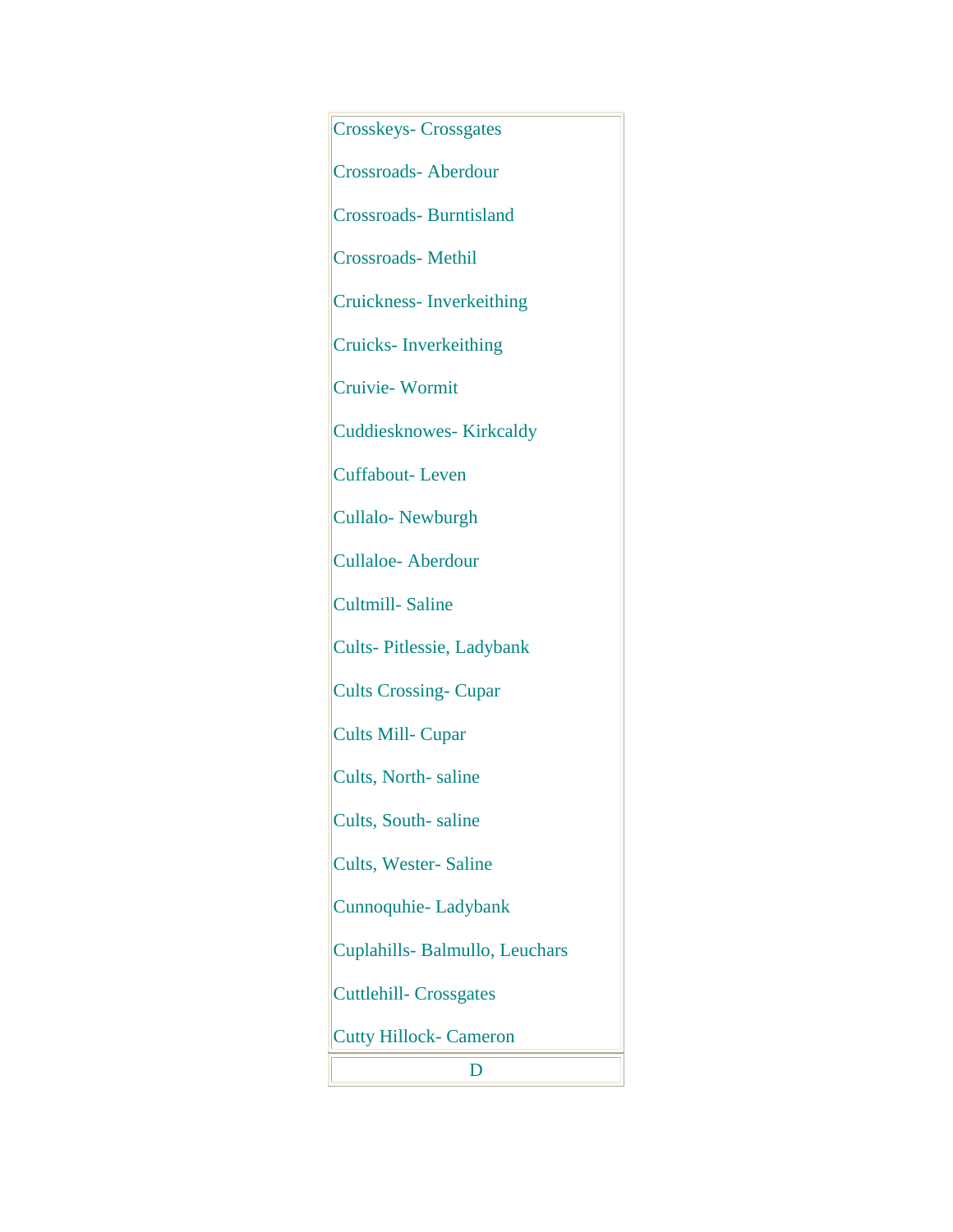Crosskeys- Crossgates

Crossroads- Aberdour

Crossroads- Burntisland

Crossroads- Methil

Cruickness- Inverkeithing

Cruicks- Inverkeithing

Cruivie- Wormit

Cuddiesknowes- Kirkcaldy

Cuffabout- Leven

Cullalo- Newburgh

Cullaloe- Aberdour

Cultmill- Saline

Cults- Pitlessie, Ladybank

Cults Crossing- Cupar

Cults Mill- Cupar

Cults, North- saline

Cults, South- saline

Cults, Wester- Saline

Cunnoquhie- Ladybank

Cuplahills- Balmullo, Leuchars

Cuttlehill- Crossgates

Cutty Hillock- Cameron

D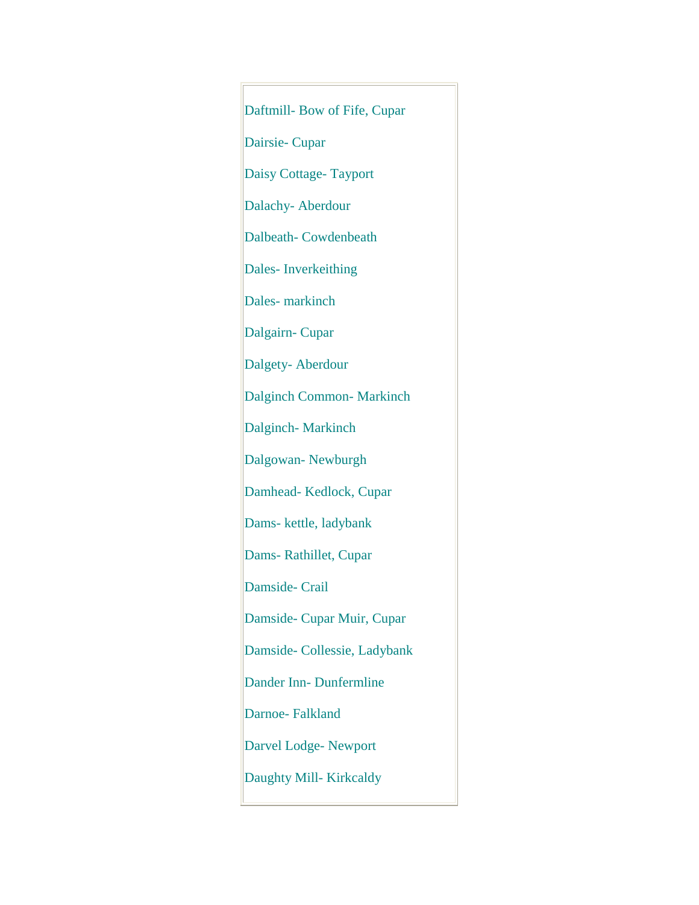Daftmill- Bow of Fife, Cupar

Dairsie- Cupar

Daisy Cottage- Tayport

Dalachy- Aberdour

Dalbeath- Cowdenbeath

Dales- Inverkeithing

Dales- markinch

Dalgairn- Cupar

Dalgety- Aberdour

Dalginch Common- Markinch

Dalginch- Markinch

Dalgowan- Newburgh

Damhead- Kedlock, Cupar

Dams- kettle, ladybank

Dams- Rathillet, Cupar

Damside- Crail

Damside- Cupar Muir, Cupar

Damside- Collessie, Ladybank

Dander Inn- Dunfermline

Darnoe- Falkland

Darvel Lodge- Newport

Daughty Mill- Kirkcaldy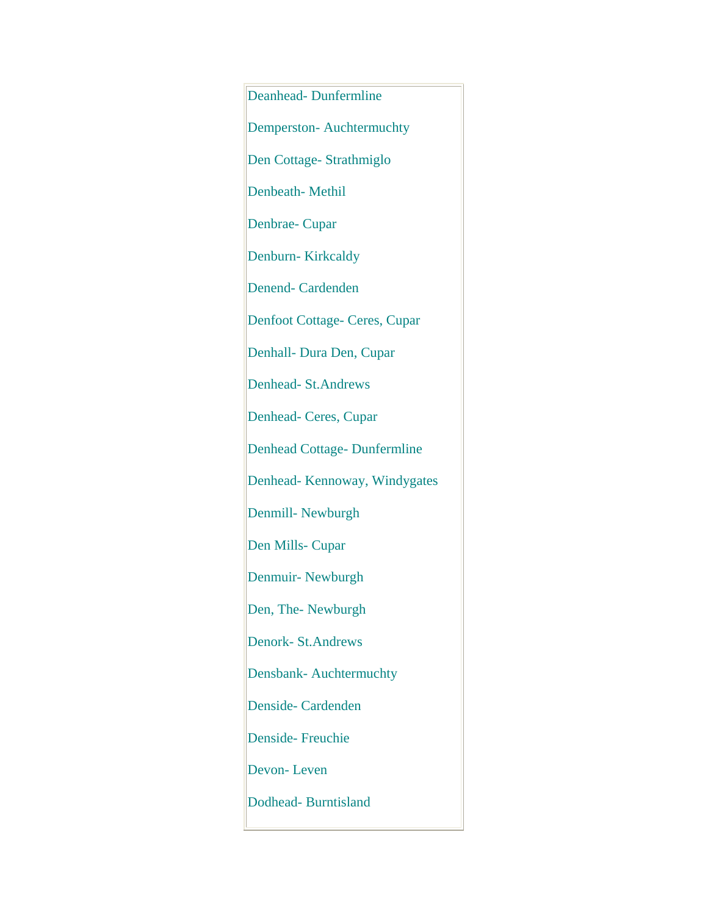Deanhead- Dunfermline

Demperston- Auchtermuchty

Den Cottage- Strathmiglo

Denbeath- Methil

Denbrae- Cupar

Denburn- Kirkcaldy

Denend- Cardenden

Denfoot Cottage- Ceres, Cupar

Denhall- Dura Den, Cupar

Denhead- St.Andrews

Denhead- Ceres, Cupar

Denhead Cottage- Dunfermline

Denhead- Kennoway, Windygates

Denmill- Newburgh

Den Mills- Cupar

Denmuir- Newburgh

Den, The- Newburgh

Denork- St.Andrews

Densbank- Auchtermuchty

Denside- Cardenden

Denside- Freuchie

Devon- Leven

Dodhead- Burntisland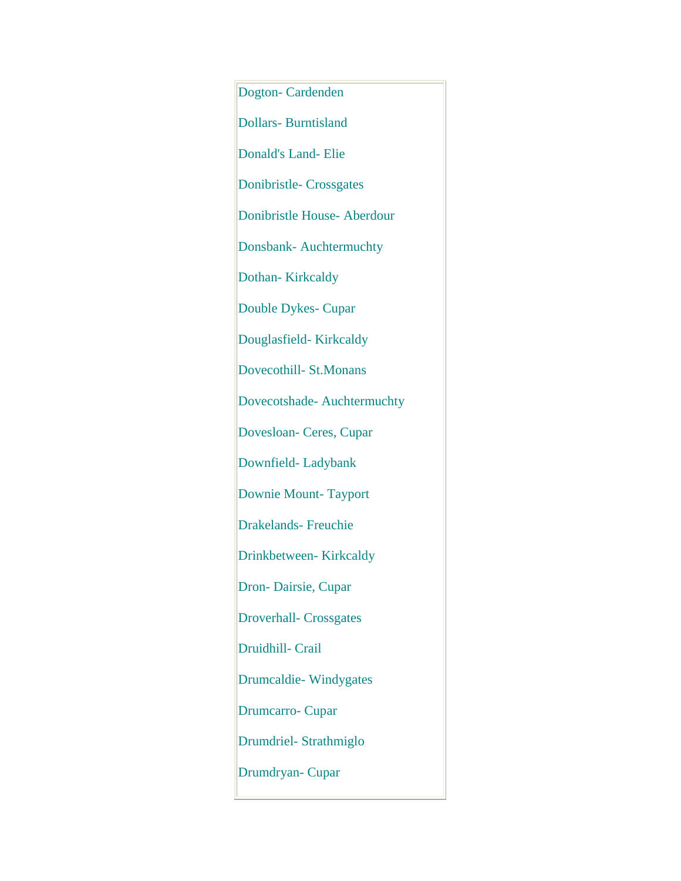Dogton- Cardenden

Dollars- Burntisland

Donald's Land- Elie

Donibristle- Crossgates

Donibristle House- Aberdour

Donsbank- Auchtermuchty

Dothan- Kirkcaldy

Double Dykes- Cupar

Douglasfield- Kirkcaldy

Dovecothill- St.Monans

Dovecotshade- Auchtermuchty

Dovesloan- Ceres, Cupar

Downfield- Ladybank

Downie Mount- Tayport

Drakelands- Freuchie

Drinkbetween- Kirkcaldy

Dron- Dairsie, Cupar

Droverhall- Crossgates

Druidhill- Crail

Drumcaldie- Windygates

Drumcarro- Cupar

Drumdriel- Strathmiglo

Drumdryan- Cupar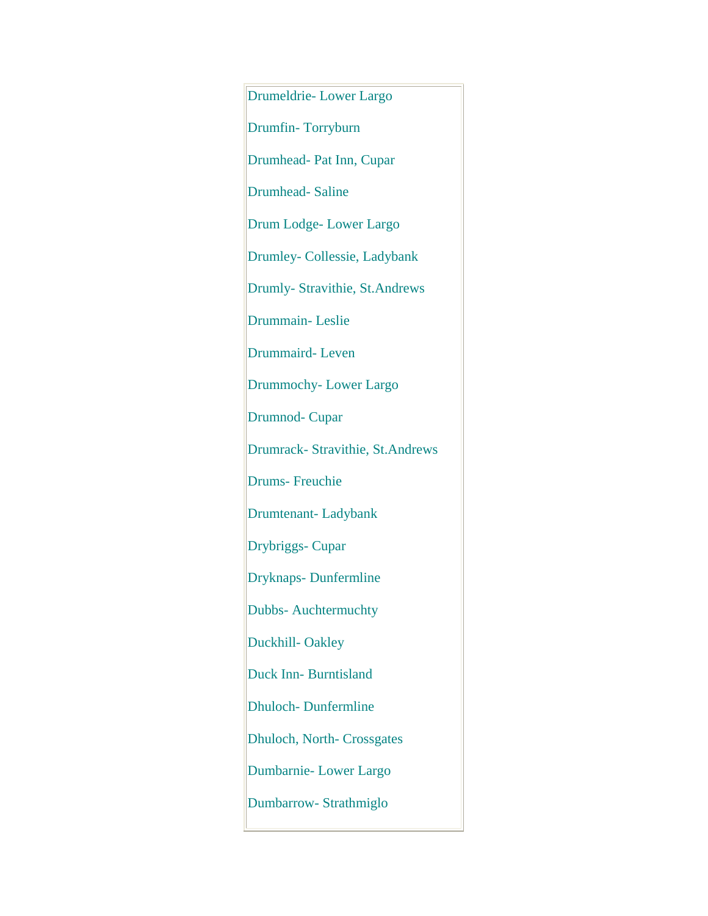Drumeldrie- Lower Largo

Drumfin- Torryburn

Drumhead- Pat Inn, Cupar

Drumhead- Saline

Drum Lodge- Lower Largo

Drumley- Collessie, Ladybank

Drumly- Stravithie, St.Andrews

Drummain- Leslie

Drummaird- Leven

Drummochy- Lower Largo

Drumnod- Cupar

Drumrack- Stravithie, St.Andrews

Drums- Freuchie

Drumtenant- Ladybank

Drybriggs- Cupar

Dryknaps- Dunfermline

Dubbs- Auchtermuchty

Duckhill- Oakley

Duck Inn- Burntisland

Dhuloch- Dunfermline

Dhuloch, North- Crossgates

Dumbarnie- Lower Largo

Dumbarrow- Strathmiglo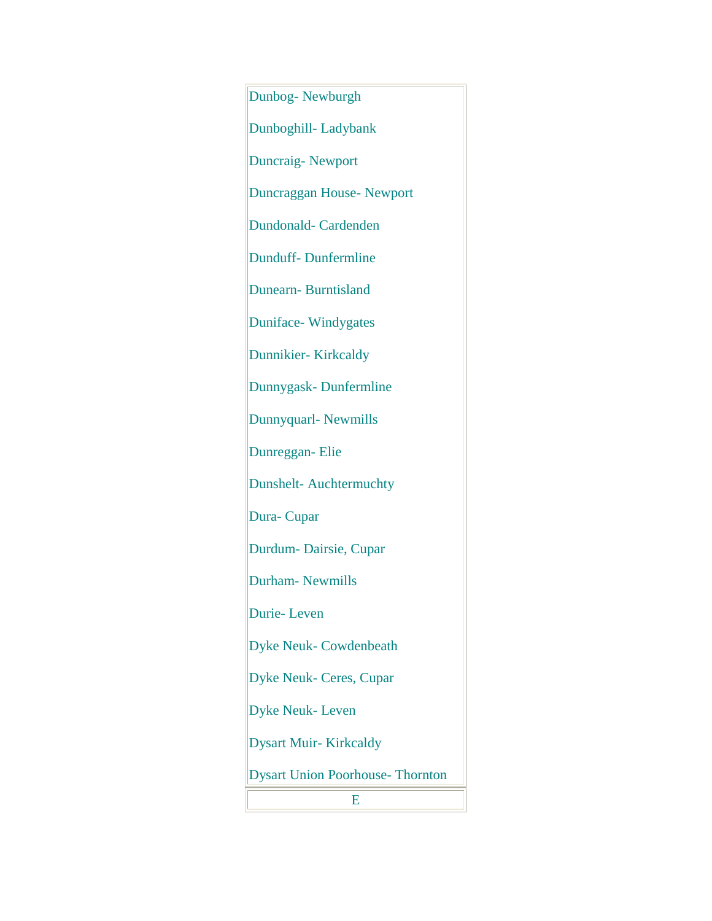Dunbog- Newburgh

Dunboghill- Ladybank

Duncraig- Newport

Duncraggan House- Newport

Dundonald- Cardenden

Dunduff- Dunfermline

Dunearn- Burntisland

Duniface- Windygates

Dunnikier- Kirkcaldy

Dunnygask- Dunfermline

Dunnyquarl- Newmills

Dunreggan- Elie

Dunshelt- Auchtermuchty

Dura- Cupar

Durdum- Dairsie, Cupar

Durham- Newmills

Durie- Leven

Dyke Neuk- Cowdenbeath

Dyke Neuk- Ceres, Cupar

Dyke Neuk- Leven

Dysart Muir- Kirkcaldy

Dysart Union Poorhouse- Thornton

E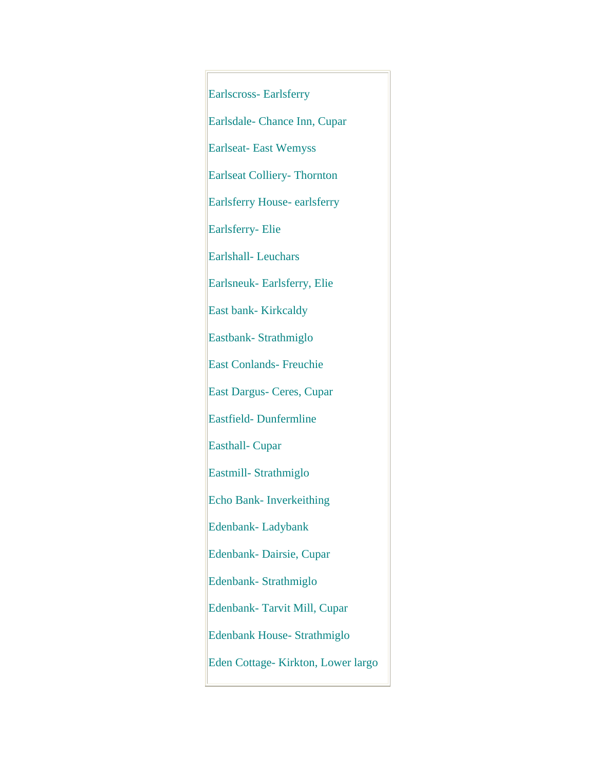Earlscross- Earlsferry

Earlsdale- Chance Inn, Cupar

Earlseat- East Wemyss

Earlseat Colliery- Thornton

Earlsferry House- earlsferry

Earlsferry- Elie

Earlshall- Leuchars

Earlsneuk- Earlsferry, Elie

East bank- Kirkcaldy

Eastbank- Strathmiglo

East Conlands- Freuchie

East Dargus- Ceres, Cupar

Eastfield- Dunfermline

Easthall- Cupar

Eastmill- Strathmiglo

Echo Bank- Inverkeithing

Edenbank- Ladybank

Edenbank- Dairsie, Cupar

Edenbank- Strathmiglo

Edenbank- Tarvit Mill, Cupar

Edenbank House- Strathmiglo

Eden Cottage- Kirkton, Lower largo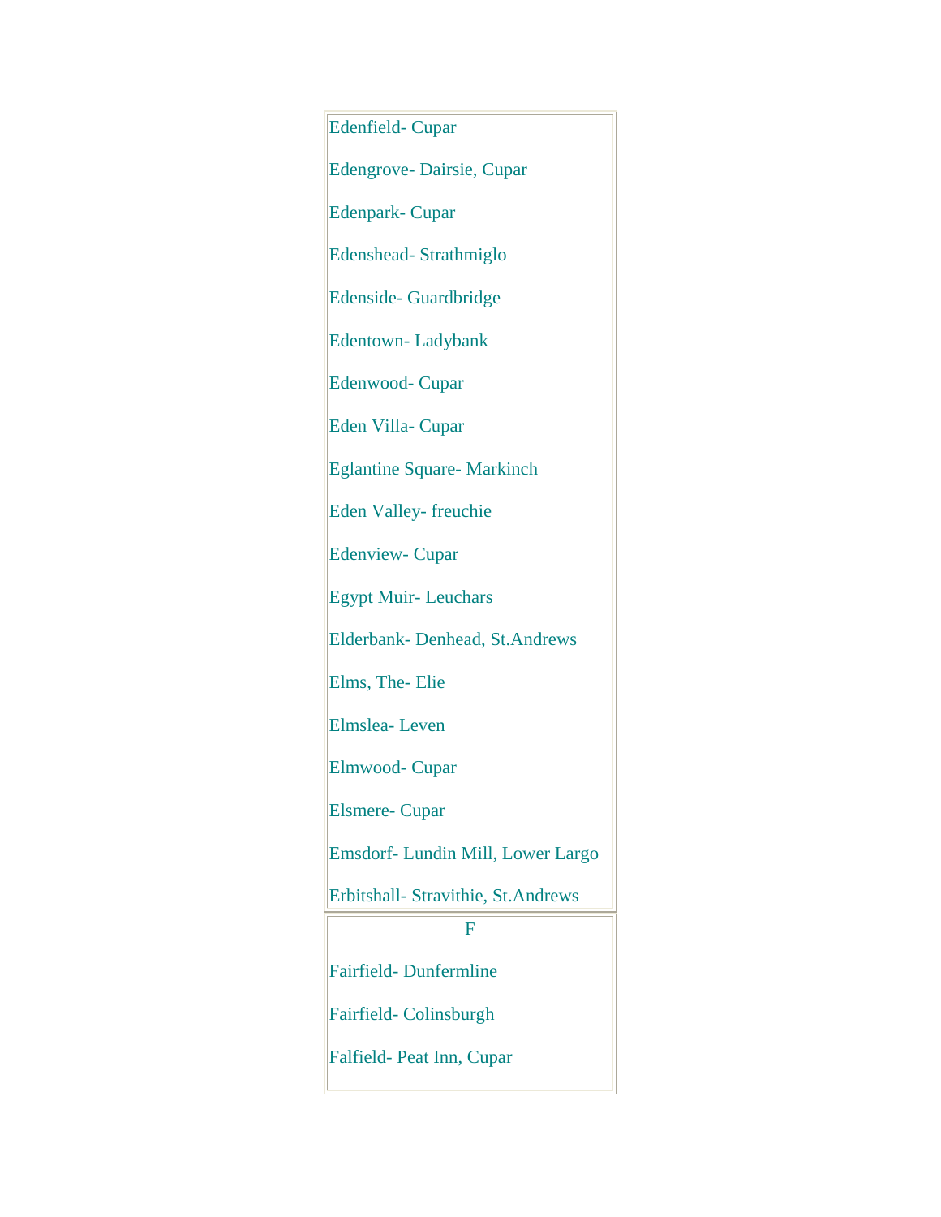Edenfield- Cupar

Edengrove- Dairsie, Cupar

Edenpark- Cupar

Edenshead- Strathmiglo

Edenside- Guardbridge

Edentown- Ladybank

Edenwood- Cupar

Eden Villa- Cupar

Eglantine Square- Markinch

Eden Valley- freuchie

Edenview- Cupar

Egypt Muir- Leuchars

Elderbank- Denhead, St.Andrews

Elms, The- Elie

Elmslea- Leven

Elmwood- Cupar

Elsmere- Cupar

Emsdorf- Lundin Mill, Lower Largo

Erbitshall- Stravithie, St.Andrews

## F

Fairfield- Dunfermline

Fairfield- Colinsburgh

Falfield- Peat Inn, Cupar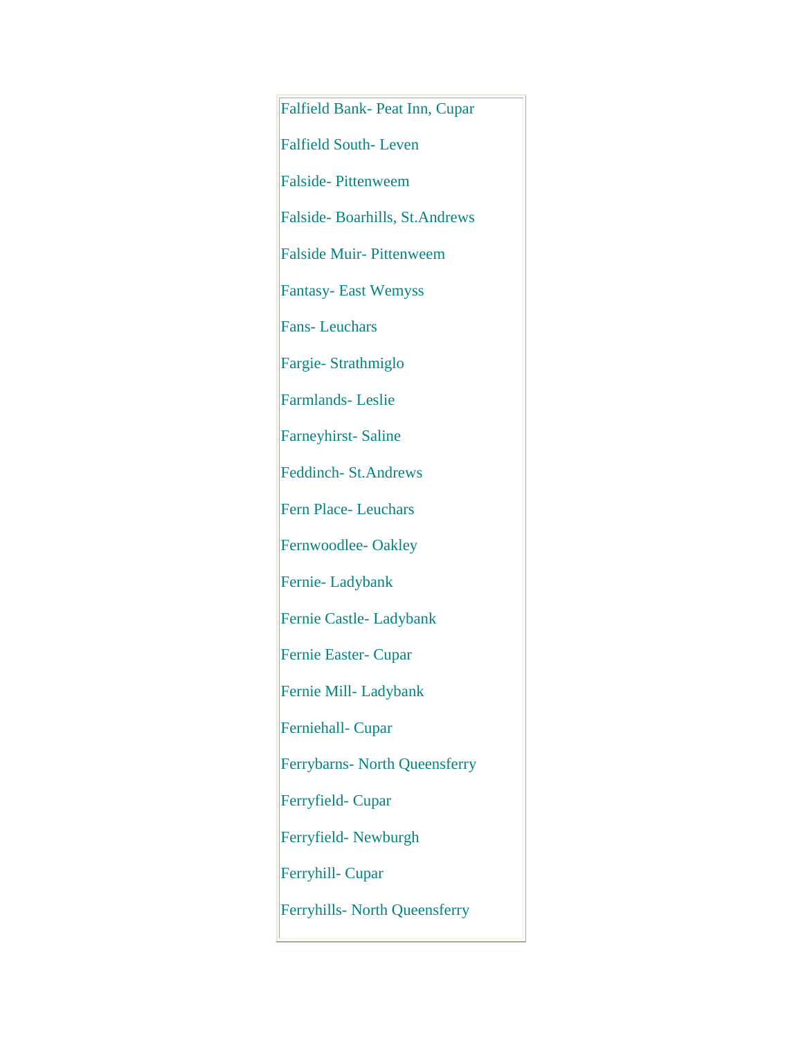Falfield Bank- Peat Inn, Cupar

Falfield South- Leven

Falside- Pittenweem

Falside- Boarhills, St.Andrews

Falside Muir- Pittenweem

Fantasy- East Wemyss

Fans- Leuchars

Fargie- Strathmiglo

Farmlands- Leslie

Farneyhirst- Saline

Feddinch- St.Andrews

Fern Place- Leuchars

Fernwoodlee- Oakley

Fernie- Ladybank

Fernie Castle- Ladybank

Fernie Easter- Cupar

Fernie Mill- Ladybank

Ferniehall- Cupar

Ferrybarns- North Queensferry

Ferryfield- Cupar

Ferryfield- Newburgh

Ferryhill- Cupar

Ferryhills- North Queensferry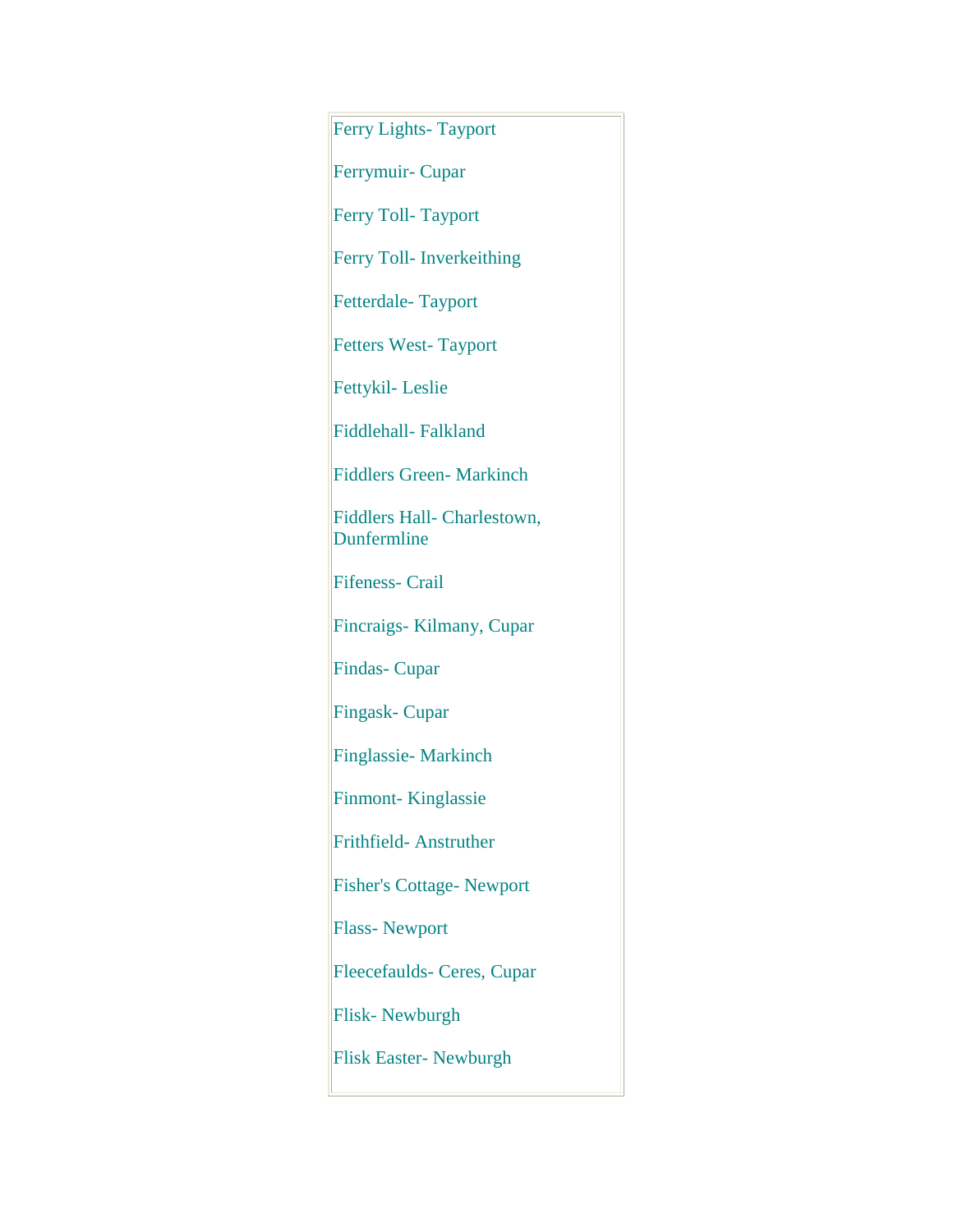Ferry Lights- Tayport

Ferrymuir- Cupar

Ferry Toll- Tayport

Ferry Toll- Inverkeithing

Fetterdale- Tayport

Fetters West- Tayport

Fettykil- Leslie

Fiddlehall- Falkland

Fiddlers Green- Markinch

Fiddlers Hall- Charlestown, Dunfermline

Fifeness- Crail

Fincraigs- Kilmany, Cupar

Findas- Cupar

Fingask- Cupar

Finglassie- Markinch

Finmont- Kinglassie

Frithfield- Anstruther

Fisher's Cottage- Newport

Flass- Newport

Fleecefaulds- Ceres, Cupar

Flisk- Newburgh

Flisk Easter- Newburgh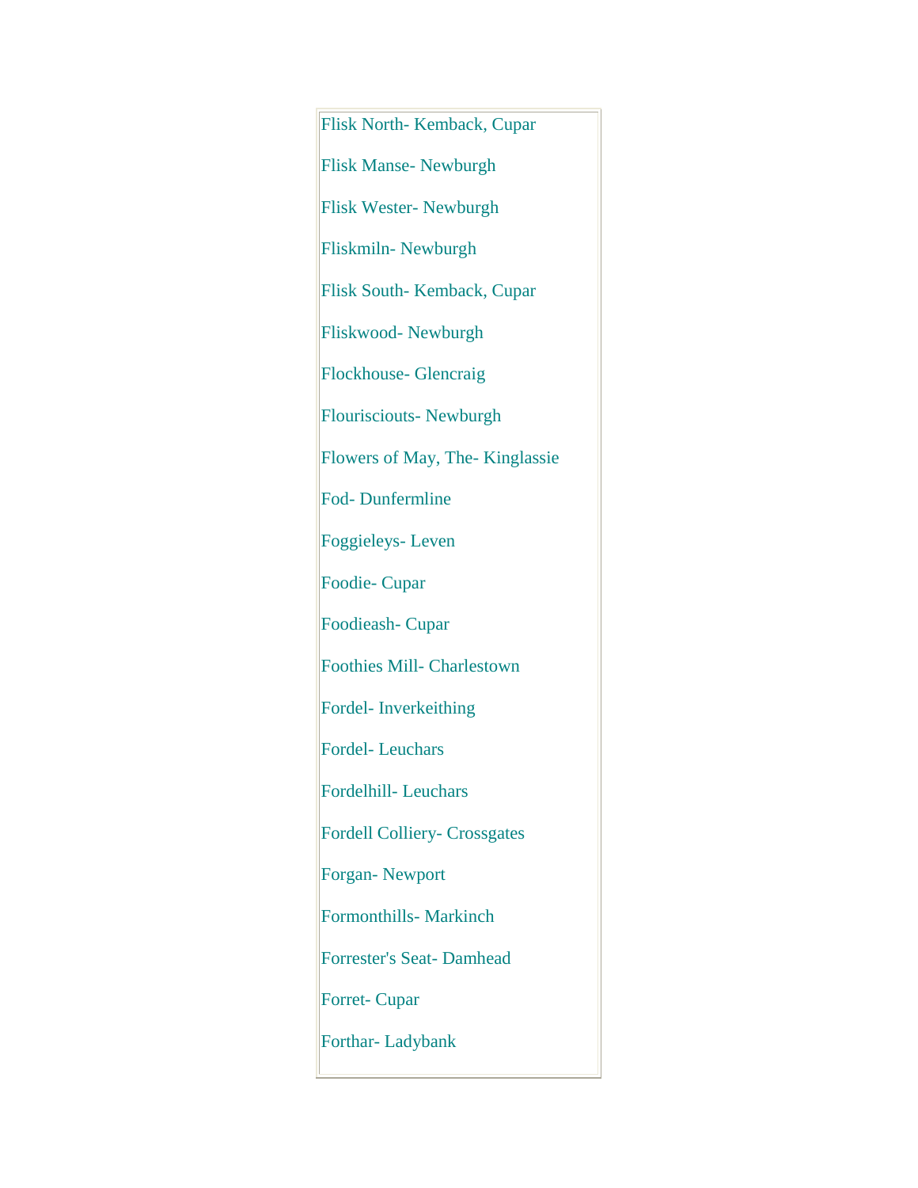Flisk North- Kemback, Cupar

Flisk Manse- Newburgh

Flisk Wester- Newburgh

Fliskmiln- Newburgh

Flisk South- Kemback, Cupar

Fliskwood- Newburgh

Flockhouse- Glencraig

Flourisciouts- Newburgh

Flowers of May, The- Kinglassie

Fod- Dunfermline

Foggieleys- Leven

Foodie- Cupar

Foodieash- Cupar

Foothies Mill- Charlestown

Fordel- Inverkeithing

Fordel- Leuchars

Fordelhill- Leuchars

Fordell Colliery- Crossgates

Forgan- Newport

Formonthills- Markinch

Forrester's Seat- Damhead

Forret- Cupar

Forthar- Ladybank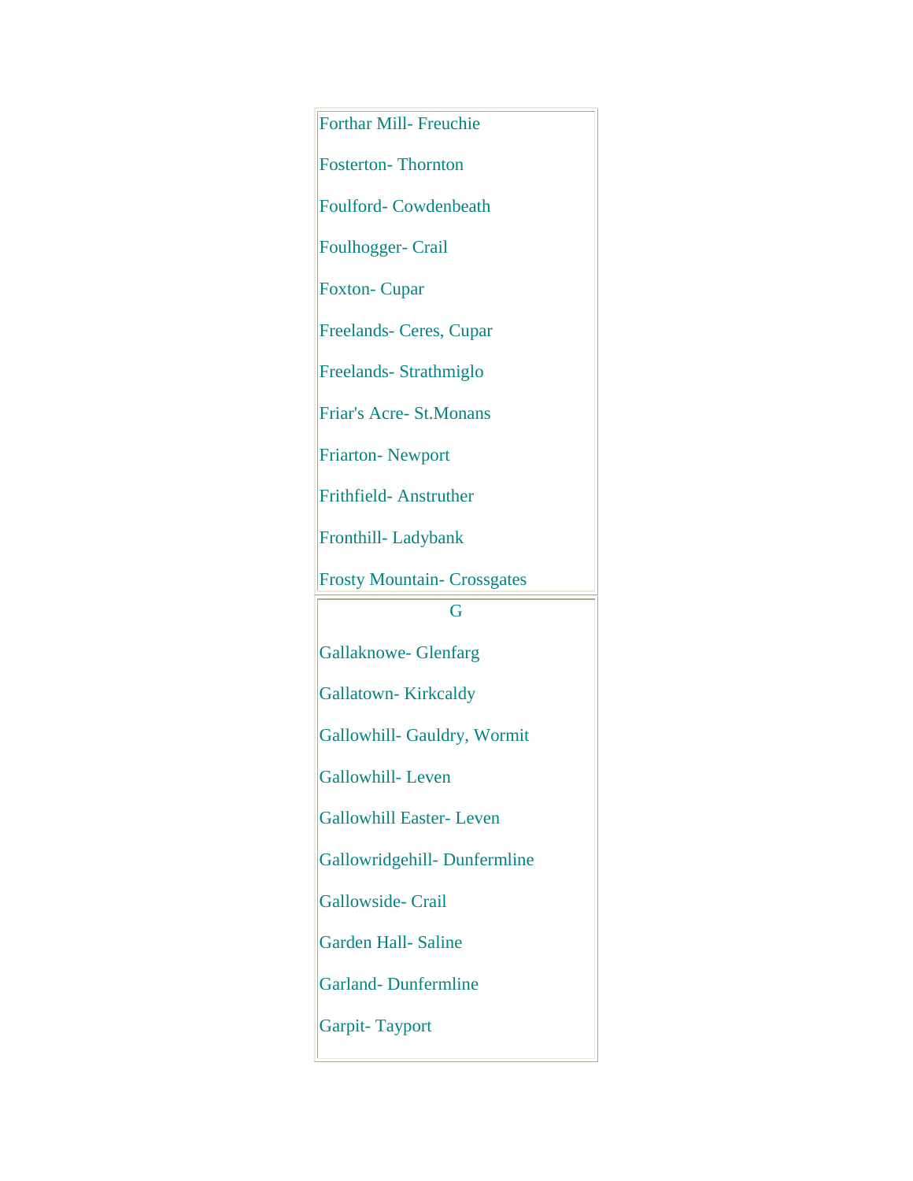Forthar Mill- Freuchie

Fosterton- Thornton

Foulford- Cowdenbeath

Foulhogger- Crail

Foxton- Cupar

Freelands- Ceres, Cupar

Freelands- Strathmiglo

Friar's Acre- St.Monans

Friarton- Newport

Frithfield- Anstruther

Fronthill- Ladybank

Frosty Mountain- Crossgates

## G

Gallaknowe- Glenfarg

Gallatown- Kirkcaldy

Gallowhill- Gauldry, Wormit

Gallowhill- Leven

Gallowhill Easter- Leven

Gallowridgehill- Dunfermline

Gallowside- Crail

Garden Hall- Saline

Garland- Dunfermline

Garpit- Tayport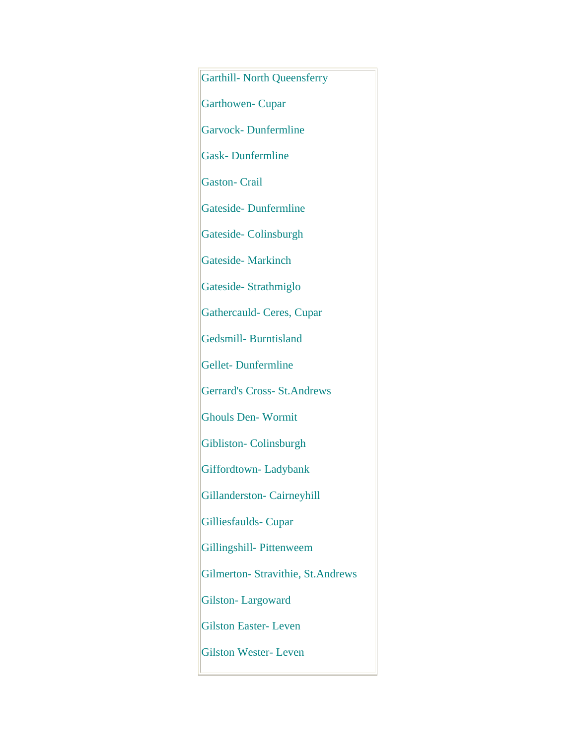Garthill- North Queensferry

Garthowen- Cupar

Garvock- Dunfermline

Gask- Dunfermline

Gaston- Crail

Gateside- Dunfermline

Gateside- Colinsburgh

Gateside- Markinch

Gateside- Strathmiglo

Gathercauld- Ceres, Cupar

Gedsmill- Burntisland

Gellet- Dunfermline

Gerrard's Cross- St.Andrews

Ghouls Den- Wormit

Gibliston- Colinsburgh

Giffordtown- Ladybank

Gillanderston- Cairneyhill

Gilliesfaulds- Cupar

Gillingshill- Pittenweem

Gilmerton- Stravithie, St.Andrews

Gilston- Largoward

Gilston Easter- Leven

Gilston Wester- Leven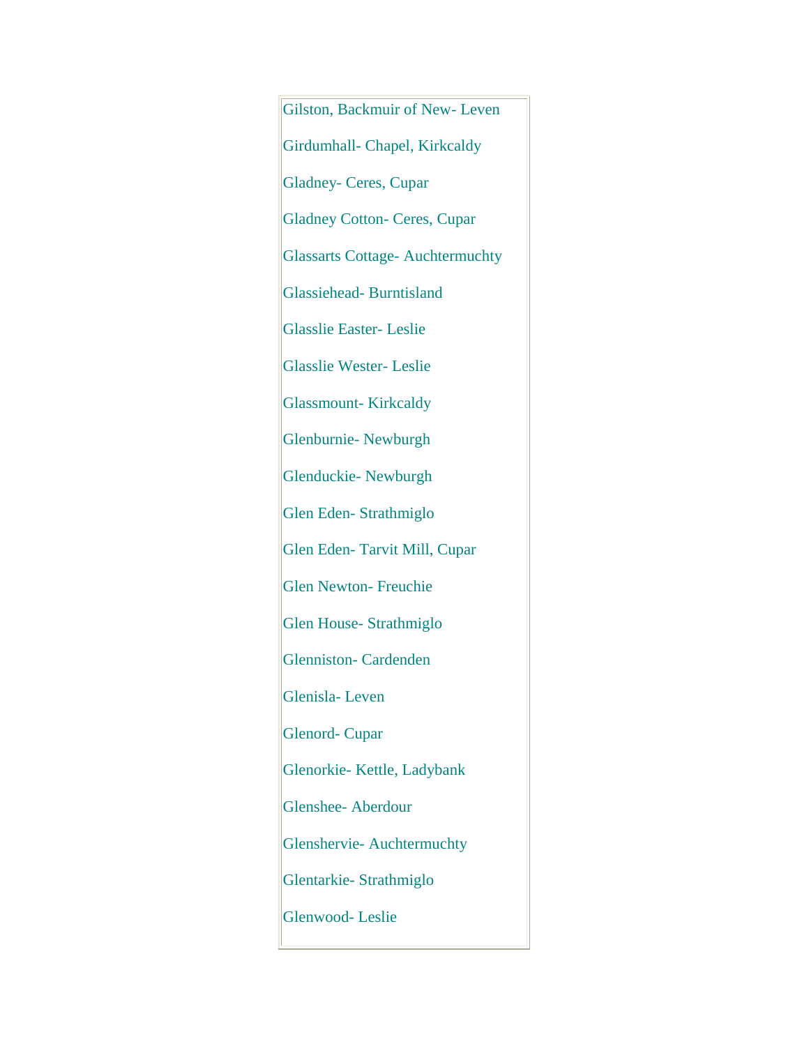Gilston, Backmuir of New- Leven

Girdumhall- Chapel, Kirkcaldy

Gladney- Ceres, Cupar

Gladney Cotton- Ceres, Cupar

Glassarts Cottage- Auchtermuchty

Glassiehead- Burntisland

Glasslie Easter- Leslie

Glasslie Wester- Leslie

Glassmount- Kirkcaldy

Glenburnie- Newburgh

Glenduckie- Newburgh

Glen Eden- Strathmiglo

Glen Eden- Tarvit Mill, Cupar

Glen Newton- Freuchie

Glen House- Strathmiglo

Glenniston- Cardenden

Glenisla- Leven

Glenord- Cupar

Glenorkie- Kettle, Ladybank

Glenshee- Aberdour

Glenshervie- Auchtermuchty

Glentarkie- Strathmiglo

Glenwood- Leslie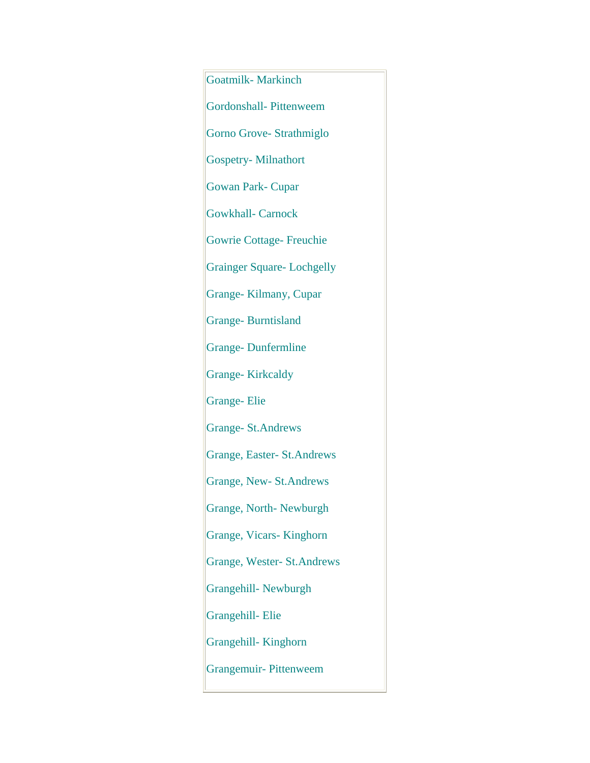Goatmilk- Markinch

Gordonshall- Pittenweem

Gorno Grove- Strathmiglo

Gospetry- Milnathort

Gowan Park- Cupar

Gowkhall- Carnock

Gowrie Cottage- Freuchie

Grainger Square- Lochgelly

Grange- Kilmany, Cupar

Grange- Burntisland

Grange- Dunfermline

Grange- Kirkcaldy

Grange- Elie

Grange- St.Andrews

Grange, Easter- St.Andrews

Grange, New- St.Andrews

Grange, North- Newburgh

Grange, Vicars- Kinghorn

Grange, Wester- St.Andrews

Grangehill- Newburgh

Grangehill- Elie

Grangehill- Kinghorn

Grangemuir- Pittenweem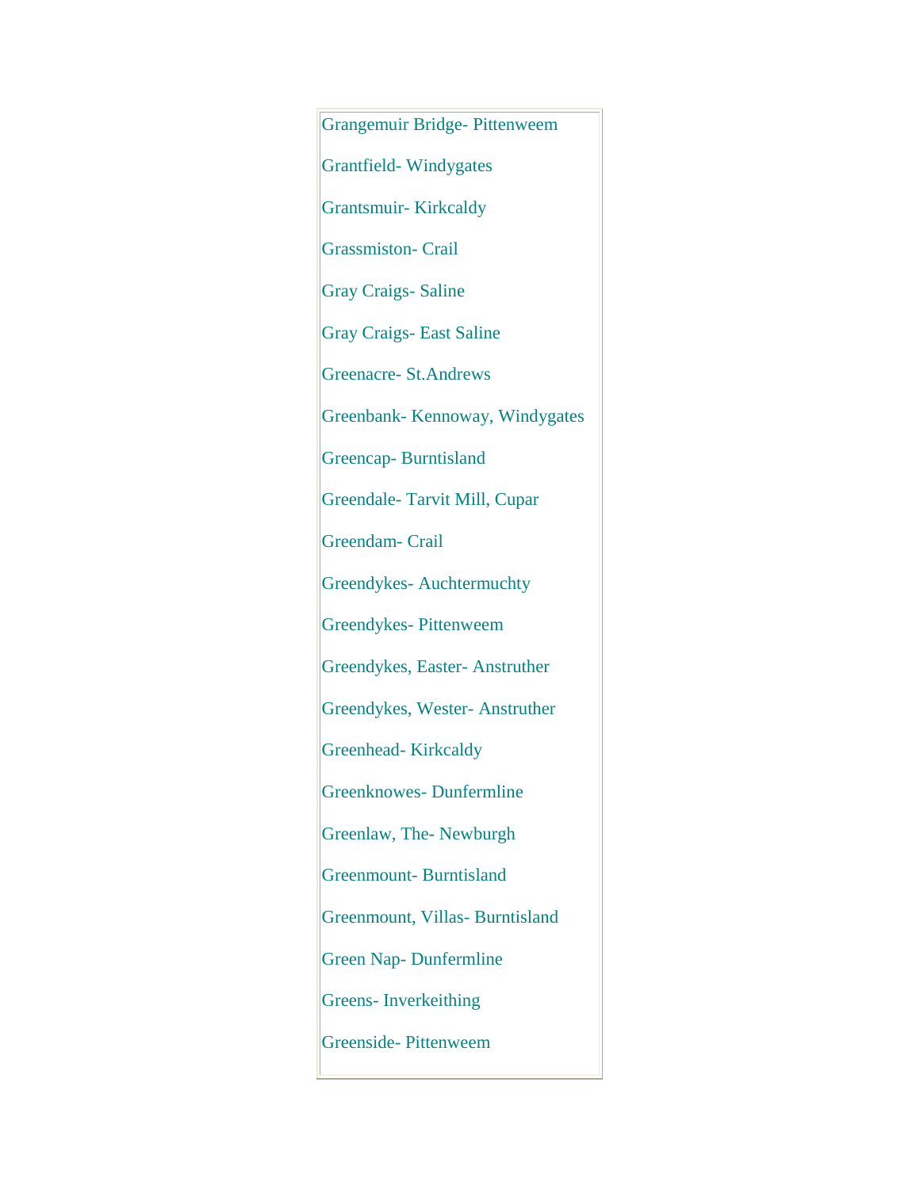Grangemuir Bridge- Pittenweem

Grantfield- Windygates

Grantsmuir- Kirkcaldy

Grassmiston- Crail

Gray Craigs- Saline

Gray Craigs- East Saline

Greenacre- St.Andrews

Greenbank- Kennoway, Windygates

Greencap- Burntisland

Greendale- Tarvit Mill, Cupar

Greendam- Crail

Greendykes- Auchtermuchty

Greendykes- Pittenweem

Greendykes, Easter- Anstruther

Greendykes, Wester- Anstruther

Greenhead- Kirkcaldy

Greenknowes- Dunfermline

Greenlaw, The- Newburgh

Greenmount- Burntisland

Greenmount, Villas- Burntisland

Green Nap- Dunfermline

Greens- Inverkeithing

Greenside- Pittenweem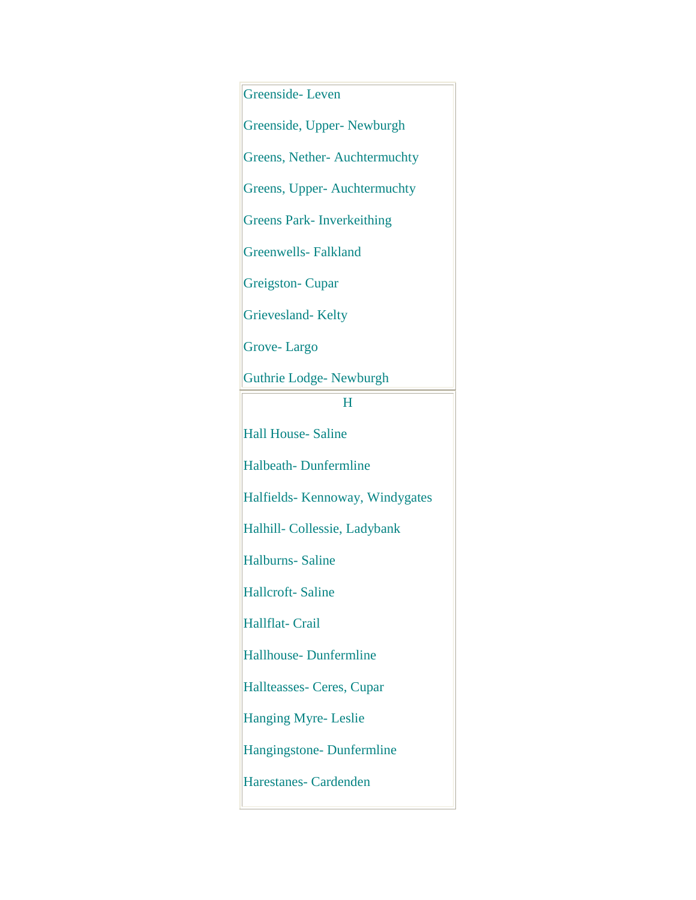Greenside- Leven

Greenside, Upper- Newburgh

Greens, Nether- Auchtermuchty

Greens, Upper- Auchtermuchty

Greens Park- Inverkeithing

Greenwells- Falkland

Greigston- Cupar

Grievesland- Kelty

Grove- Largo

Guthrie Lodge- Newburgh

## H

Hall House- Saline

Halbeath- Dunfermline

Halfields- Kennoway, Windygates

Halhill- Collessie, Ladybank

Halburns- Saline

Hallcroft- Saline

Hallflat- Crail

Hallhouse- Dunfermline

Hallteasses- Ceres, Cupar

Hanging Myre- Leslie

Hangingstone- Dunfermline

Harestanes- Cardenden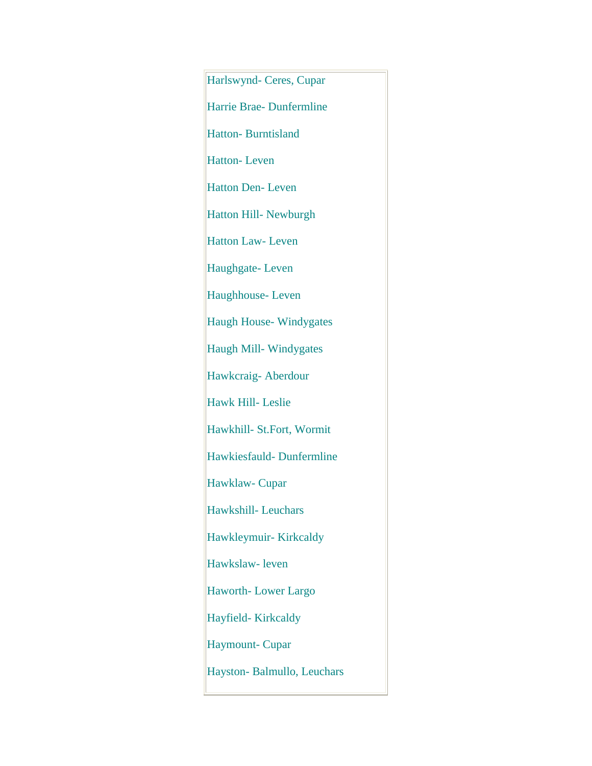Harlswynd- Ceres, Cupar

Harrie Brae- Dunfermline

Hatton- Burntisland

Hatton- Leven

Hatton Den- Leven

Hatton Hill- Newburgh

Hatton Law- Leven

Haughgate- Leven

Haughhouse- Leven

Haugh House- Windygates

Haugh Mill- Windygates

Hawkcraig- Aberdour

Hawk Hill- Leslie

Hawkhill- St.Fort, Wormit

Hawkiesfauld- Dunfermline

Hawklaw- Cupar

Hawkshill- Leuchars

Hawkleymuir- Kirkcaldy

Hawkslaw- leven

Haworth- Lower Largo

Hayfield- Kirkcaldy

Haymount- Cupar

Hayston- Balmullo, Leuchars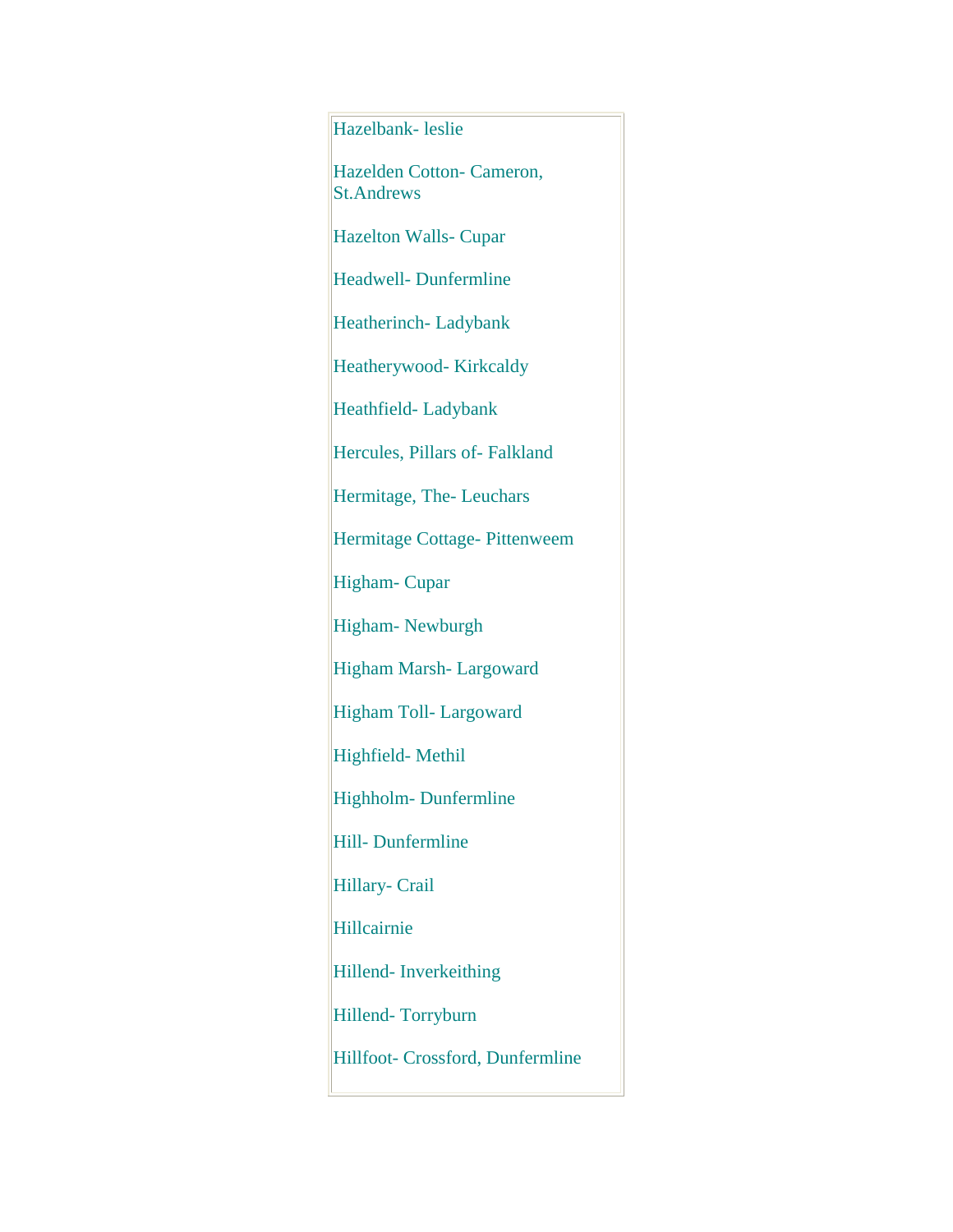Hazelbank- leslie

Hazelden Cotton- Cameron, St.Andrews

Hazelton Walls- Cupar

Headwell- Dunfermline

Heatherinch- Ladybank

Heatherywood- Kirkcaldy

Heathfield- Ladybank

Hercules, Pillars of- Falkland

Hermitage, The- Leuchars

Hermitage Cottage- Pittenweem

Higham- Cupar

Higham- Newburgh

Higham Marsh- Largoward

Higham Toll- Largoward

Highfield- Methil

Highholm- Dunfermline

Hill- Dunfermline

Hillary- Crail

Hillcairnie

Hillend- Inverkeithing

Hillend- Torryburn

Hillfoot- Crossford, Dunfermline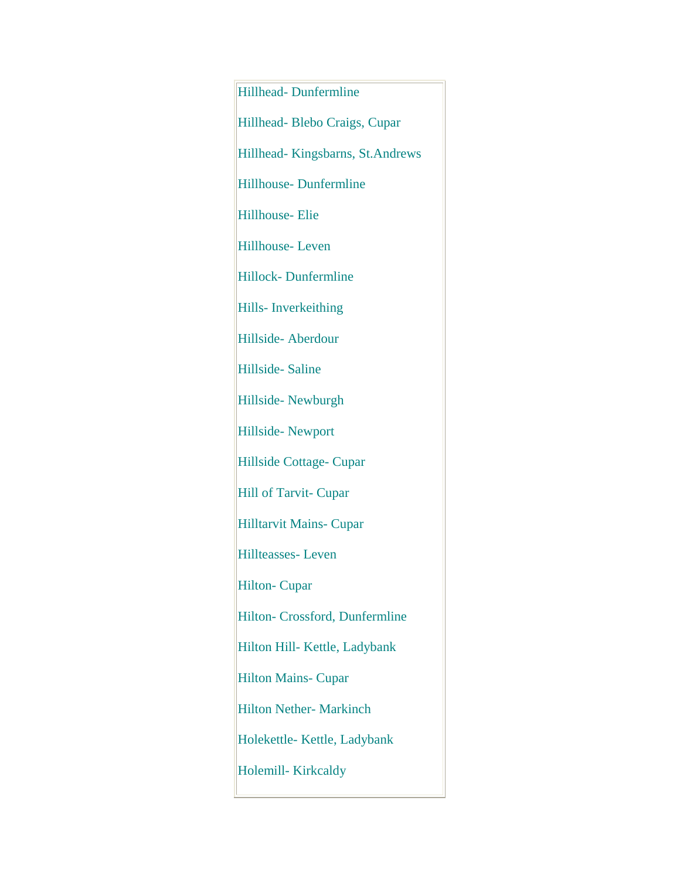Hillhead- Dunfermline

Hillhead- Blebo Craigs, Cupar

Hillhead- Kingsbarns, St.Andrews

Hillhouse- Dunfermline

Hillhouse- Elie

Hillhouse- Leven

Hillock- Dunfermline

Hills- Inverkeithing

Hillside- Aberdour

Hillside- Saline

Hillside- Newburgh

Hillside- Newport

Hillside Cottage- Cupar

Hill of Tarvit- Cupar

Hilltarvit Mains- Cupar

Hillteasses- Leven

Hilton- Cupar

Hilton- Crossford, Dunfermline

Hilton Hill- Kettle, Ladybank

Hilton Mains- Cupar

Hilton Nether- Markinch

Holekettle- Kettle, Ladybank

Holemill- Kirkcaldy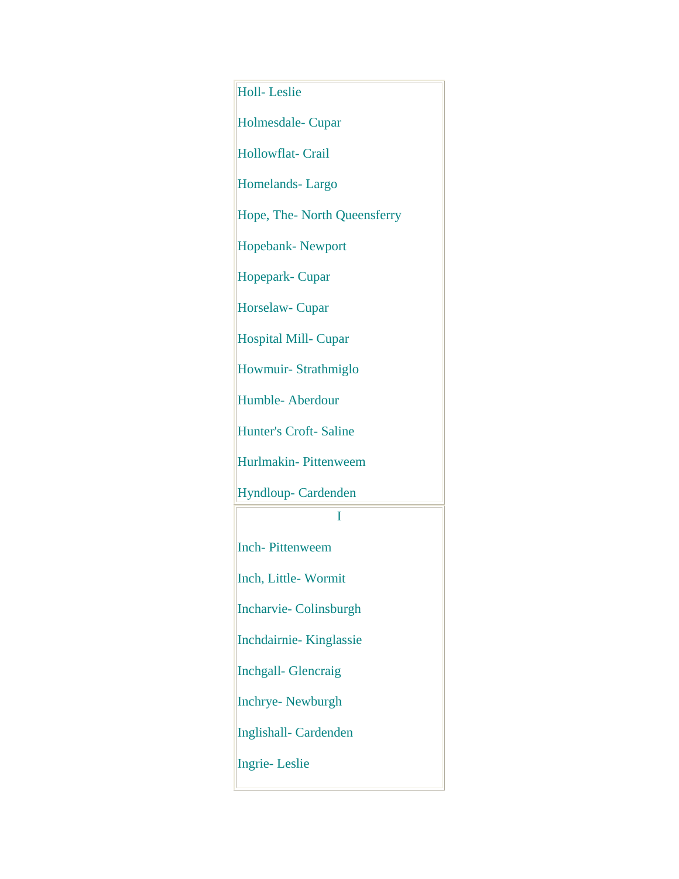Holl- Leslie

Holmesdale- Cupar

Hollowflat- Crail

Homelands- Largo

Hope, The- North Queensferry

Hopebank- Newport

Hopepark- Cupar

Horselaw- Cupar

Hospital Mill- Cupar

Howmuir- Strathmiglo

Humble- Aberdour

Hunter's Croft- Saline

Hurlmakin- Pittenweem

Hyndloup- Cardenden

## I

Inch- Pittenweem

Inch, Little- Wormit

Incharvie- Colinsburgh

Inchdairnie- Kinglassie

Inchgall- Glencraig

Inchrye- Newburgh

Inglishall- Cardenden

Ingrie- Leslie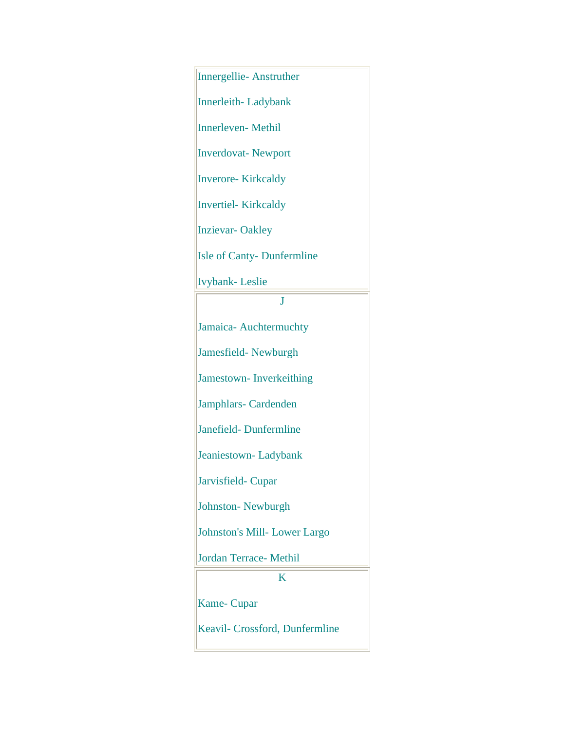Innergellie- Anstruther

Innerleith- Ladybank

Innerleven- Methil

Inverdovat- Newport

Inverore- Kirkcaldy

Invertiel- Kirkcaldy

Inzievar- Oakley

Isle of Canty- Dunfermline

Ivybank- Leslie

J

Jamaica- Auchtermuchty

Jamesfield- Newburgh

Jamestown- Inverkeithing

Jamphlars- Cardenden

Janefield- Dunfermline

Jeaniestown- Ladybank

Jarvisfield- Cupar

Johnston- Newburgh

Johnston's Mill- Lower Largo

Jordan Terrace- Methil

K

Kame- Cupar

Keavil- Crossford, Dunfermline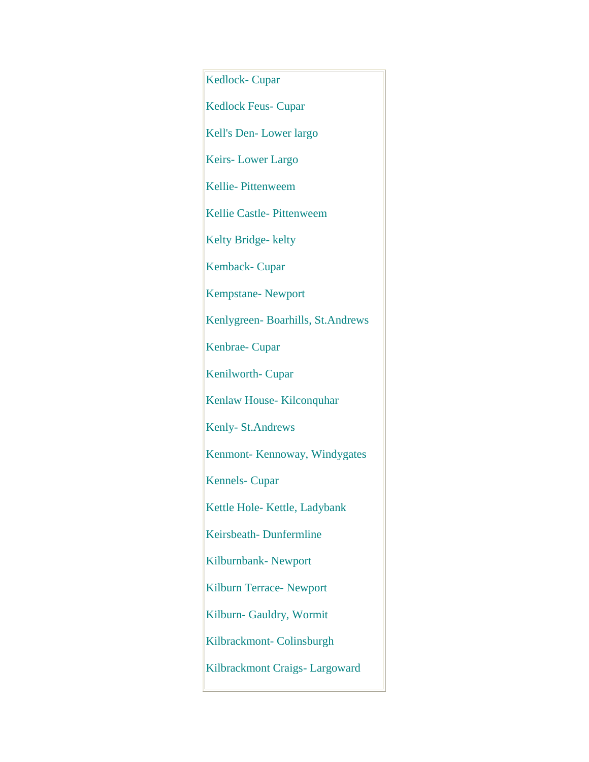Kedlock- Cupar

Kedlock Feus- Cupar

Kell's Den- Lower largo

Keirs- Lower Largo

Kellie- Pittenweem

Kellie Castle- Pittenweem

Kelty Bridge- kelty

Kemback- Cupar

Kempstane- Newport

Kenlygreen- Boarhills, St.Andrews

Kenbrae- Cupar

Kenilworth- Cupar

Kenlaw House- Kilconquhar

Kenly- St.Andrews

Kenmont- Kennoway, Windygates

Kennels- Cupar

Kettle Hole- Kettle, Ladybank

Keirsbeath- Dunfermline

Kilburnbank- Newport

Kilburn Terrace- Newport

Kilburn- Gauldry, Wormit

Kilbrackmont- Colinsburgh

Kilbrackmont Craigs- Largoward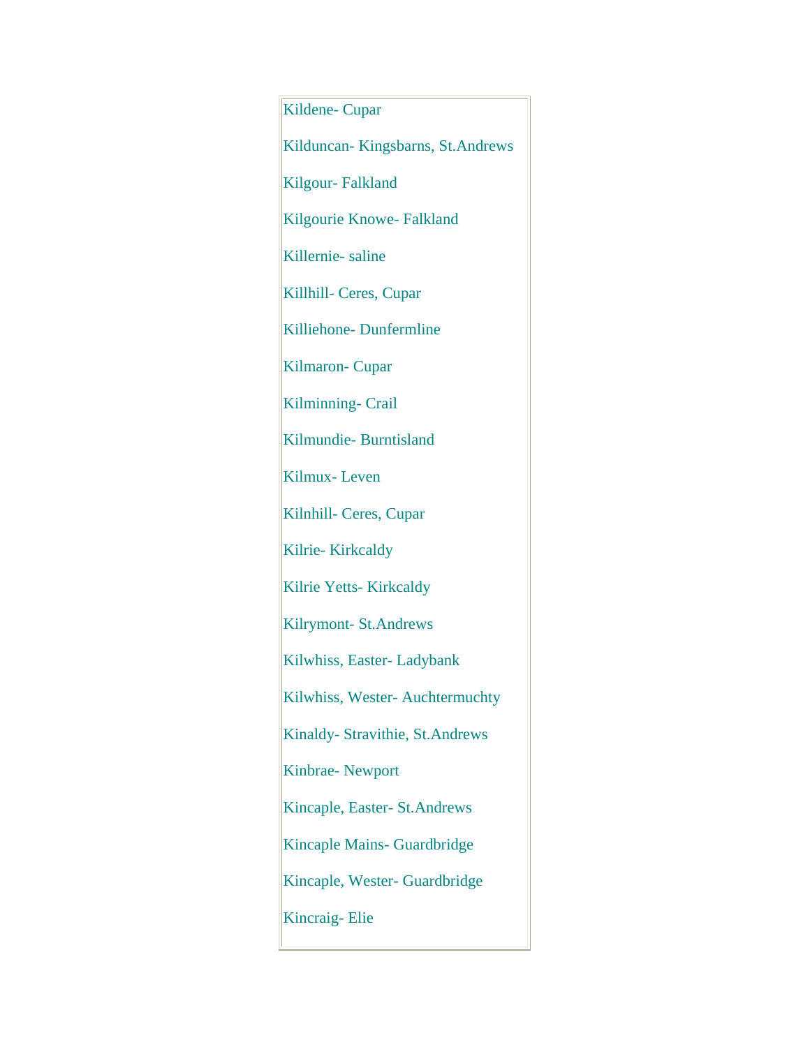Kildene- Cupar

Kilduncan- Kingsbarns, St.Andrews

Kilgour- Falkland

Kilgourie Knowe- Falkland

Killernie- saline

Killhill- Ceres, Cupar

Killiehone- Dunfermline

Kilmaron- Cupar

Kilminning- Crail

Kilmundie- Burntisland

Kilmux- Leven

Kilnhill- Ceres, Cupar

Kilrie- Kirkcaldy

Kilrie Yetts- Kirkcaldy

Kilrymont- St.Andrews

Kilwhiss, Easter- Ladybank

Kilwhiss, Wester- Auchtermuchty

Kinaldy- Stravithie, St.Andrews

Kinbrae- Newport

Kincaple, Easter- St.Andrews

Kincaple Mains- Guardbridge

Kincaple, Wester- Guardbridge

Kincraig- Elie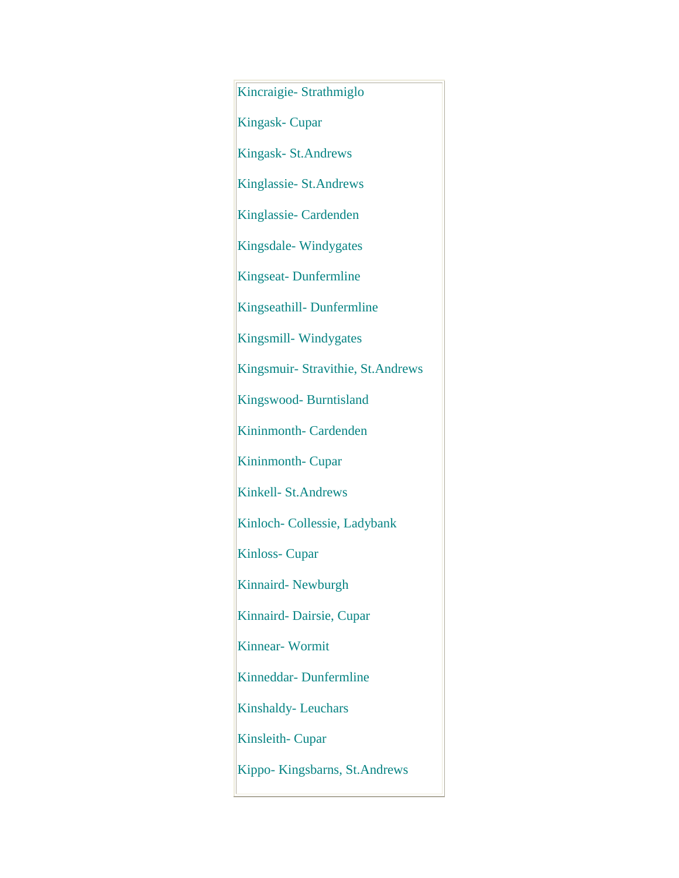Kincraigie- Strathmiglo

Kingask- Cupar

Kingask- St.Andrews

Kinglassie- St.Andrews

Kinglassie- Cardenden

Kingsdale- Windygates

Kingseat- Dunfermline

Kingseathill- Dunfermline

Kingsmill- Windygates

Kingsmuir- Stravithie, St.Andrews

Kingswood- Burntisland

Kininmonth- Cardenden

Kininmonth- Cupar

Kinkell- St.Andrews

Kinloch- Collessie, Ladybank

Kinloss- Cupar

Kinnaird- Newburgh

Kinnaird- Dairsie, Cupar

Kinnear- Wormit

Kinneddar- Dunfermline

Kinshaldy- Leuchars

Kinsleith- Cupar

Kippo- Kingsbarns, St.Andrews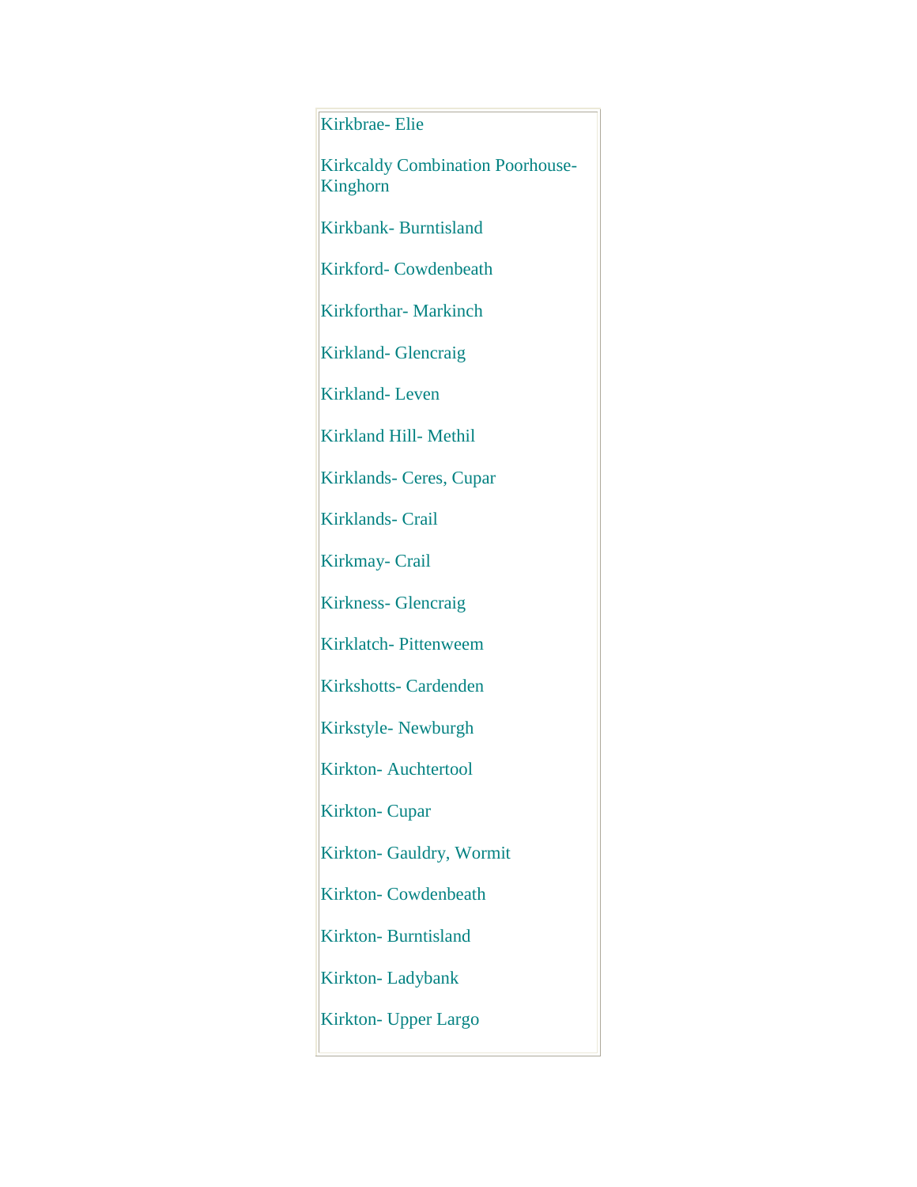Kirkbrae- Elie

Kirkcaldy Combination Poorhouse- Kinghorn

Kirkbank- Burntisland

Kirkford- Cowdenbeath

Kirkforthar- Markinch

Kirkland- Glencraig

Kirkland- Leven

Kirkland Hill- Methil

Kirklands- Ceres, Cupar

Kirklands- Crail

Kirkmay- Crail

Kirkness- Glencraig

Kirklatch- Pittenweem

Kirkshotts- Cardenden

Kirkstyle- Newburgh

Kirkton- Auchtertool

Kirkton- Cupar

Kirkton- Gauldry, Wormit

Kirkton- Cowdenbeath

Kirkton- Burntisland

Kirkton- Ladybank

Kirkton- Upper Largo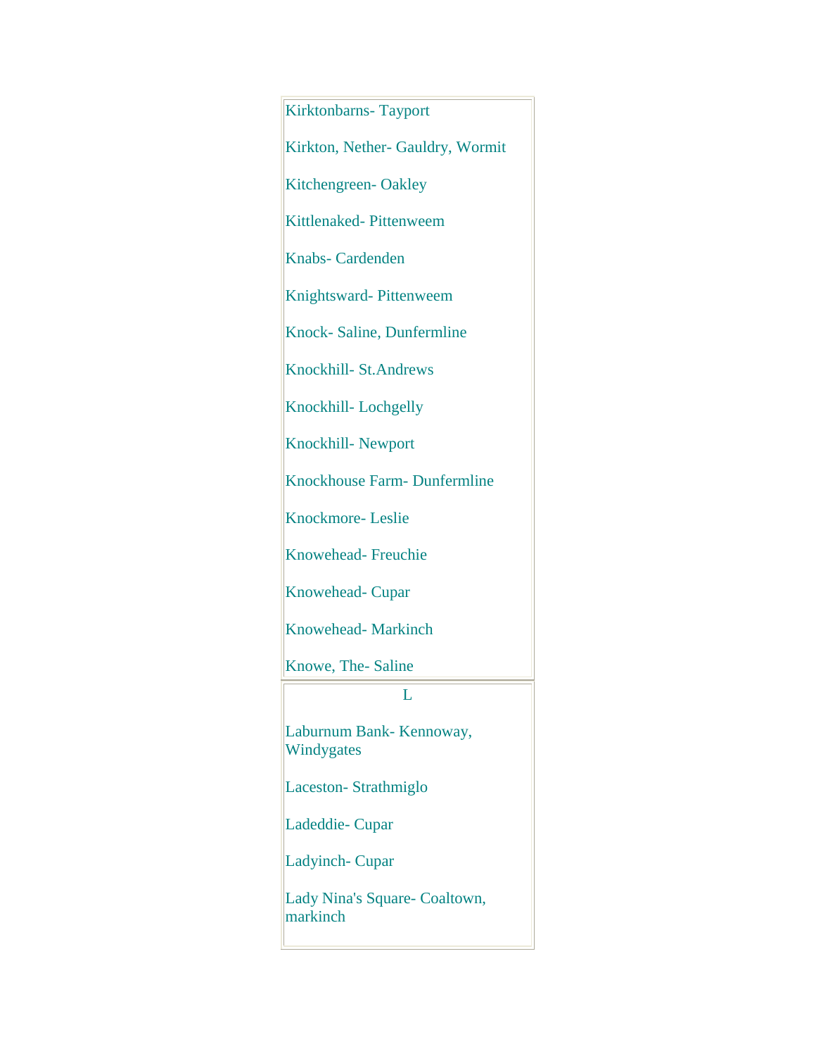Kirktonbarns- Tayport

Kirkton, Nether- Gauldry, Wormit

Kitchengreen- Oakley

Kittlenaked- Pittenweem

Knabs- Cardenden

Knightsward- Pittenweem

Knock- Saline, Dunfermline

Knockhill- St.Andrews

Knockhill- Lochgelly

Knockhill- Newport

Knockhouse Farm- Dunfermline

Knockmore- Leslie

Knowehead- Freuchie

Knowehead- Cupar

Knowehead- Markinch

Knowe, The- Saline

## L

Laburnum Bank- Kennoway, Windygates

Laceston- Strathmiglo

Ladeddie- Cupar

Ladyinch- Cupar

Lady Nina's Square- Coaltown, markinch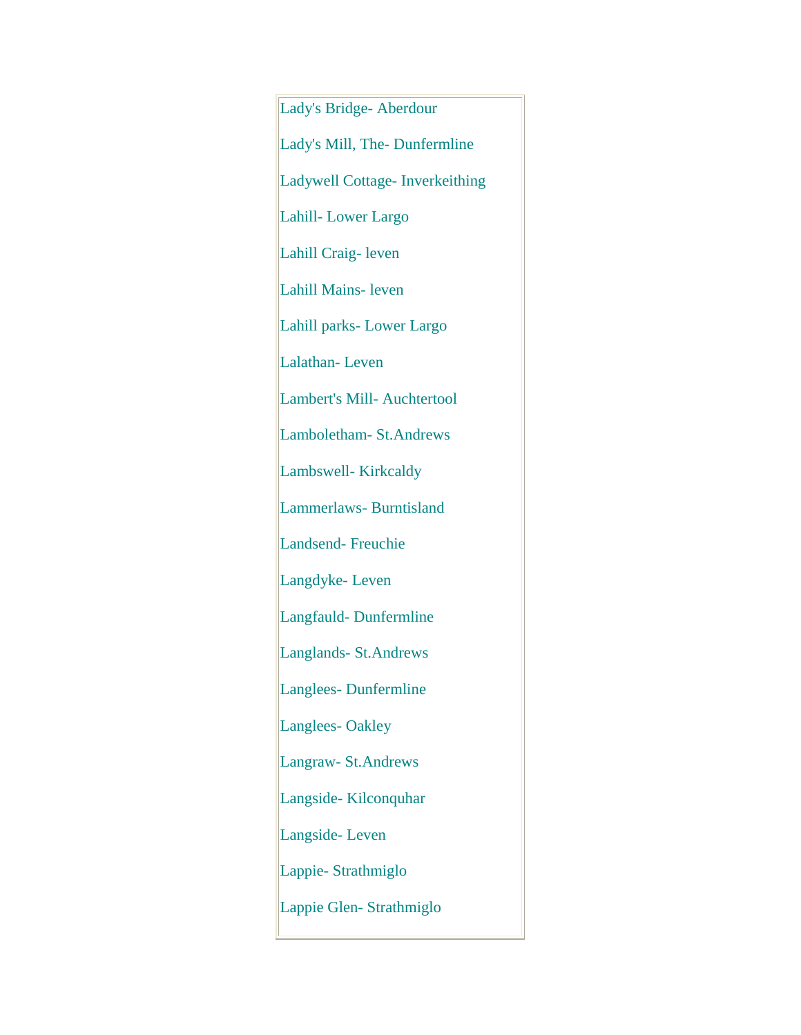Lady's Bridge- Aberdour

Lady's Mill, The- Dunfermline

Ladywell Cottage- Inverkeithing

Lahill- Lower Largo

Lahill Craig- leven

Lahill Mains- leven

Lahill parks- Lower Largo

Lalathan- Leven

Lambert's Mill- Auchtertool

Lamboletham- St.Andrews

Lambswell- Kirkcaldy

Lammerlaws- Burntisland

Landsend- Freuchie

Langdyke- Leven

Langfauld- Dunfermline

Langlands- St.Andrews

Langlees- Dunfermline

Langlees- Oakley

Langraw- St.Andrews

Langside- Kilconquhar

Langside- Leven

Lappie- Strathmiglo

Lappie Glen- Strathmiglo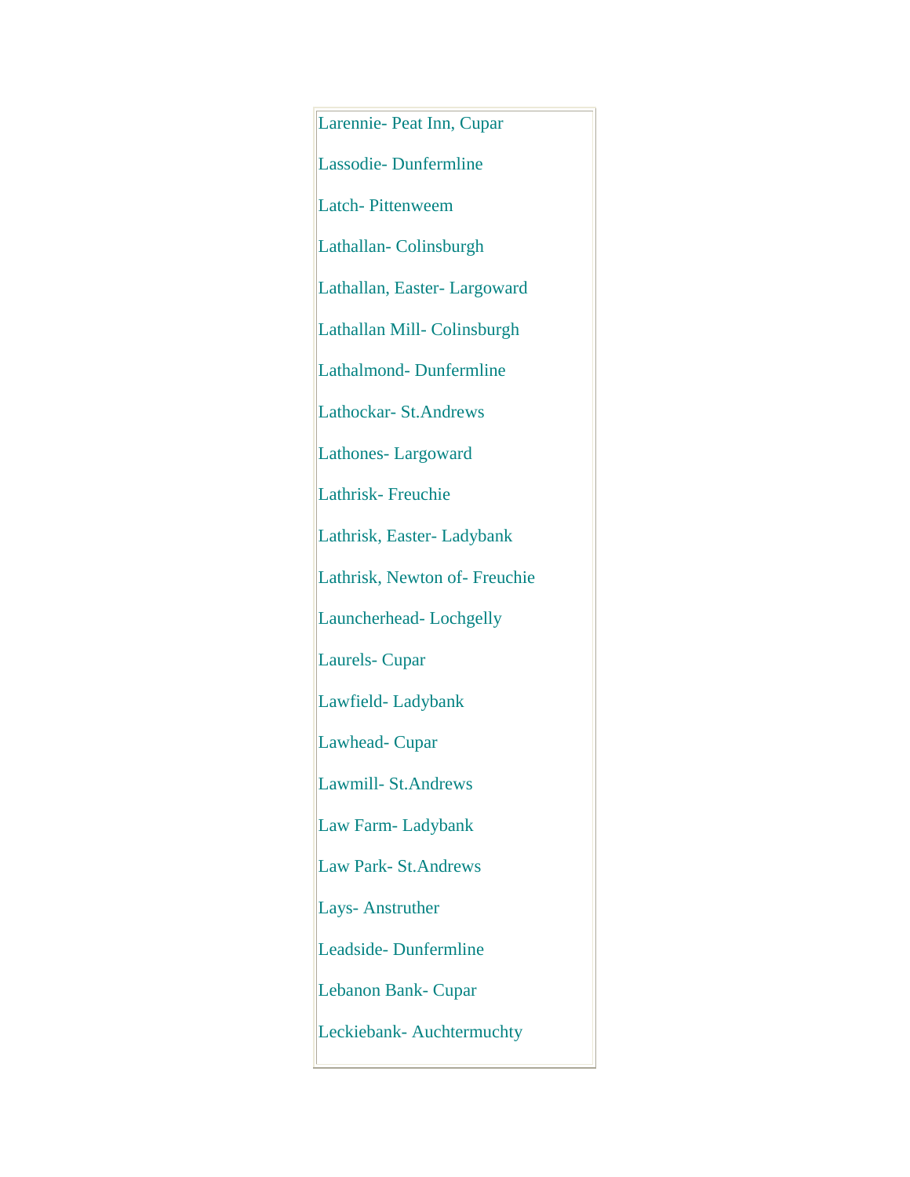Larennie- Peat Inn, Cupar

Lassodie- Dunfermline

Latch- Pittenweem

Lathallan- Colinsburgh

Lathallan, Easter- Largoward

Lathallan Mill- Colinsburgh

Lathalmond- Dunfermline

Lathockar- St.Andrews

Lathones- Largoward

Lathrisk- Freuchie

Lathrisk, Easter- Ladybank

Lathrisk, Newton of- Freuchie

Launcherhead- Lochgelly

Laurels- Cupar

Lawfield- Ladybank

Lawhead- Cupar

Lawmill- St.Andrews

Law Farm- Ladybank

Law Park- St.Andrews

Lays- Anstruther

Leadside- Dunfermline

Lebanon Bank- Cupar

Leckiebank- Auchtermuchty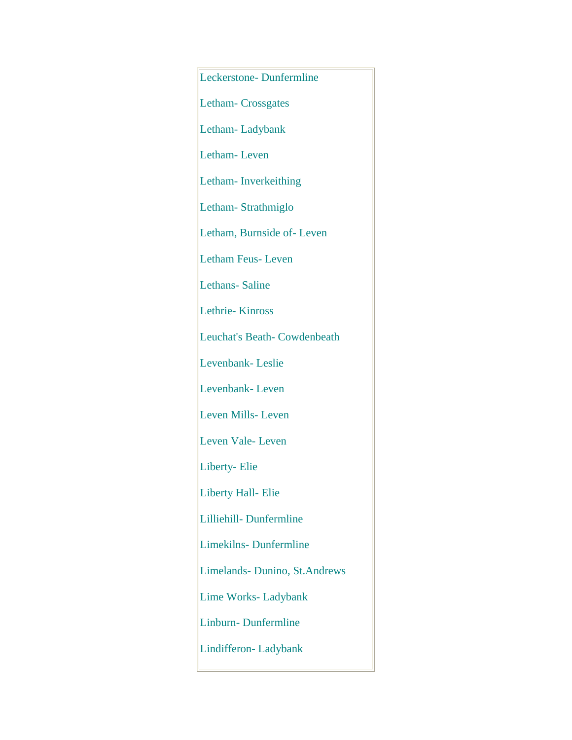Leckerstone- Dunfermline

Letham- Crossgates

Letham- Ladybank

Letham- Leven

Letham- Inverkeithing

Letham- Strathmiglo

Letham, Burnside of- Leven

Letham Feus- Leven

Lethans- Saline

Lethrie- Kinross

Leuchat's Beath- Cowdenbeath

Levenbank- Leslie

Levenbank- Leven

Leven Mills- Leven

Leven Vale- Leven

Liberty- Elie

Liberty Hall- Elie

Lilliehill- Dunfermline

Limekilns- Dunfermline

Limelands- Dunino, St.Andrews

Lime Works- Ladybank

Linburn- Dunfermline

Lindifferon- Ladybank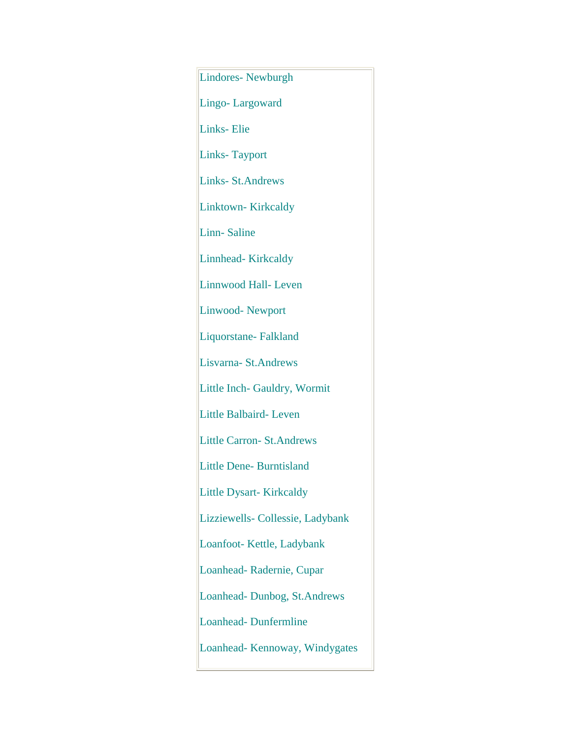Lindores- Newburgh

Lingo- Largoward

Links- Elie

Links- Tayport

Links- St.Andrews

Linktown- Kirkcaldy

Linn- Saline

Linnhead- Kirkcaldy

Linnwood Hall- Leven

Linwood- Newport

Liquorstane- Falkland

Lisvarna- St.Andrews

Little Inch- Gauldry, Wormit

Little Balbaird- Leven

Little Carron- St.Andrews

Little Dene- Burntisland

Little Dysart- Kirkcaldy

Lizziewells- Collessie, Ladybank

Loanfoot- Kettle, Ladybank

Loanhead- Radernie, Cupar

Loanhead- Dunbog, St.Andrews

Loanhead- Dunfermline

Loanhead- Kennoway, Windygates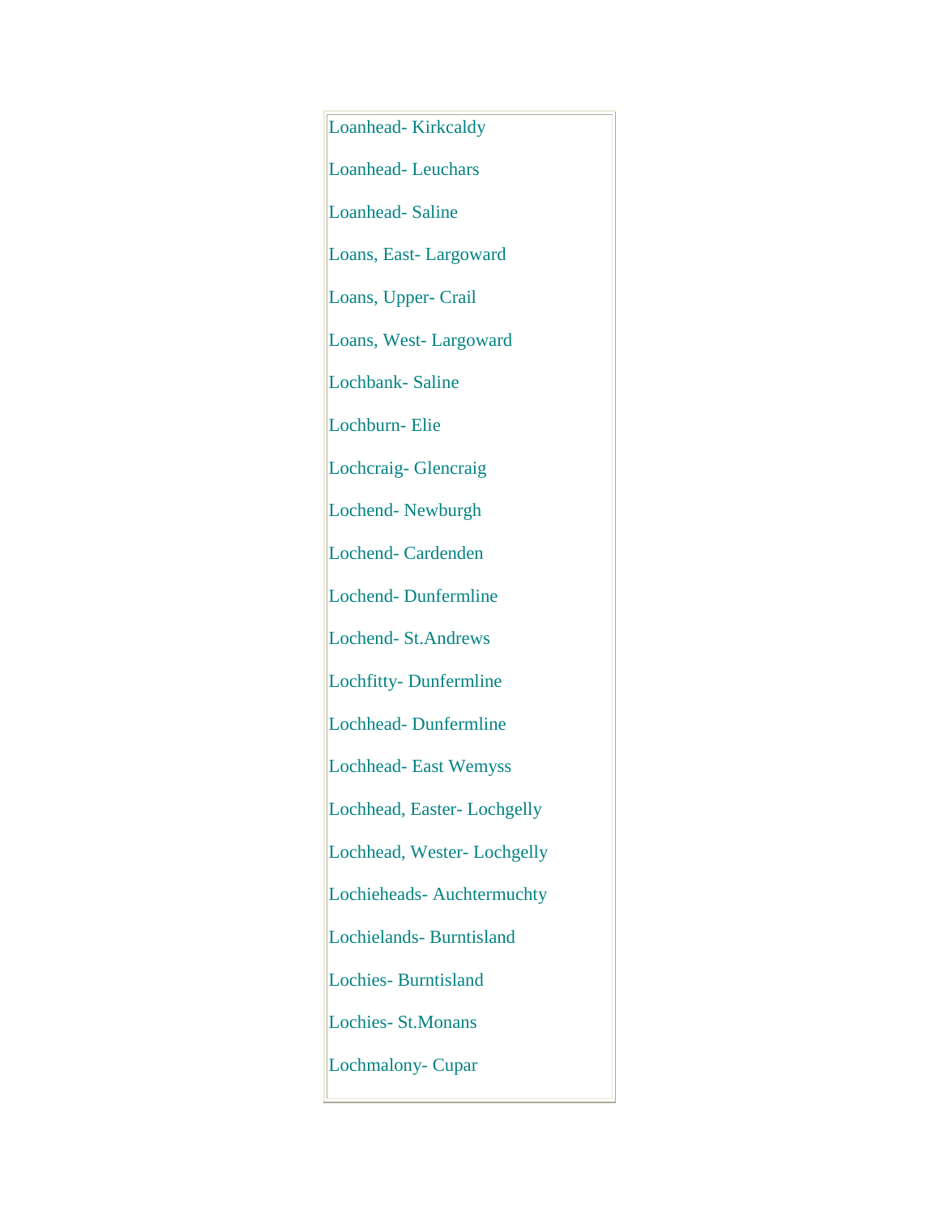Loanhead- Kirkcaldy

Loanhead- Leuchars

Loanhead- Saline

Loans, East- Largoward

Loans, Upper- Crail

Loans, West- Largoward

Lochbank- Saline

Lochburn- Elie

Lochcraig- Glencraig

Lochend- Newburgh

Lochend- Cardenden

Lochend- Dunfermline

Lochend- St.Andrews

Lochfitty- Dunfermline

Lochhead- Dunfermline

Lochhead- East Wemyss

Lochhead, Easter- Lochgelly

Lochhead, Wester- Lochgelly

Lochieheads- Auchtermuchty

Lochielands- Burntisland

Lochies- Burntisland

Lochies- St.Monans

Lochmalony- Cupar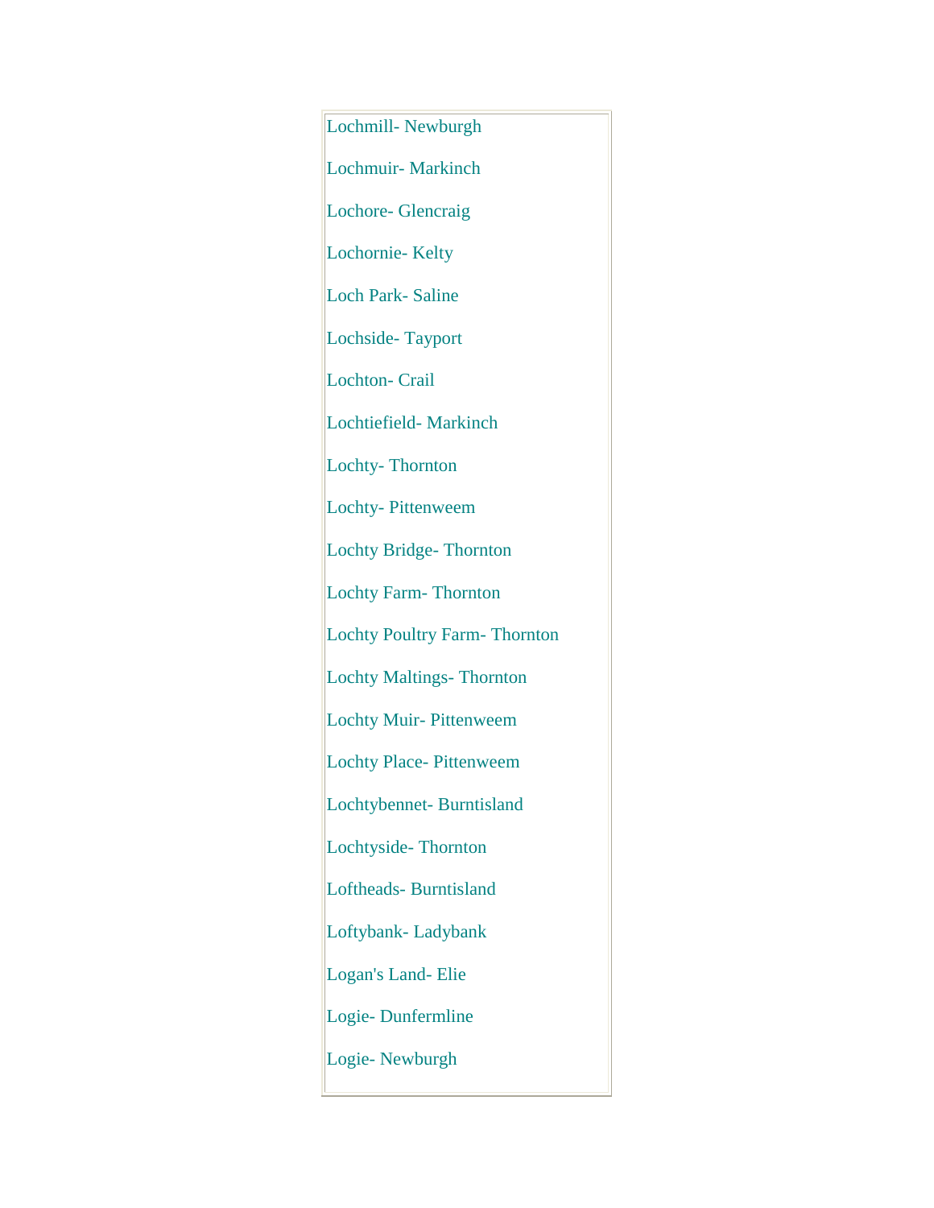Lochmill- Newburgh

Lochmuir- Markinch

Lochore- Glencraig

Lochornie- Kelty

Loch Park- Saline

Lochside- Tayport

Lochton- Crail

Lochtiefield- Markinch

Lochty- Thornton

Lochty- Pittenweem

Lochty Bridge- Thornton

Lochty Farm- Thornton

Lochty Poultry Farm- Thornton

Lochty Maltings- Thornton

Lochty Muir- Pittenweem

Lochty Place- Pittenweem

Lochtybennet- Burntisland

Lochtyside- Thornton

Loftheads- Burntisland

Loftybank- Ladybank

Logan's Land- Elie

Logie- Dunfermline

Logie- Newburgh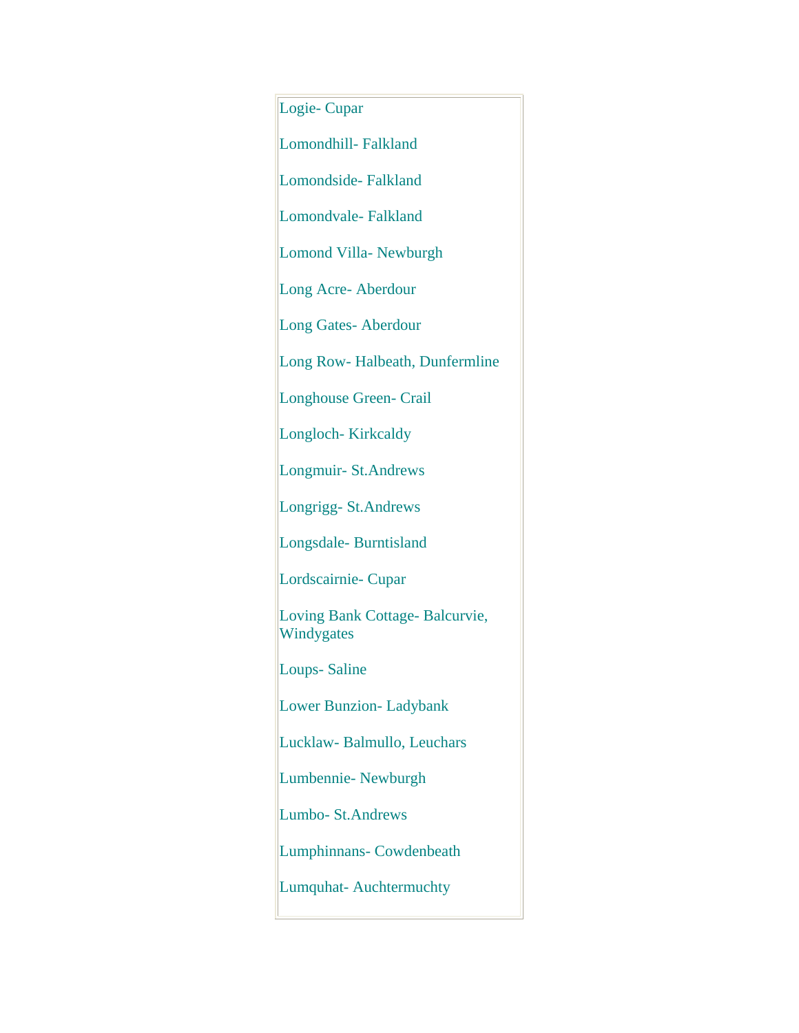Logie- Cupar

Lomondhill- Falkland

Lomondside- Falkland

Lomondvale- Falkland

Lomond Villa- Newburgh

Long Acre- Aberdour

Long Gates- Aberdour

Long Row- Halbeath, Dunfermline

Longhouse Green- Crail

Longloch- Kirkcaldy

Longmuir- St.Andrews

Longrigg- St.Andrews

Longsdale- Burntisland

Lordscairnie- Cupar

Loving Bank Cottage- Balcurvie, Windygates

Loups- Saline

Lower Bunzion- Ladybank

Lucklaw- Balmullo, Leuchars

Lumbennie- Newburgh

Lumbo- St.Andrews

Lumphinnans- Cowdenbeath

Lumquhat- Auchtermuchty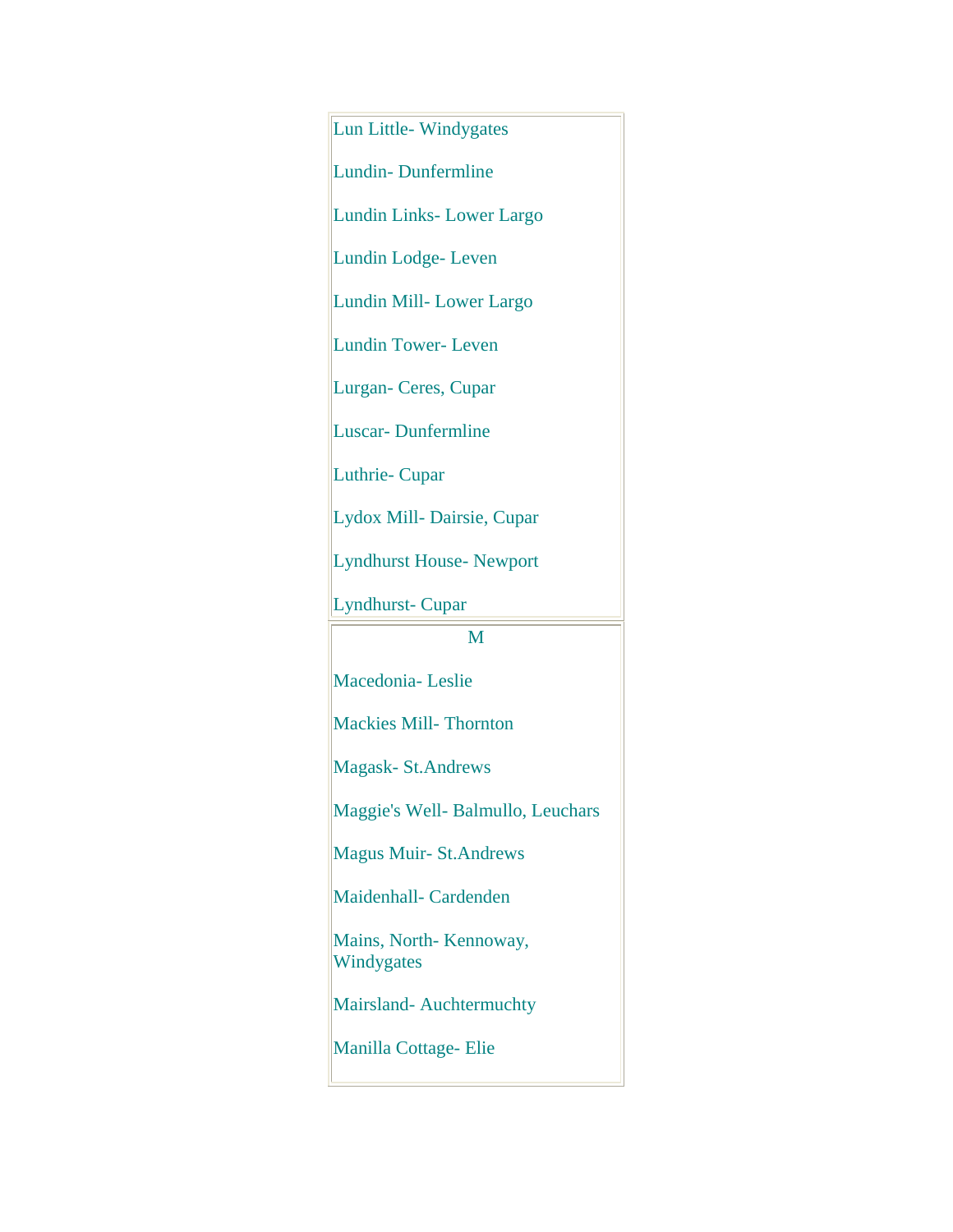Lun Little- Windygates

Lundin- Dunfermline

Lundin Links- Lower Largo

Lundin Lodge- Leven

Lundin Mill- Lower Largo

Lundin Tower- Leven

Lurgan- Ceres, Cupar

Luscar- Dunfermline

Luthrie- Cupar

Lydox Mill- Dairsie, Cupar

Lyndhurst House- Newport

Lyndhurst- Cupar

## M

Macedonia- Leslie

Mackies Mill- Thornton

Magask- St.Andrews

Maggie's Well- Balmullo, Leuchars

Magus Muir- St.Andrews

Maidenhall- Cardenden

Mains, North- Kennoway, Windygates

Mairsland- Auchtermuchty

Manilla Cottage- Elie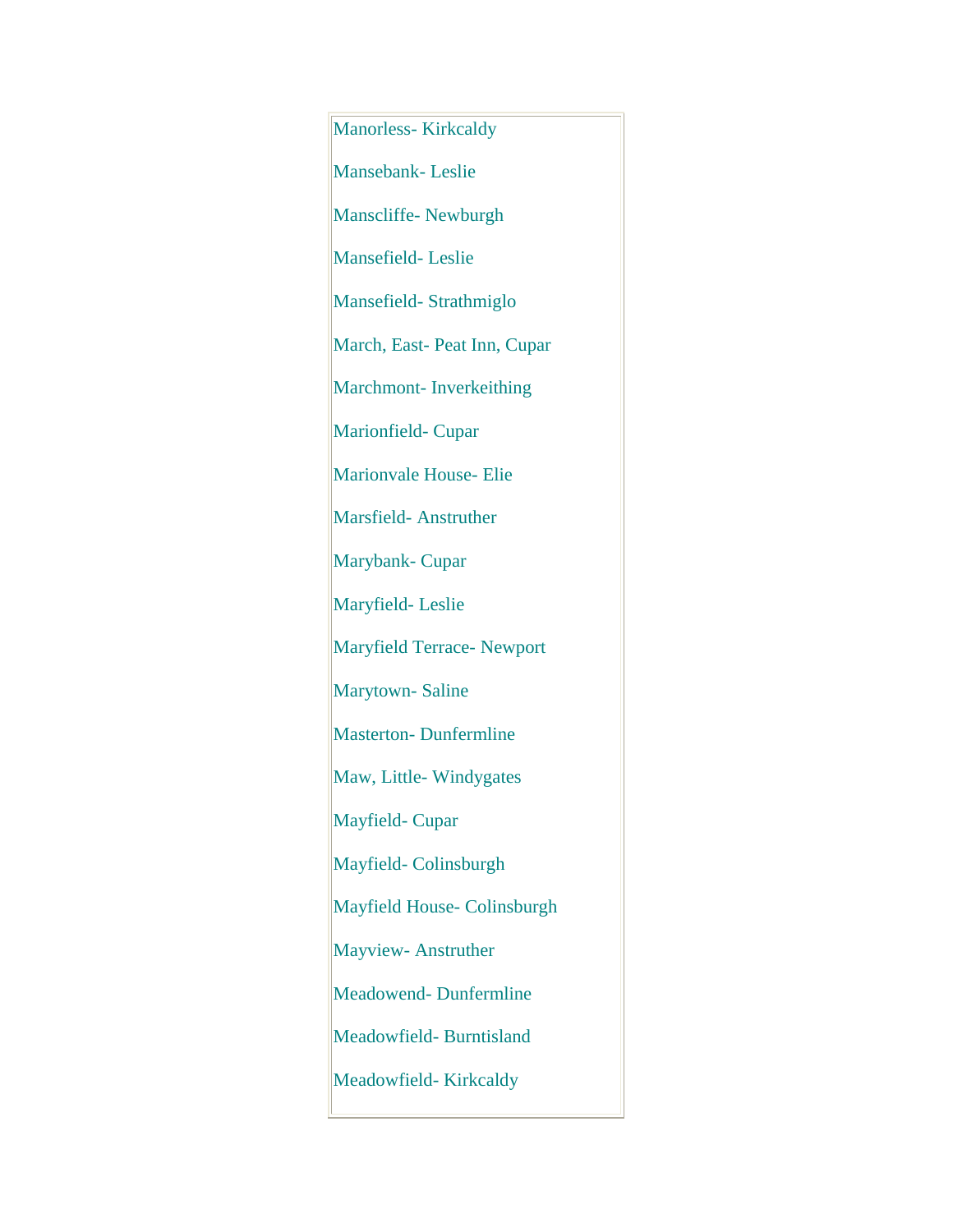Manorless- Kirkcaldy

Mansebank- Leslie

Manscliffe- Newburgh

Mansefield- Leslie

Mansefield- Strathmiglo

March, East- Peat Inn, Cupar

Marchmont- Inverkeithing

Marionfield- Cupar

Marionvale House- Elie

Marsfield- Anstruther

Marybank- Cupar

Maryfield- Leslie

Maryfield Terrace- Newport

Marytown- Saline

Masterton- Dunfermline

Maw, Little- Windygates

Mayfield- Cupar

Mayfield- Colinsburgh

Mayfield House- Colinsburgh

Mayview- Anstruther

Meadowend- Dunfermline

Meadowfield- Burntisland

Meadowfield- Kirkcaldy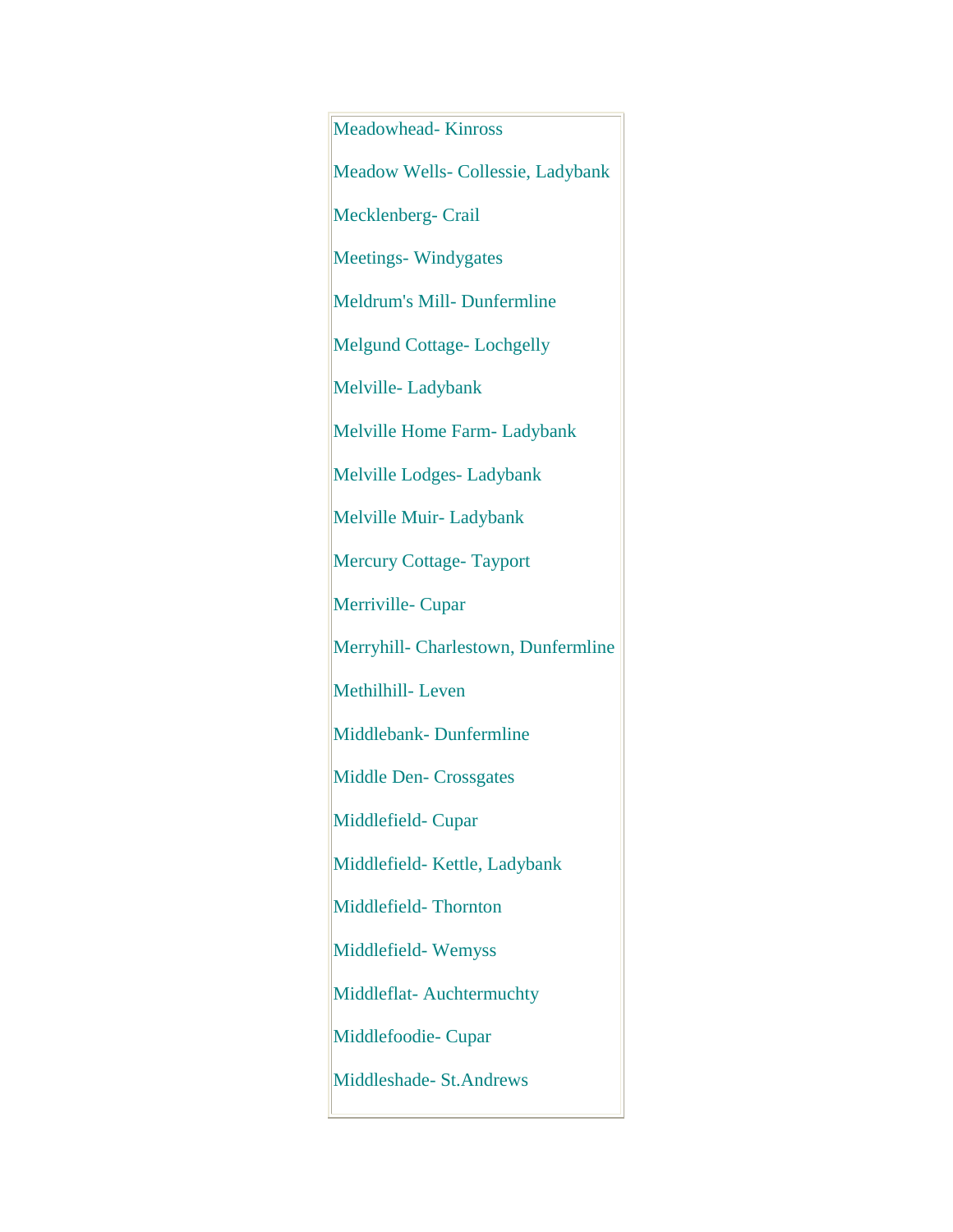Meadowhead- Kinross

Meadow Wells- Collessie, Ladybank

Mecklenberg- Crail

Meetings- Windygates

Meldrum's Mill- Dunfermline

Melgund Cottage- Lochgelly

Melville- Ladybank

Melville Home Farm- Ladybank

Melville Lodges- Ladybank

Melville Muir- Ladybank

Mercury Cottage- Tayport

Merriville- Cupar

Merryhill- Charlestown, Dunfermline

Methilhill- Leven

Middlebank- Dunfermline

Middle Den- Crossgates

Middlefield- Cupar

Middlefield- Kettle, Ladybank

Middlefield- Thornton

Middlefield- Wemyss

Middleflat- Auchtermuchty

Middlefoodie- Cupar

Middleshade- St.Andrews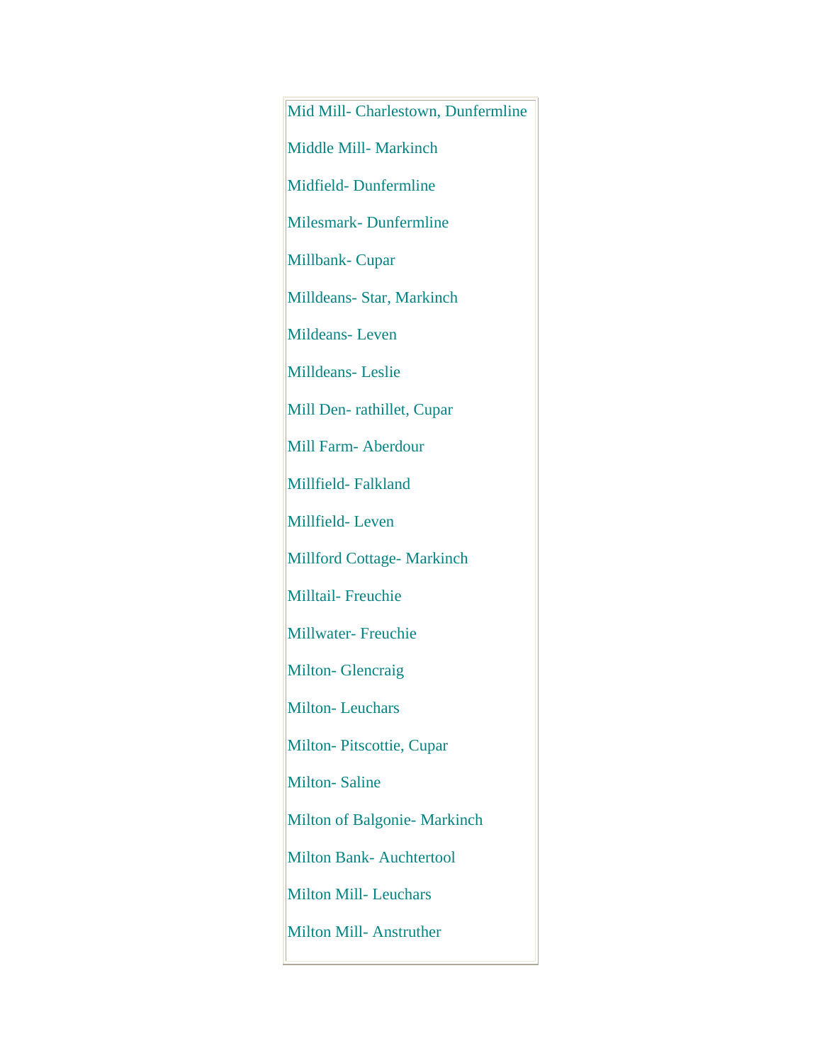Mid Mill- Charlestown, Dunfermline

Middle Mill- Markinch

Midfield- Dunfermline

Milesmark- Dunfermline

Millbank- Cupar

Milldeans- Star, Markinch

Mildeans- Leven

Milldeans- Leslie

Mill Den- rathillet, Cupar

Mill Farm- Aberdour

Millfield- Falkland

Millfield- Leven

Millford Cottage- Markinch

Milltail- Freuchie

Millwater- Freuchie

Milton- Glencraig

Milton- Leuchars

Milton- Pitscottie, Cupar

Milton- Saline

Milton of Balgonie- Markinch

Milton Bank- Auchtertool

Milton Mill- Leuchars

Milton Mill- Anstruther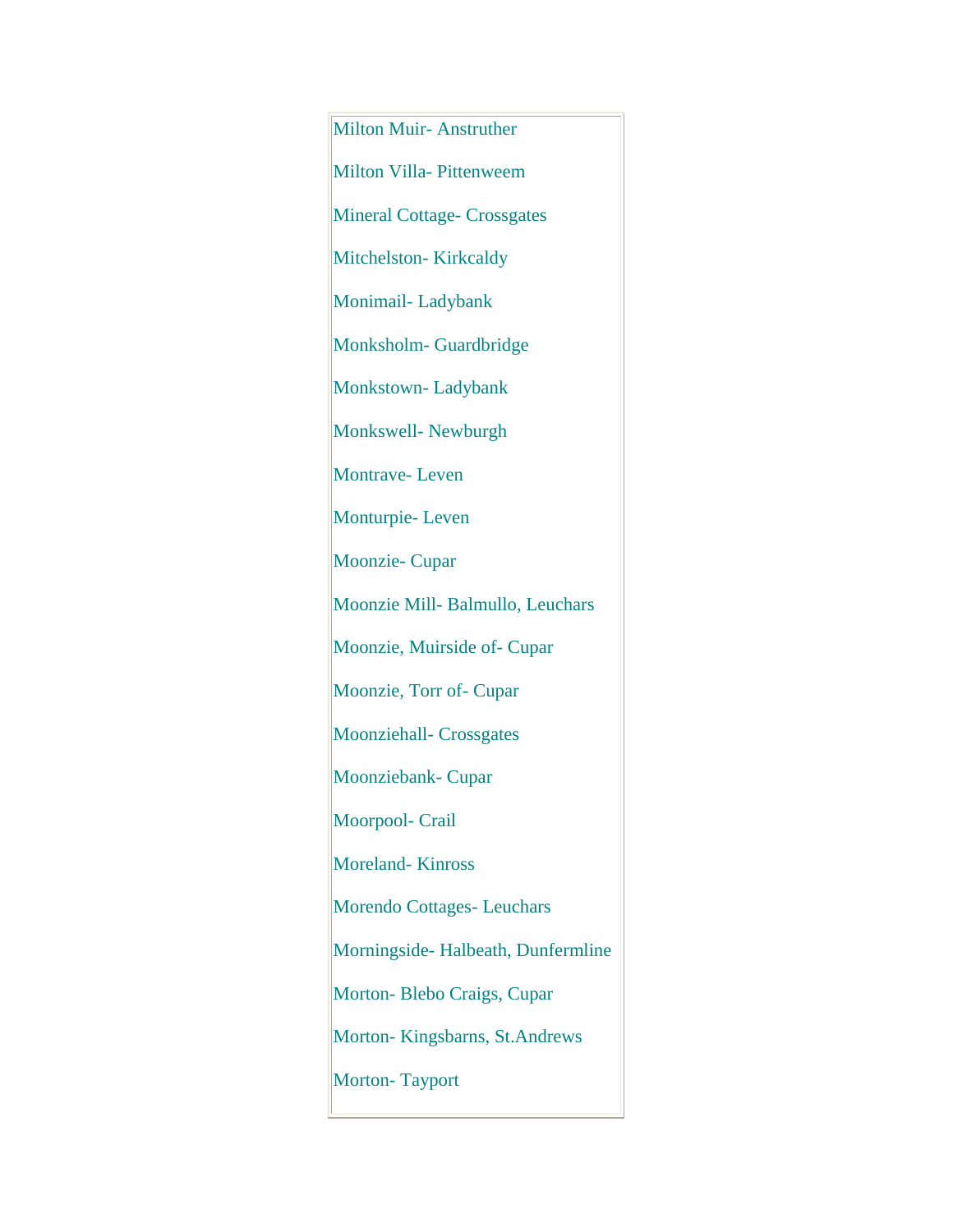Milton Muir- Anstruther

Milton Villa- Pittenweem

Mineral Cottage- Crossgates

Mitchelston- Kirkcaldy

Monimail- Ladybank

Monksholm- Guardbridge

Monkstown- Ladybank

Monkswell- Newburgh

Montrave- Leven

Monturpie- Leven

Moonzie- Cupar

Moonzie Mill- Balmullo, Leuchars

Moonzie, Muirside of- Cupar

Moonzie, Torr of- Cupar

Moonziehall- Crossgates

Moonziebank- Cupar

Moorpool- Crail

Moreland- Kinross

Morendo Cottages- Leuchars

Morningside- Halbeath, Dunfermline

Morton- Blebo Craigs, Cupar

Morton- Kingsbarns, St.Andrews

Morton- Tayport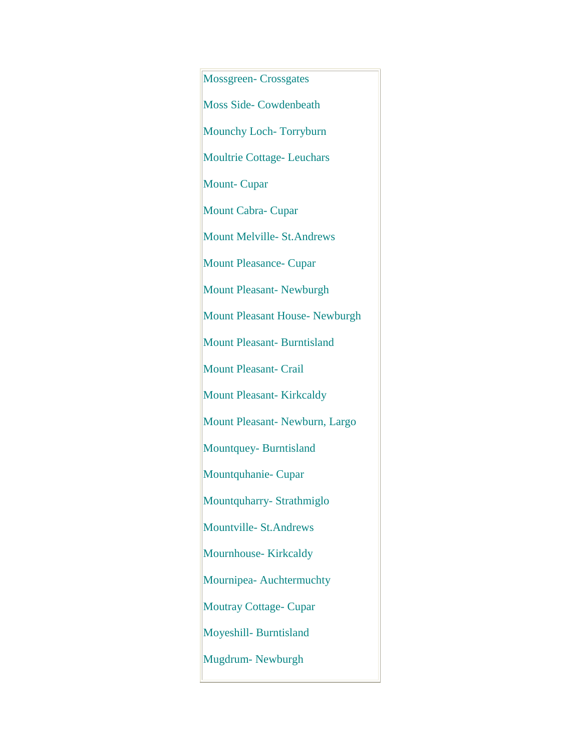Mossgreen- Crossgates

Moss Side- Cowdenbeath

Mounchy Loch- Torryburn

Moultrie Cottage- Leuchars

Mount- Cupar

Mount Cabra- Cupar

Mount Melville- St.Andrews

Mount Pleasance- Cupar

Mount Pleasant- Newburgh

Mount Pleasant House- Newburgh

Mount Pleasant- Burntisland

Mount Pleasant- Crail

Mount Pleasant- Kirkcaldy

Mount Pleasant- Newburn, Largo

Mountquey- Burntisland

Mountquhanie- Cupar

Mountquharry- Strathmiglo

Mountville- St.Andrews

Mournhouse- Kirkcaldy

Mournipea- Auchtermuchty

Moutray Cottage- Cupar

Moyeshill- Burntisland

Mugdrum- Newburgh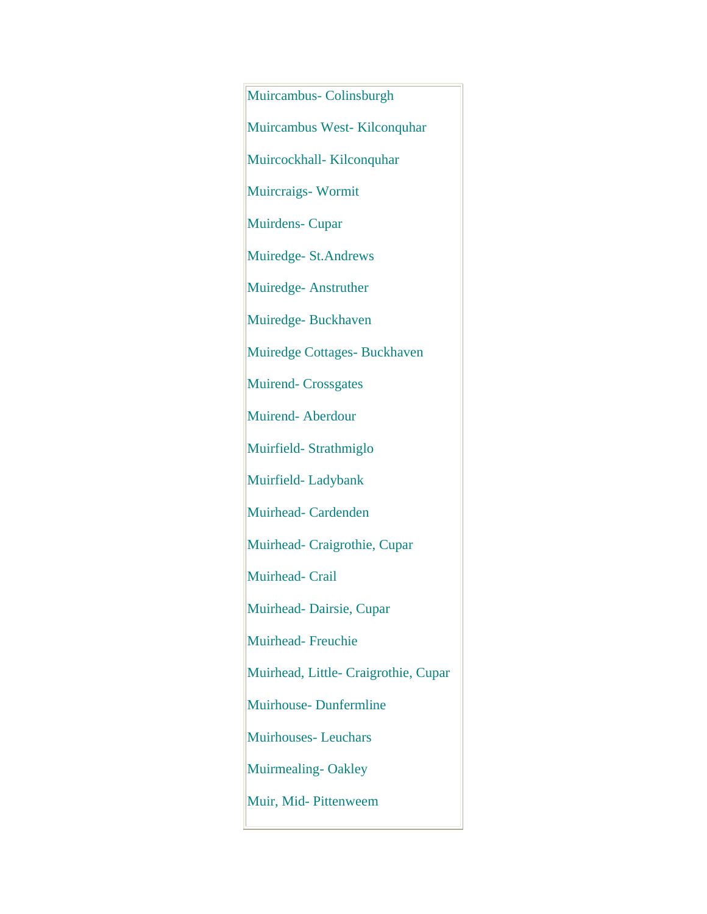Muircambus- Colinsburgh

Muircambus West- Kilconquhar

Muircockhall- Kilconquhar

Muircraigs- Wormit

Muirdens- Cupar

Muiredge- St.Andrews

Muiredge- Anstruther

Muiredge- Buckhaven

Muiredge Cottages- Buckhaven

Muirend- Crossgates

Muirend- Aberdour

Muirfield- Strathmiglo

Muirfield- Ladybank

Muirhead- Cardenden

Muirhead- Craigrothie, Cupar

Muirhead- Crail

Muirhead- Dairsie, Cupar

Muirhead- Freuchie

Muirhead, Little- Craigrothie, Cupar

Muirhouse- Dunfermline

Muirhouses- Leuchars

Muirmealing- Oakley

Muir, Mid- Pittenweem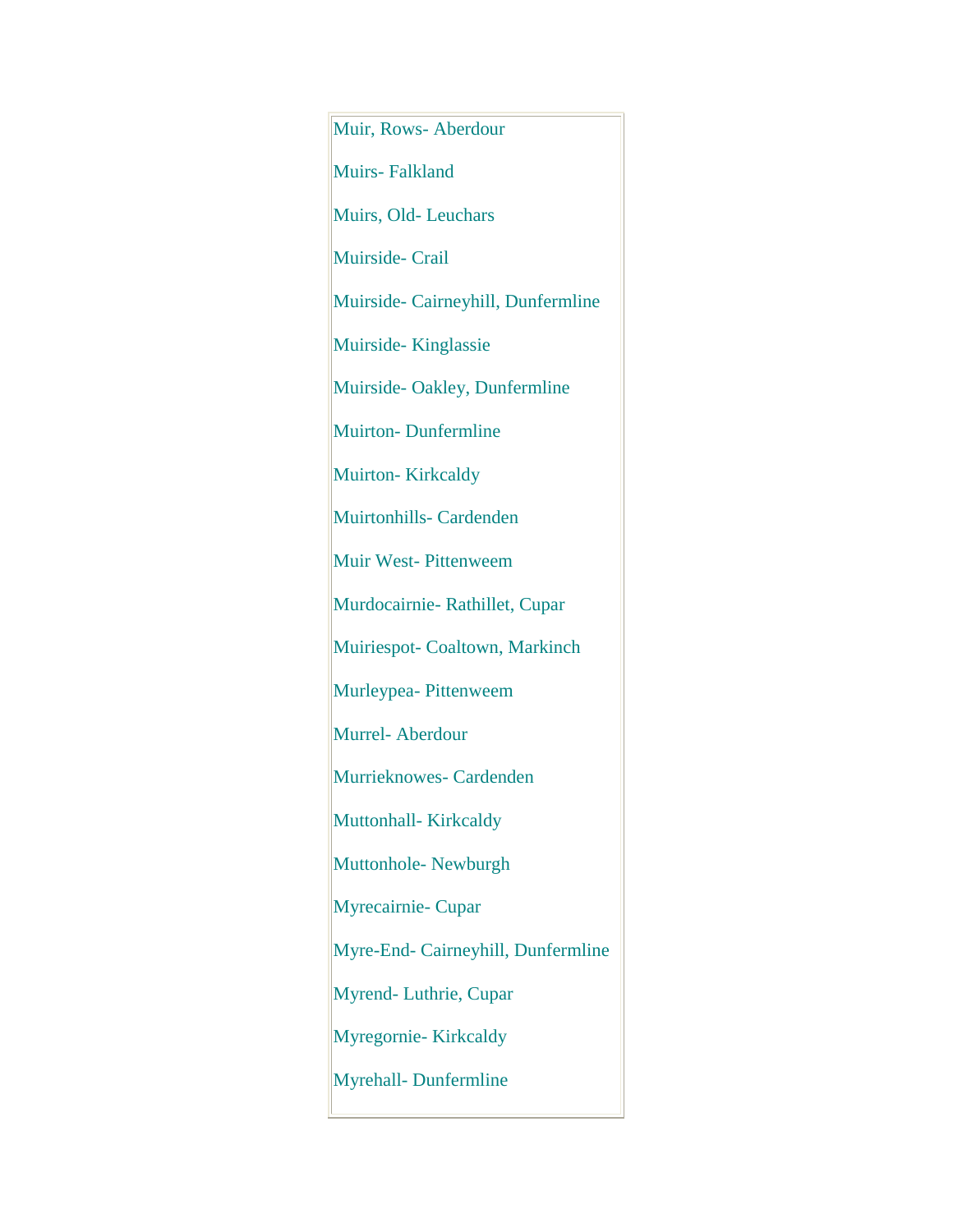Muir, Rows- Aberdour

Muirs- Falkland

Muirs, Old- Leuchars

Muirside- Crail

Muirside- Cairneyhill, Dunfermline

Muirside- Kinglassie

Muirside- Oakley, Dunfermline

Muirton- Dunfermline

Muirton- Kirkcaldy

Muirtonhills- Cardenden

Muir West- Pittenweem

Murdocairnie- Rathillet, Cupar

Muiriespot- Coaltown, Markinch

Murleypea- Pittenweem

Murrel- Aberdour

Murrieknowes- Cardenden

Muttonhall- Kirkcaldy

Muttonhole- Newburgh

Myrecairnie- Cupar

Myre-End- Cairneyhill, Dunfermline

Myrend- Luthrie, Cupar

Myregornie- Kirkcaldy

Myrehall- Dunfermline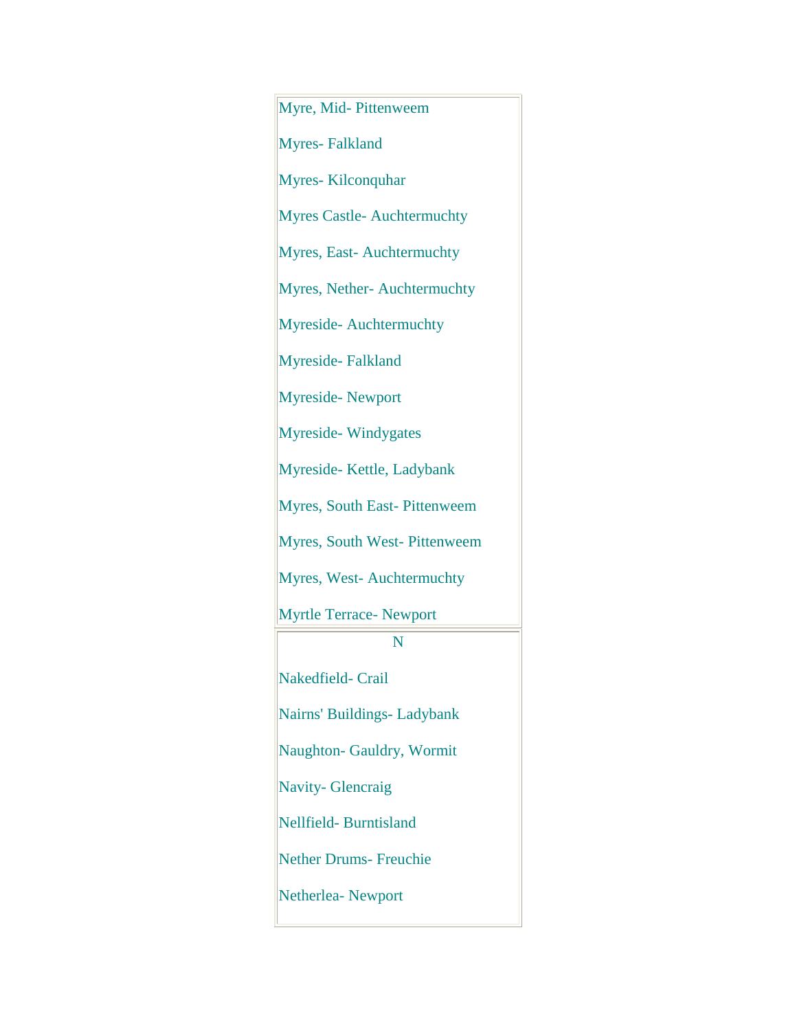Myre, Mid- Pittenweem

Myres- Falkland

Myres- Kilconquhar

Myres Castle- Auchtermuchty

Myres, East- Auchtermuchty

Myres, Nether- Auchtermuchty

Myreside- Auchtermuchty

Myreside- Falkland

Myreside- Newport

Myreside- Windygates

Myreside- Kettle, Ladybank

Myres, South East- Pittenweem

Myres, South West- Pittenweem

Myres, West- Auchtermuchty

Myrtle Terrace- Newport

N

Nakedfield- Crail

Nairns' Buildings- Ladybank

Naughton- Gauldry, Wormit

Navity- Glencraig

Nellfield- Burntisland

Nether Drums- Freuchie

Netherlea- Newport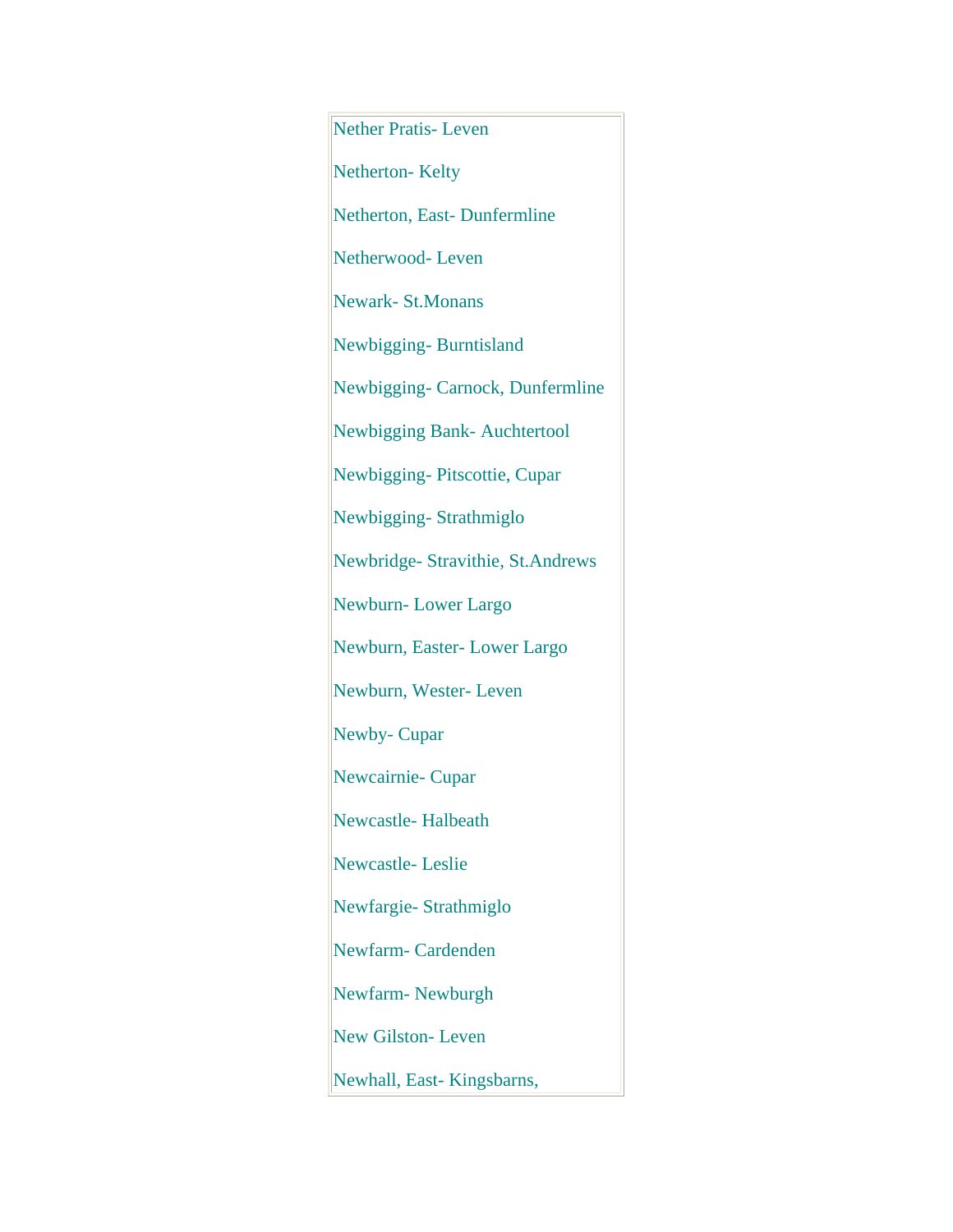Nether Pratis- Leven

Netherton- Kelty

Netherton, East- Dunfermline

Netherwood- Leven

Newark- St.Monans

Newbigging- Burntisland

Newbigging- Carnock, Dunfermline

Newbigging Bank- Auchtertool

Newbigging- Pitscottie, Cupar

Newbigging- Strathmiglo

Newbridge- Stravithie, St.Andrews

Newburn- Lower Largo

Newburn, Easter- Lower Largo

Newburn, Wester- Leven

Newby- Cupar

Newcairnie- Cupar

Newcastle- Halbeath

Newcastle- Leslie

Newfargie- Strathmiglo

Newfarm- Cardenden

Newfarm- Newburgh

New Gilston- Leven

Newhall, East- Kingsbarns,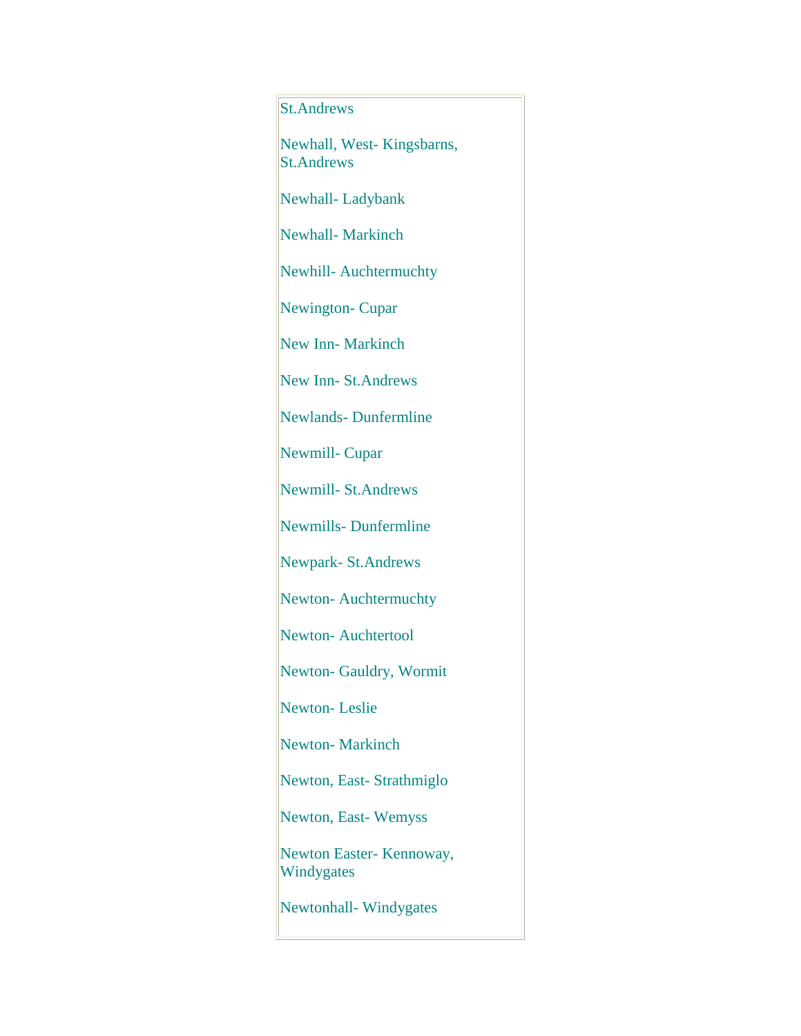St.Andrews

Newhall, West- Kingsbarns, St.Andrews

Newhall- Ladybank

Newhall- Markinch

Newhill- Auchtermuchty

Newington- Cupar

New Inn- Markinch

New Inn- St.Andrews

Newlands- Dunfermline

Newmill- Cupar

Newmill- St.Andrews

Newmills- Dunfermline

Newpark- St.Andrews

Newton- Auchtermuchty

Newton- Auchtertool

Newton- Gauldry, Wormit

Newton- Leslie

Newton- Markinch

Newton, East- Strathmiglo

Newton, East- Wemyss

Newton Easter- Kennoway, Windygates

Newtonhall- Windygates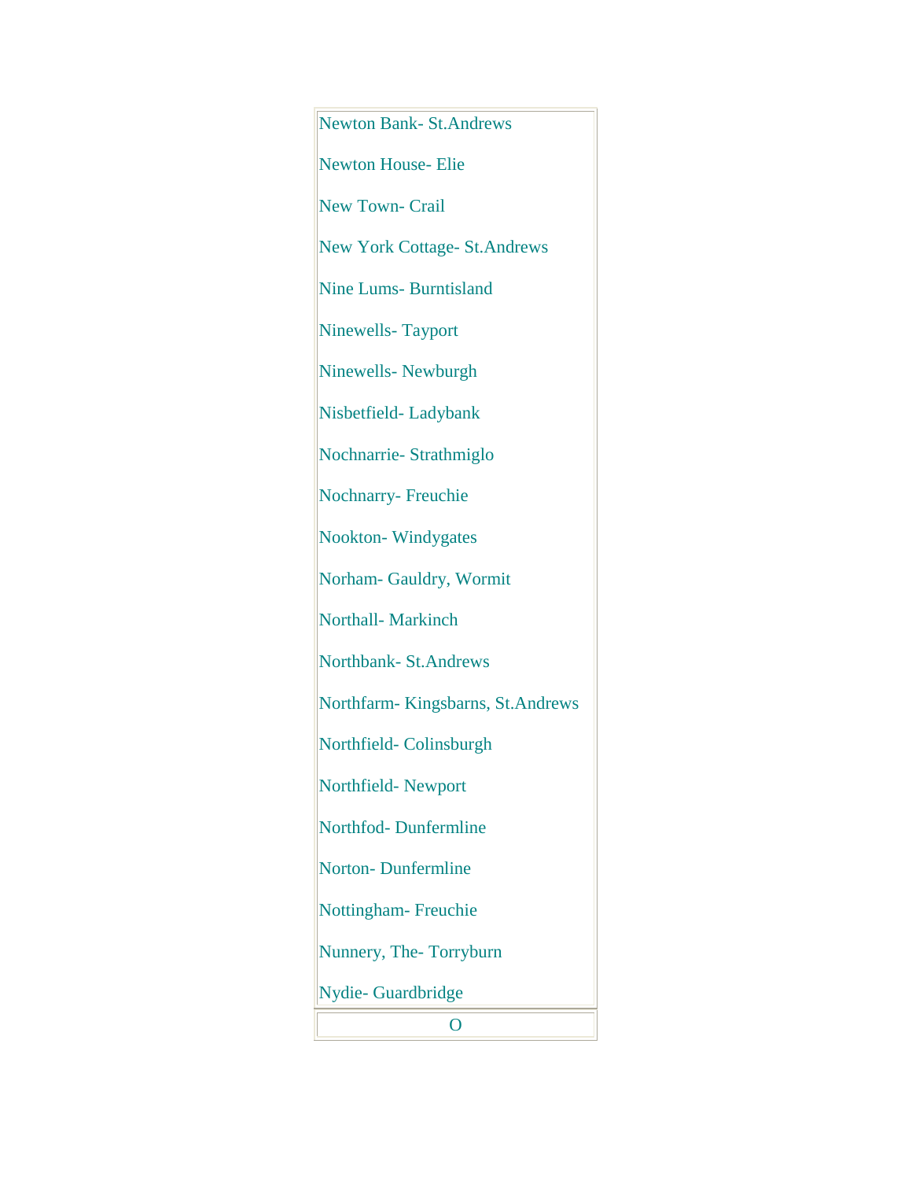Newton Bank- St.Andrews

Newton House- Elie

New Town- Crail

New York Cottage- St.Andrews

Nine Lums- Burntisland

Ninewells- Tayport

Ninewells- Newburgh

Nisbetfield- Ladybank

Nochnarrie- Strathmiglo

Nochnarry- Freuchie

Nookton- Windygates

Norham- Gauldry, Wormit

Northall- Markinch

Northbank- St.Andrews

Northfarm- Kingsbarns, St.Andrews

Northfield- Colinsburgh

Northfield- Newport

Northfod- Dunfermline

Norton- Dunfermline

Nottingham- Freuchie

Nunnery, The- Torryburn

Nydie- Guardbridge

O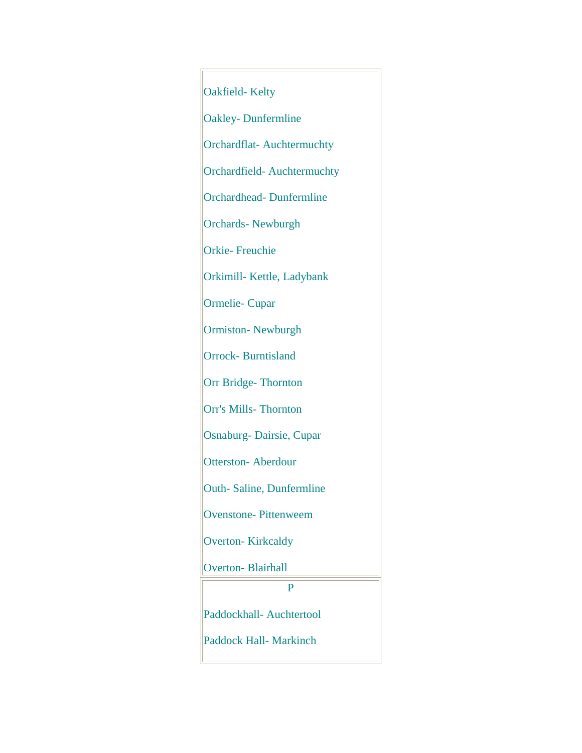Oakfield- Kelty

Oakley- Dunfermline

Orchardflat- Auchtermuchty

Orchardfield- Auchtermuchty

Orchardhead- Dunfermline

Orchards- Newburgh

Orkie- Freuchie

Orkimill- Kettle, Ladybank

Ormelie- Cupar

Ormiston- Newburgh

Orrock- Burntisland

Orr Bridge- Thornton

Orr's Mills- Thornton

Osnaburg- Dairsie, Cupar

Otterston- Aberdour

Outh- Saline, Dunfermline

Ovenstone- Pittenweem

Overton- Kirkcaldy

Overton- Blairhall

P

Paddockhall- Auchtertool

Paddock Hall- Markinch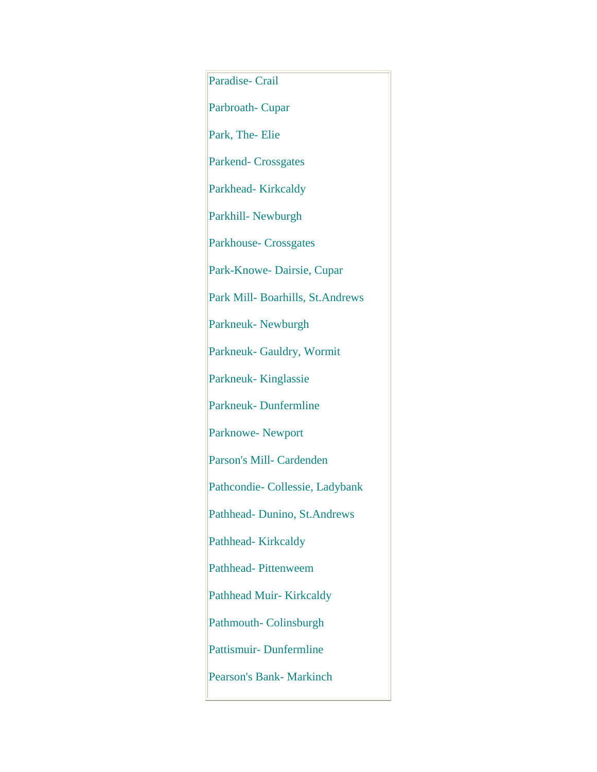Paradise- Crail

Parbroath- Cupar

Park, The- Elie

Parkend- Crossgates

Parkhead- Kirkcaldy

Parkhill- Newburgh

Parkhouse- Crossgates

Park-Knowe- Dairsie, Cupar

Park Mill- Boarhills, St.Andrews

Parkneuk- Newburgh

Parkneuk- Gauldry, Wormit

Parkneuk- Kinglassie

Parkneuk- Dunfermline

Parknowe- Newport

Parson's Mill- Cardenden

Pathcondie- Collessie, Ladybank

Pathhead- Dunino, St.Andrews

Pathhead- Kirkcaldy

Pathhead- Pittenweem

Pathhead Muir- Kirkcaldy

Pathmouth- Colinsburgh

Pattismuir- Dunfermline

Pearson's Bank- Markinch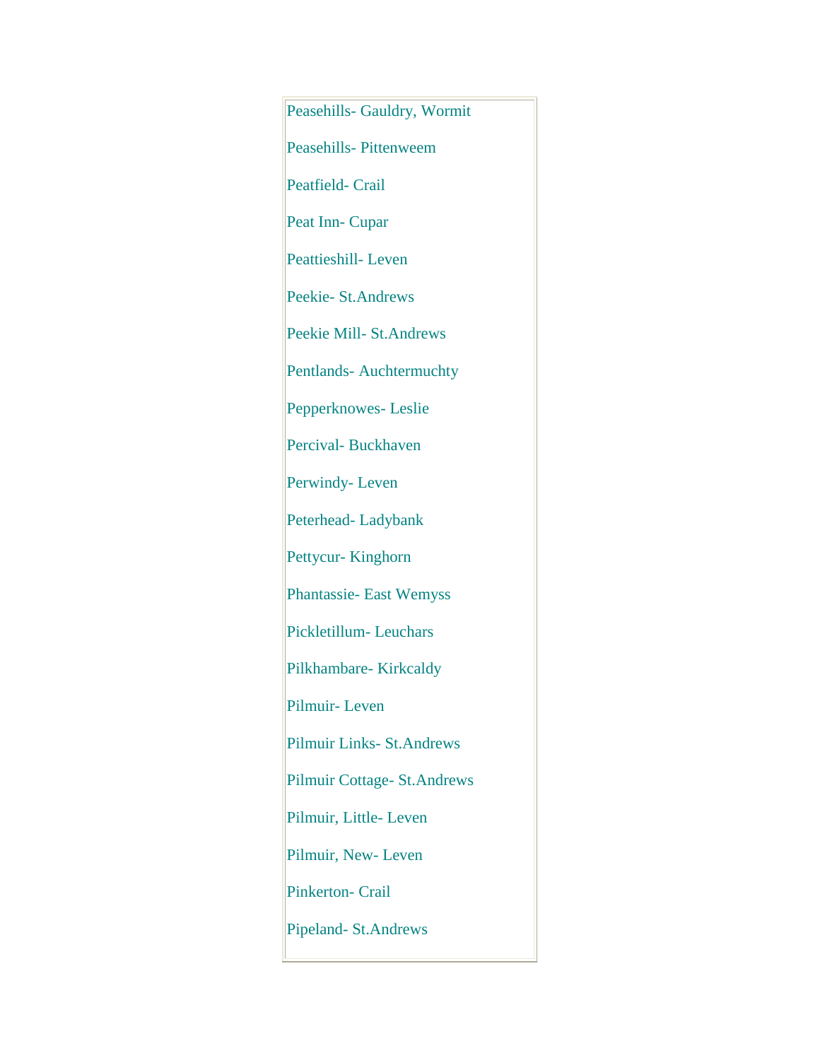Peasehills- Gauldry, Wormit

Peasehills- Pittenweem

Peatfield- Crail

Peat Inn- Cupar

Peattieshill- Leven

Peekie- St.Andrews

Peekie Mill- St.Andrews

Pentlands- Auchtermuchty

Pepperknowes- Leslie

Percival- Buckhaven

Perwindy- Leven

Peterhead- Ladybank

Pettycur- Kinghorn

Phantassie- East Wemyss

Pickletillum- Leuchars

Pilkhambare- Kirkcaldy

Pilmuir- Leven

Pilmuir Links- St.Andrews

Pilmuir Cottage- St.Andrews

Pilmuir, Little- Leven

Pilmuir, New- Leven

Pinkerton- Crail

Pipeland- St.Andrews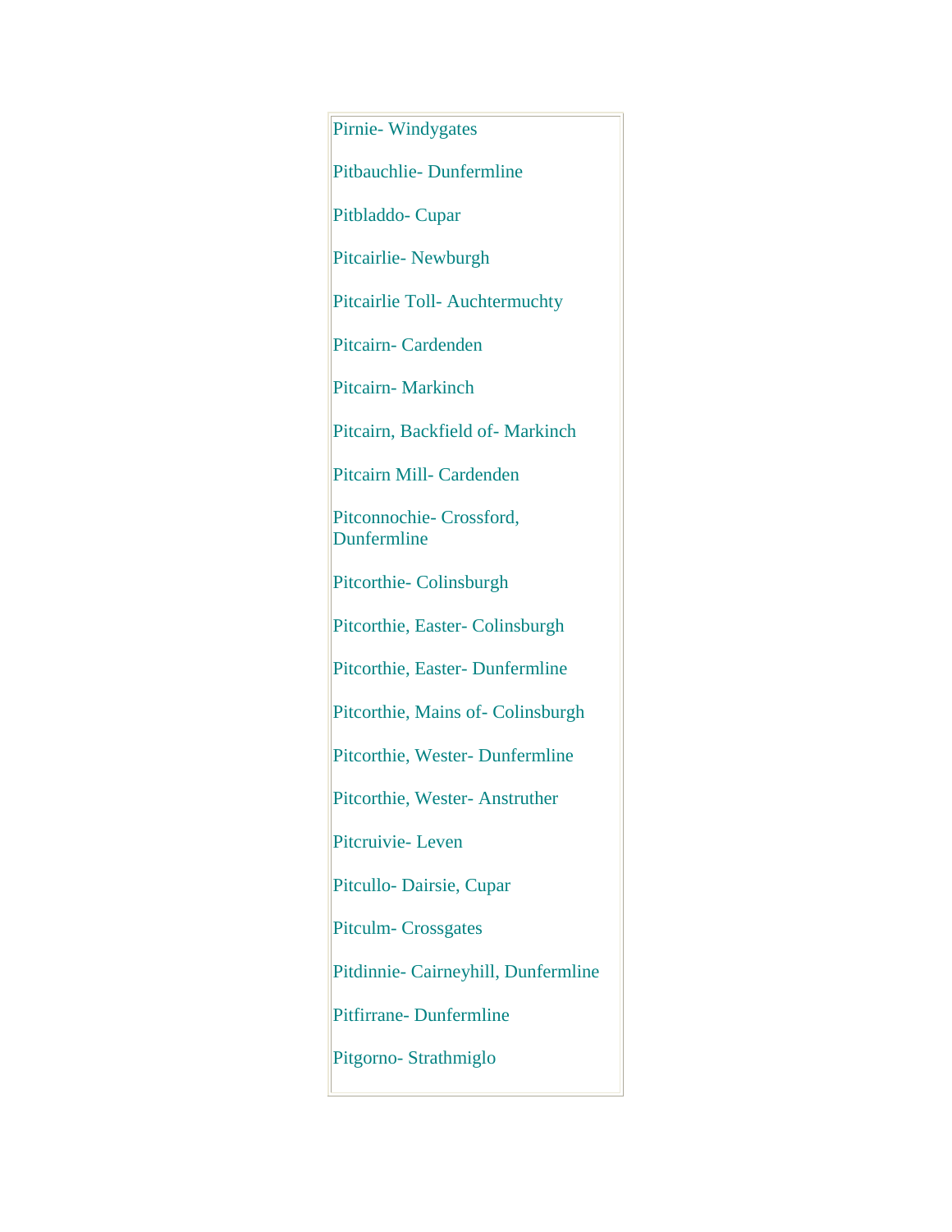Pirnie- Windygates

Pitbauchlie- Dunfermline

Pitbladdo- Cupar

Pitcairlie- Newburgh

Pitcairlie Toll- Auchtermuchty

Pitcairn- Cardenden

Pitcairn- Markinch

Pitcairn, Backfield of- Markinch

Pitcairn Mill- Cardenden

Pitconnochie- Crossford, Dunfermline

Pitcorthie- Colinsburgh

Pitcorthie, Easter- Colinsburgh

Pitcorthie, Easter- Dunfermline

Pitcorthie, Mains of- Colinsburgh

Pitcorthie, Wester- Dunfermline

Pitcorthie, Wester- Anstruther

Pitcruivie- Leven

Pitcullo- Dairsie, Cupar

Pitculm- Crossgates

Pitdinnie- Cairneyhill, Dunfermline

Pitfirrane- Dunfermline

Pitgorno- Strathmiglo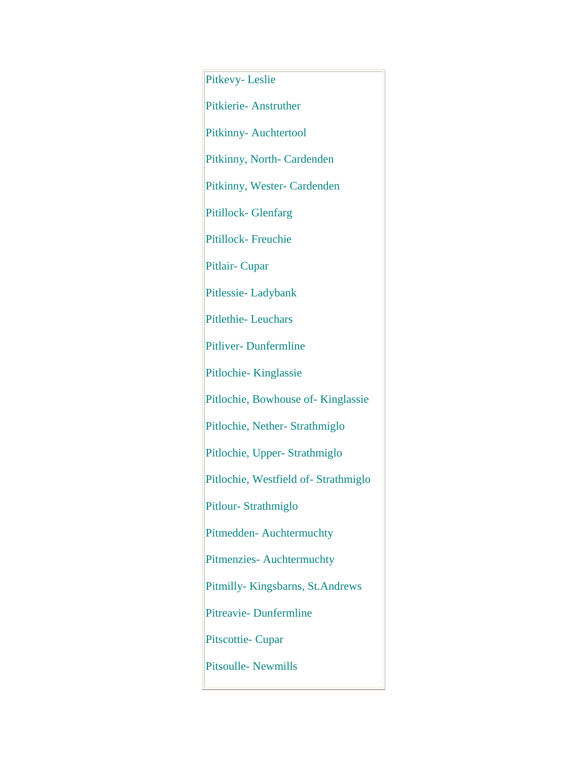Pitkevy- Leslie

Pitkierie- Anstruther

Pitkinny- Auchtertool

Pitkinny, North- Cardenden

Pitkinny, Wester- Cardenden

Pitillock- Glenfarg

Pitillock- Freuchie

Pitlair- Cupar

Pitlessie- Ladybank

Pitlethie- Leuchars

Pitliver- Dunfermline

Pitlochie- Kinglassie

Pitlochie, Bowhouse of- Kinglassie

Pitlochie, Nether- Strathmiglo

Pitlochie, Upper- Strathmiglo

Pitlochie, Westfield of- Strathmiglo

Pitlour- Strathmiglo

Pitmedden- Auchtermuchty

Pitmenzies- Auchtermuchty

Pitmilly- Kingsbarns, St.Andrews

Pitreavie- Dunfermline

Pitscottie- Cupar

Pitsoulle- Newmills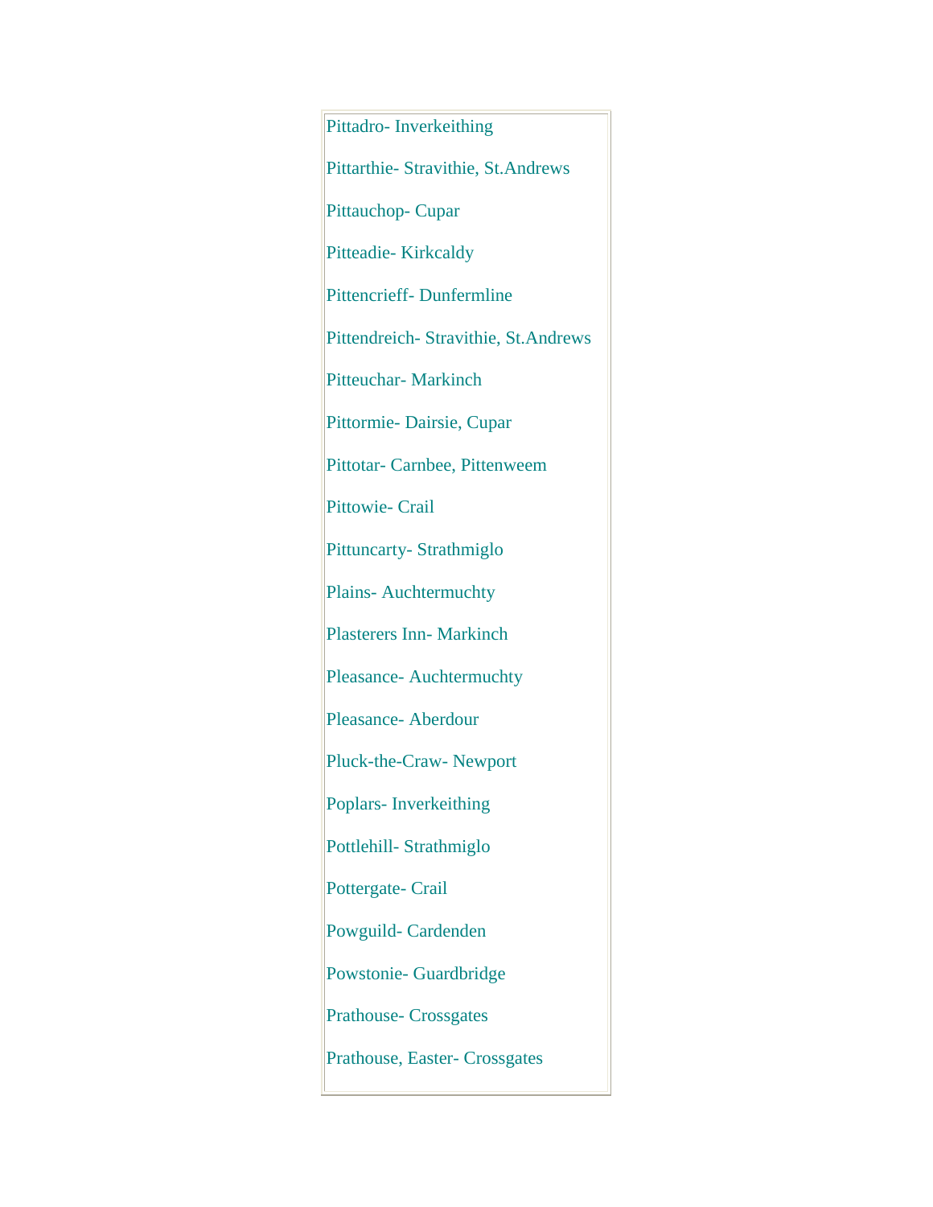Pittadro- Inverkeithing

Pittarthie- Stravithie, St.Andrews

Pittauchop- Cupar

Pitteadie- Kirkcaldy

Pittencrieff- Dunfermline

Pittendreich- Stravithie, St.Andrews

Pitteuchar- Markinch

Pittormie- Dairsie, Cupar

Pittotar- Carnbee, Pittenweem

Pittowie- Crail

Pittuncarty- Strathmiglo

Plains- Auchtermuchty

Plasterers Inn- Markinch

Pleasance- Auchtermuchty

Pleasance- Aberdour

Pluck-the-Craw- Newport

Poplars- Inverkeithing

Pottlehill- Strathmiglo

Pottergate- Crail

Powguild- Cardenden

Powstonie- Guardbridge

Prathouse- Crossgates

Prathouse, Easter- Crossgates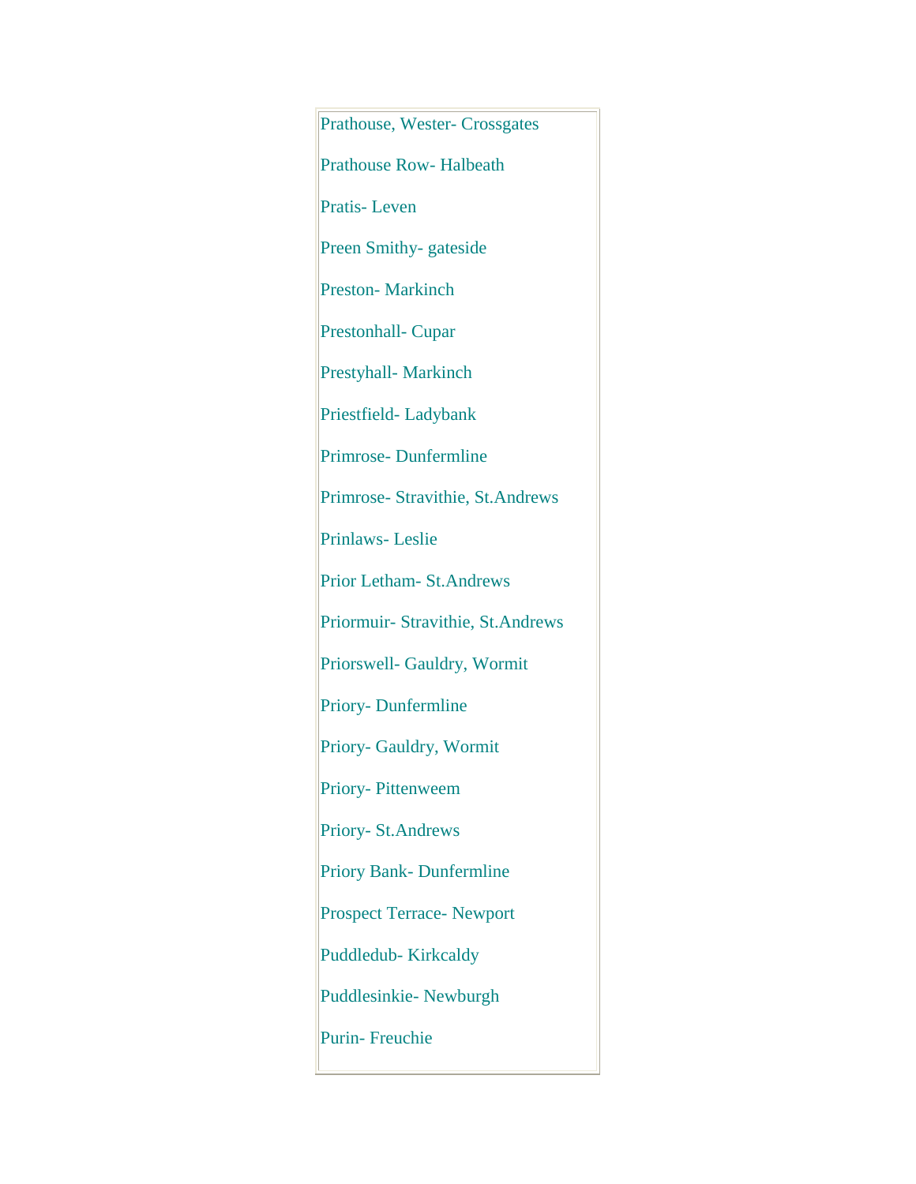Prathouse, Wester- Crossgates

Prathouse Row- Halbeath

Pratis- Leven

Preen Smithy- gateside

Preston- Markinch

Prestonhall- Cupar

Prestyhall- Markinch

Priestfield- Ladybank

Primrose- Dunfermline

Primrose- Stravithie, St.Andrews

Prinlaws- Leslie

Prior Letham- St.Andrews

Priormuir- Stravithie, St.Andrews

Priorswell- Gauldry, Wormit

Priory- Dunfermline

Priory- Gauldry, Wormit

Priory- Pittenweem

Priory- St.Andrews

Priory Bank- Dunfermline

Prospect Terrace- Newport

Puddledub- Kirkcaldy

Puddlesinkie- Newburgh

Purin- Freuchie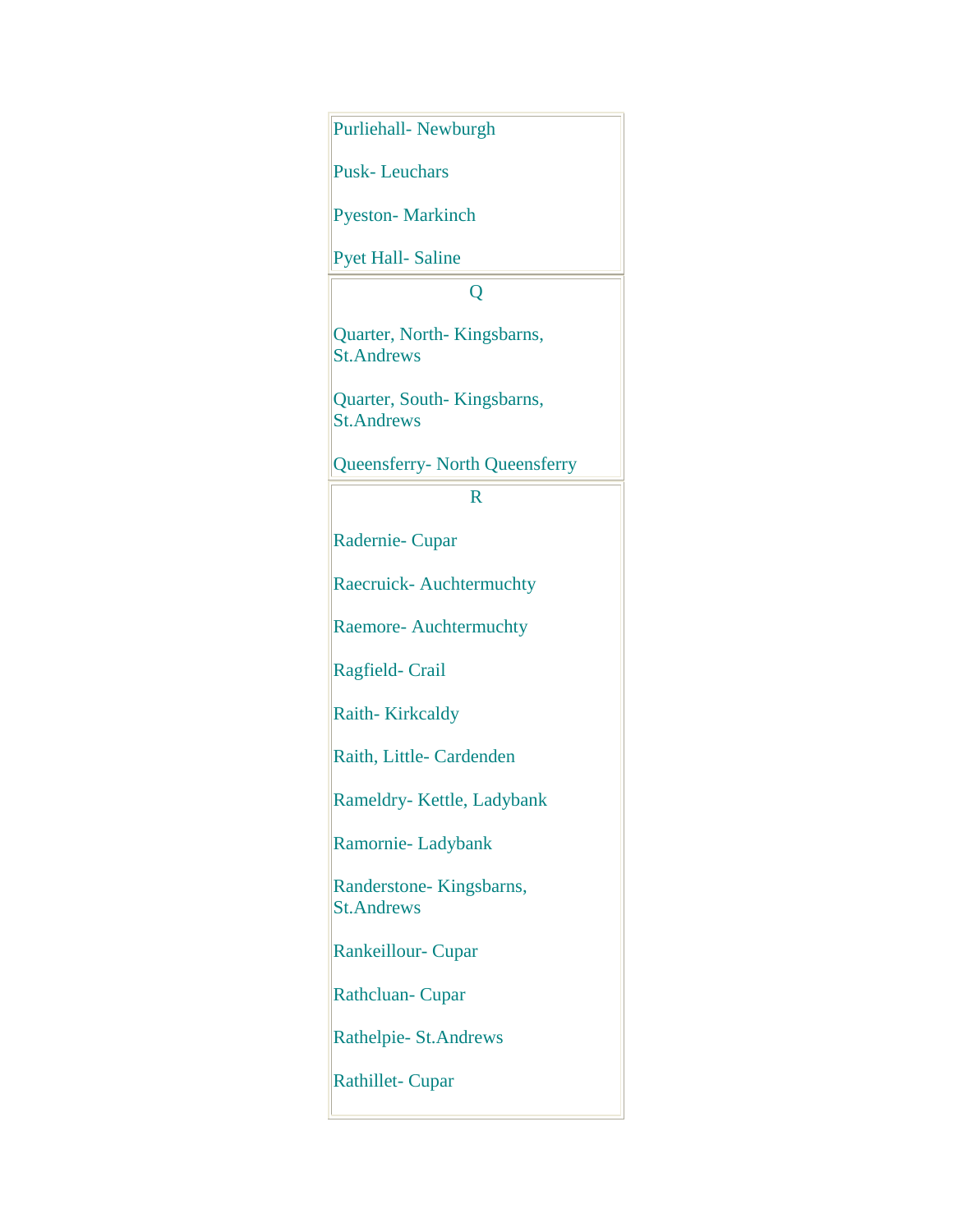Purliehall- Newburgh

Pusk- Leuchars

Pyeston- Markinch

Pyet Hall- Saline

Q

Quarter, North- Kingsbarns, St.Andrews

Quarter, South- Kingsbarns, St.Andrews

Queensferry- North Queensferry

R

Radernie- Cupar

Raecruick- Auchtermuchty

Raemore- Auchtermuchty

Ragfield- Crail

Raith- Kirkcaldy

Raith, Little- Cardenden

Rameldry- Kettle, Ladybank

Ramornie- Ladybank

Randerstone- Kingsbarns, St.Andrews

Rankeillour- Cupar

Rathcluan- Cupar

Rathelpie- St.Andrews

Rathillet- Cupar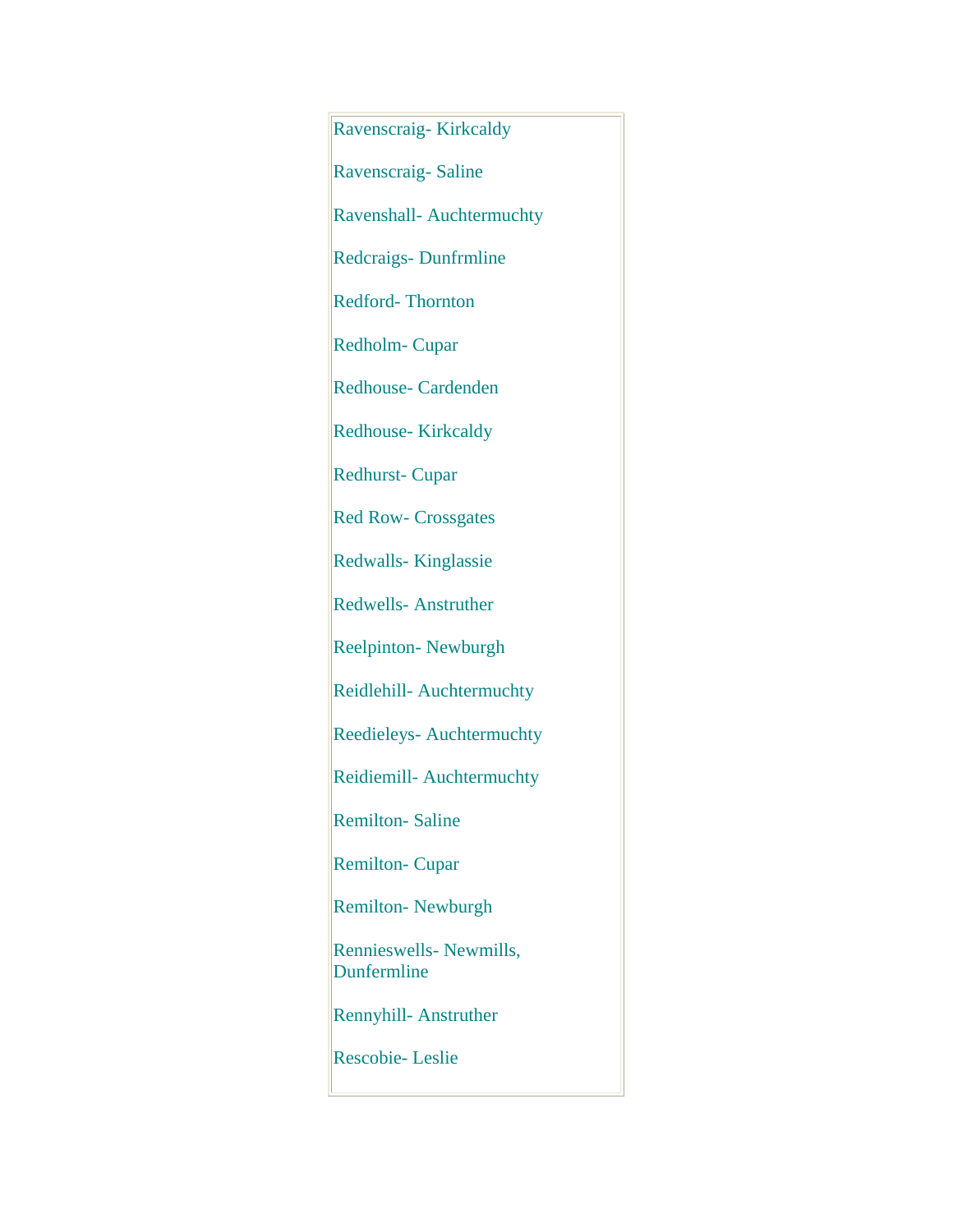Ravenscraig- Kirkcaldy

Ravenscraig- Saline

Ravenshall- Auchtermuchty

Redcraigs- Dunfrmline

Redford- Thornton

Redholm- Cupar

Redhouse- Cardenden

Redhouse- Kirkcaldy

Redhurst- Cupar

Red Row- Crossgates

Redwalls- Kinglassie

Redwells- Anstruther

Reelpinton- Newburgh

Reidlehill- Auchtermuchty

Reedieleys- Auchtermuchty

Reidiemill- Auchtermuchty

Remilton- Saline

Remilton- Cupar

Remilton- Newburgh

Rennieswells- Newmills, Dunfermline

Rennyhill- Anstruther

Rescobie- Leslie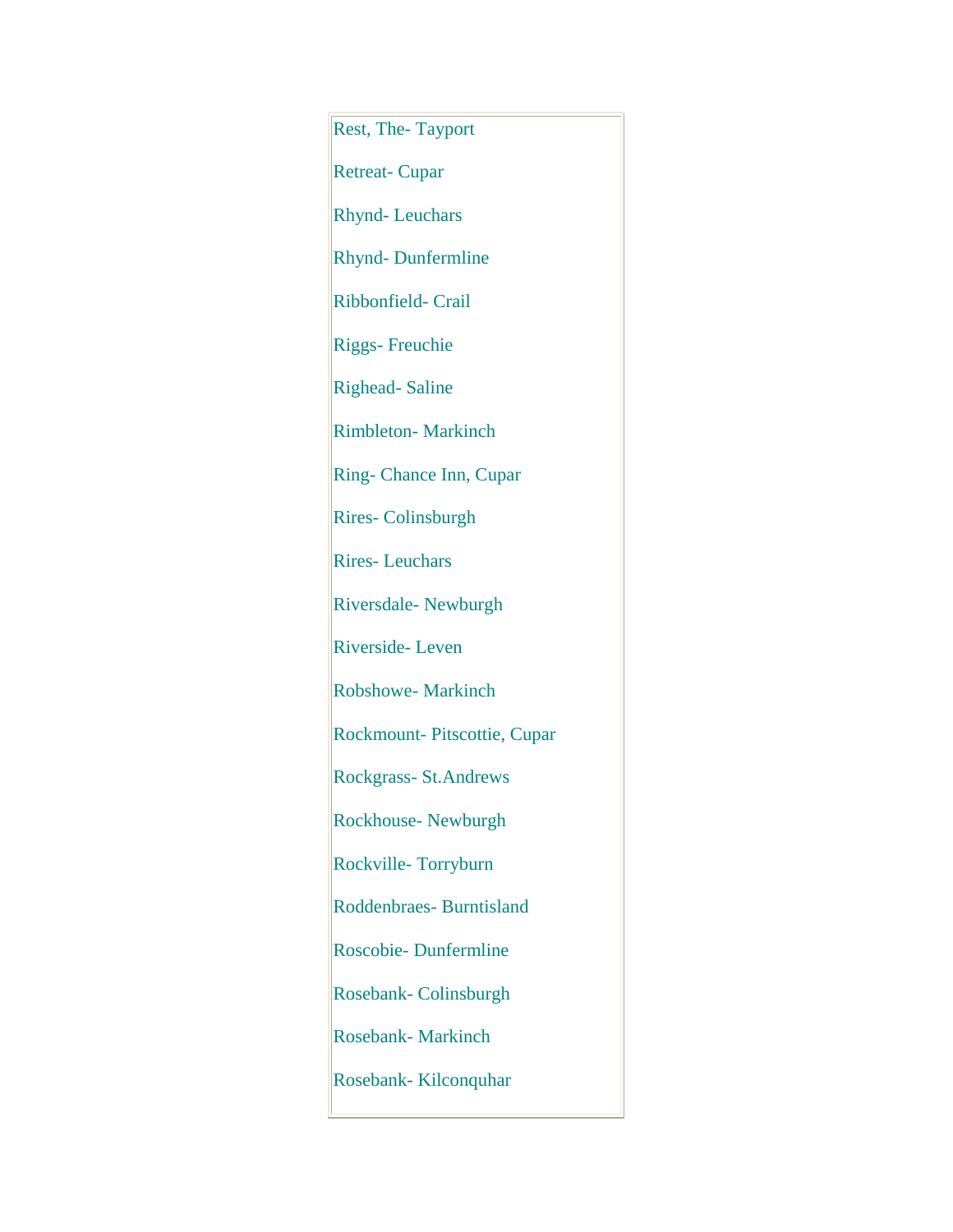Rest, The- Tayport

Retreat- Cupar

Rhynd- Leuchars

Rhynd- Dunfermline

Ribbonfield- Crail

Riggs- Freuchie

Righead- Saline

Rimbleton- Markinch

Ring- Chance Inn, Cupar

Rires- Colinsburgh

Rires- Leuchars

Riversdale- Newburgh

Riverside- Leven

Robshowe- Markinch

Rockmount- Pitscottie, Cupar

Rockgrass- St.Andrews

Rockhouse- Newburgh

Rockville- Torryburn

Roddenbraes- Burntisland

Roscobie- Dunfermline

Rosebank- Colinsburgh

Rosebank- Markinch

Rosebank- Kilconquhar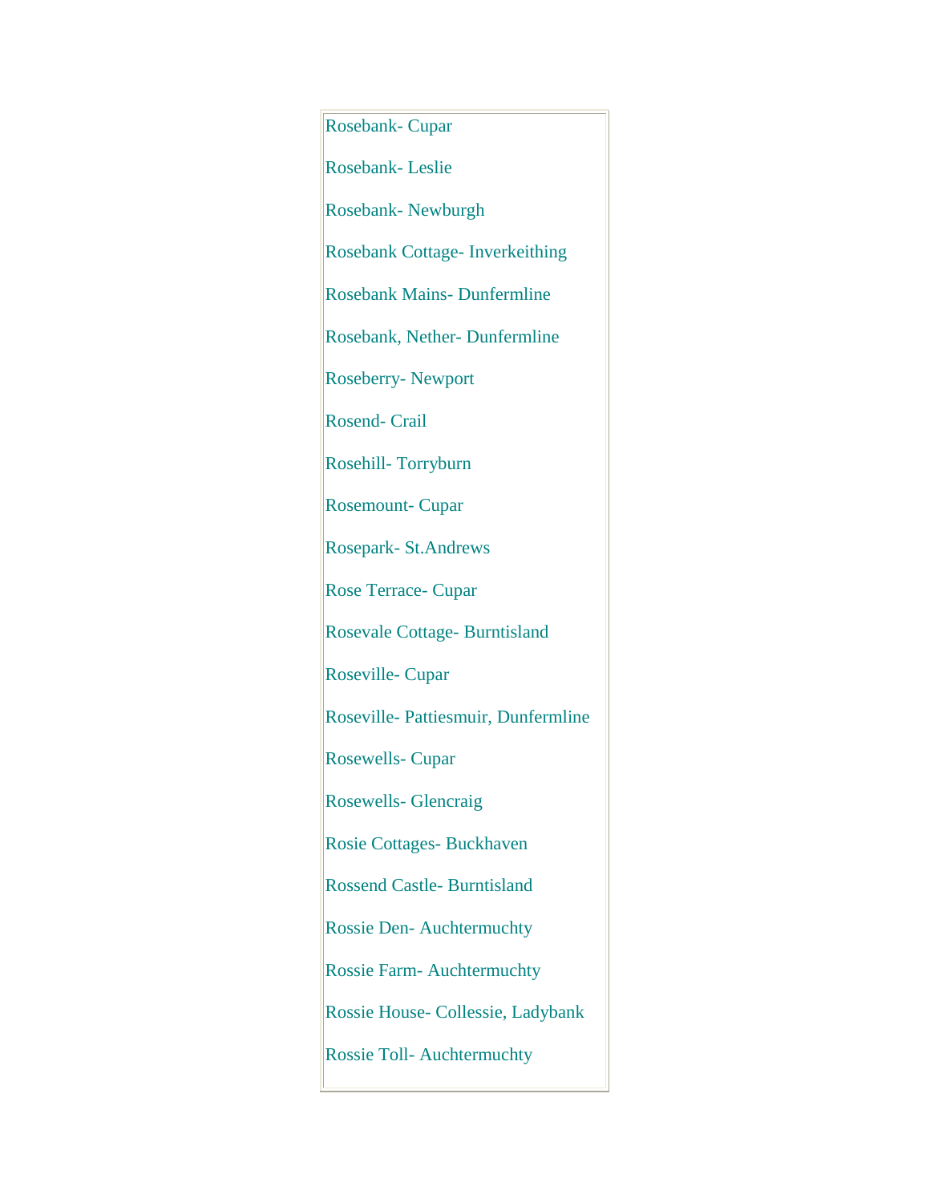Rosebank- Cupar

Rosebank- Leslie

Rosebank- Newburgh

Rosebank Cottage- Inverkeithing

Rosebank Mains- Dunfermline

Rosebank, Nether- Dunfermline

Roseberry- Newport

Rosend- Crail

Rosehill- Torryburn

Rosemount- Cupar

Rosepark- St.Andrews

Rose Terrace- Cupar

Rosevale Cottage- Burntisland

Roseville- Cupar

Roseville- Pattiesmuir, Dunfermline

Rosewells- Cupar

Rosewells- Glencraig

Rosie Cottages- Buckhaven

Rossend Castle- Burntisland

Rossie Den- Auchtermuchty

Rossie Farm- Auchtermuchty

Rossie House- Collessie, Ladybank

Rossie Toll- Auchtermuchty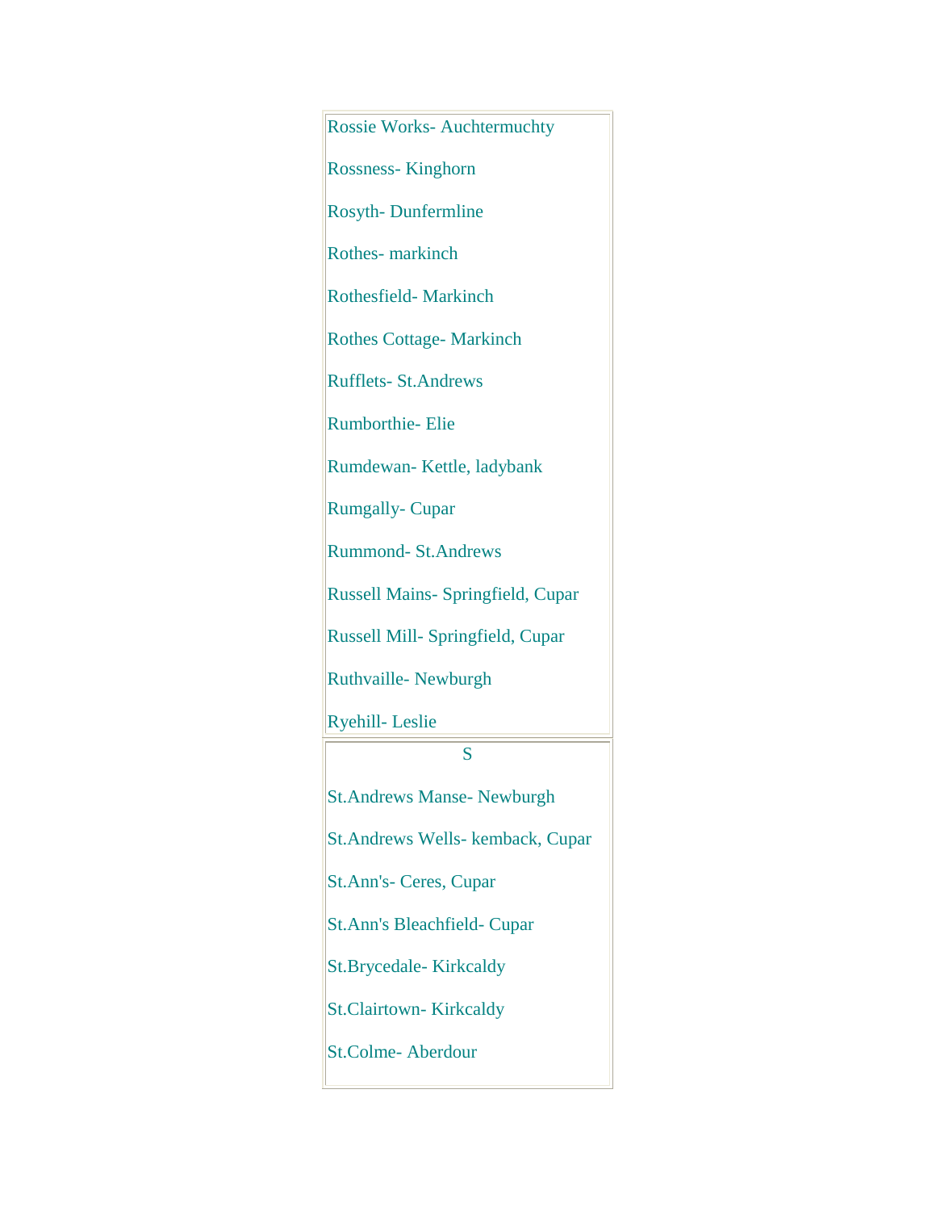Rossie Works- Auchtermuchty

Rossness- Kinghorn

Rosyth- Dunfermline

Rothes- markinch

Rothesfield- Markinch

Rothes Cottage- Markinch

Rufflets- St.Andrews

Rumborthie- Elie

Rumdewan- Kettle, ladybank

Rumgally- Cupar

Rummond- St.Andrews

Russell Mains- Springfield, Cupar

Russell Mill- Springfield, Cupar

Ruthvaille- Newburgh

Ryehill- Leslie

## S

St.Andrews Manse- Newburgh

St.Andrews Wells- kemback, Cupar

St.Ann's- Ceres, Cupar

St.Ann's Bleachfield- Cupar

St.Brycedale- Kirkcaldy

St.Clairtown- Kirkcaldy

St.Colme- Aberdour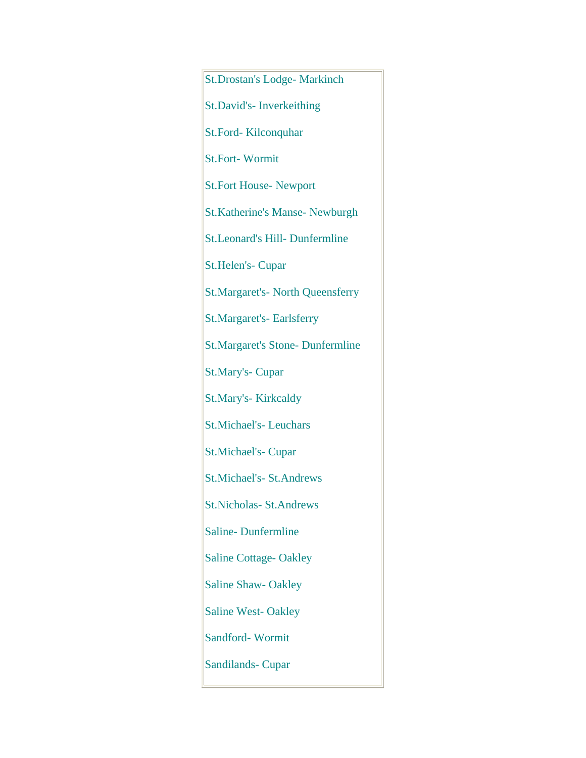St.Drostan's Lodge- Markinch

St.David's- Inverkeithing

St.Ford- Kilconquhar

St.Fort- Wormit

St.Fort House- Newport

St.Katherine's Manse- Newburgh

St.Leonard's Hill- Dunfermline

St.Helen's- Cupar

St.Margaret's- North Queensferry

St.Margaret's- Earlsferry

St.Margaret's Stone- Dunfermline

St.Mary's- Cupar

St.Mary's- Kirkcaldy

St.Michael's- Leuchars

St.Michael's- Cupar

St.Michael's- St.Andrews

St.Nicholas- St.Andrews

Saline- Dunfermline

Saline Cottage- Oakley

Saline Shaw- Oakley

Saline West- Oakley

Sandford- Wormit

Sandilands- Cupar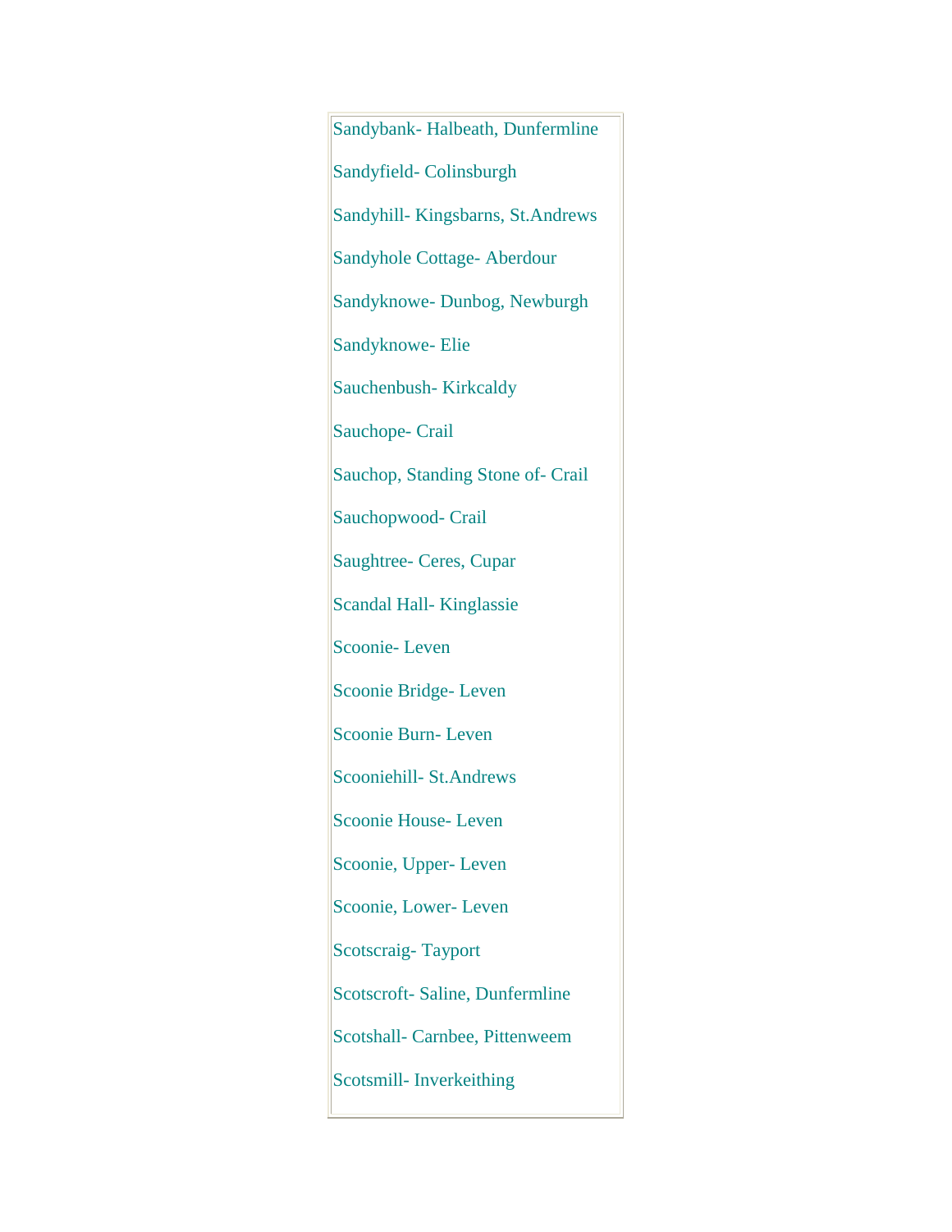Sandybank- Halbeath, Dunfermline

Sandyfield- Colinsburgh

Sandyhill- Kingsbarns, St.Andrews

Sandyhole Cottage- Aberdour

Sandyknowe- Dunbog, Newburgh

Sandyknowe- Elie

Sauchenbush- Kirkcaldy

Sauchope- Crail

Sauchop, Standing Stone of- Crail

Sauchopwood- Crail

Saughtree- Ceres, Cupar

Scandal Hall- Kinglassie

Scoonie- Leven

Scoonie Bridge- Leven

Scoonie Burn- Leven

Scooniehill- St.Andrews

Scoonie House- Leven

Scoonie, Upper- Leven

Scoonie, Lower- Leven

Scotscraig- Tayport

Scotscroft- Saline, Dunfermline

Scotshall- Carnbee, Pittenweem

Scotsmill- Inverkeithing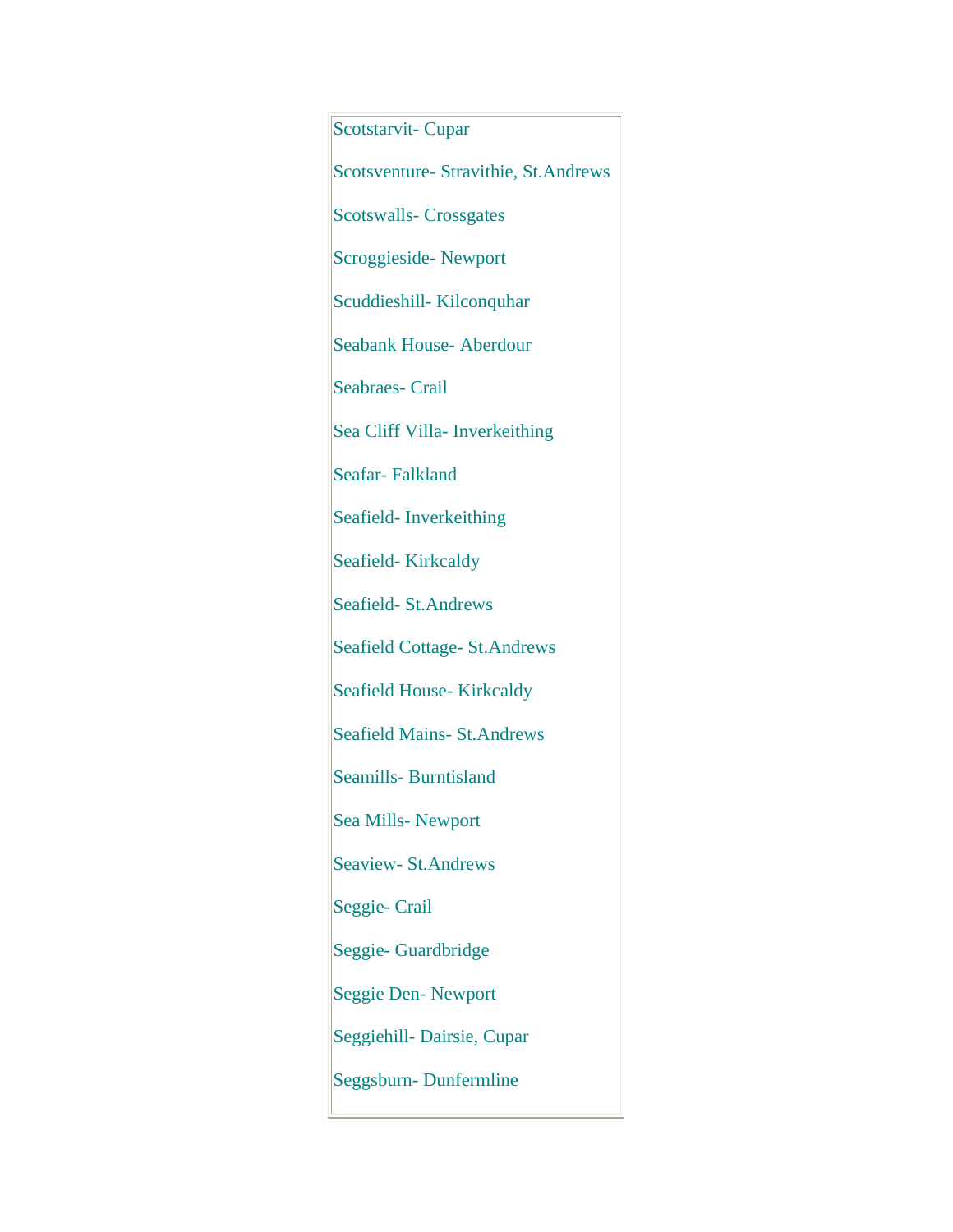Scotstarvit- Cupar

Scotsventure- Stravithie, St.Andrews

Scotswalls- Crossgates

Scroggieside- Newport

Scuddieshill- Kilconquhar

Seabank House- Aberdour

Seabraes- Crail

Sea Cliff Villa- Inverkeithing

Seafar- Falkland

Seafield- Inverkeithing

Seafield- Kirkcaldy

Seafield- St.Andrews

Seafield Cottage- St.Andrews

Seafield House- Kirkcaldy

Seafield Mains- St.Andrews

Seamills- Burntisland

Sea Mills- Newport

Seaview- St.Andrews

Seggie- Crail

Seggie- Guardbridge

Seggie Den- Newport

Seggiehill- Dairsie, Cupar

Seggsburn- Dunfermline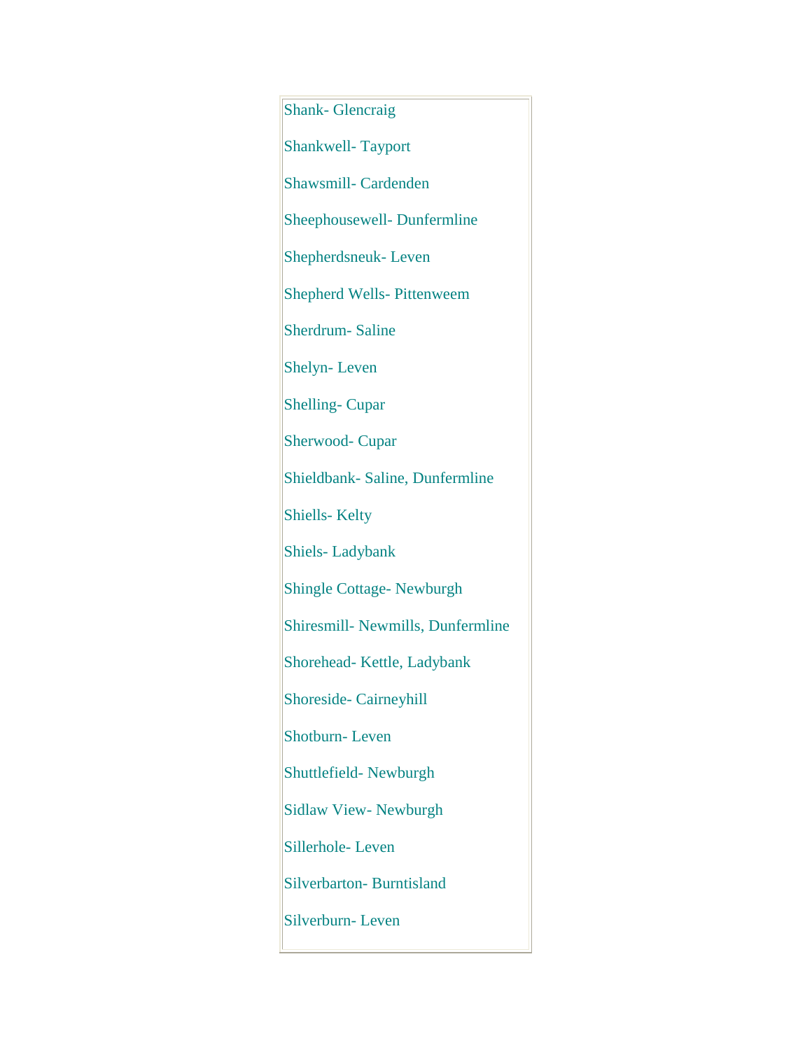Shank- Glencraig

Shankwell- Tayport

Shawsmill- Cardenden

Sheephousewell- Dunfermline

Shepherdsneuk- Leven

Shepherd Wells- Pittenweem

Sherdrum- Saline

Shelyn- Leven

Shelling- Cupar

Sherwood- Cupar

Shieldbank- Saline, Dunfermline

Shiells- Kelty

Shiels- Ladybank

Shingle Cottage- Newburgh

Shiresmill- Newmills, Dunfermline

Shorehead- Kettle, Ladybank

Shoreside- Cairneyhill

Shotburn- Leven

Shuttlefield- Newburgh

Sidlaw View- Newburgh

Sillerhole- Leven

Silverbarton- Burntisland

Silverburn- Leven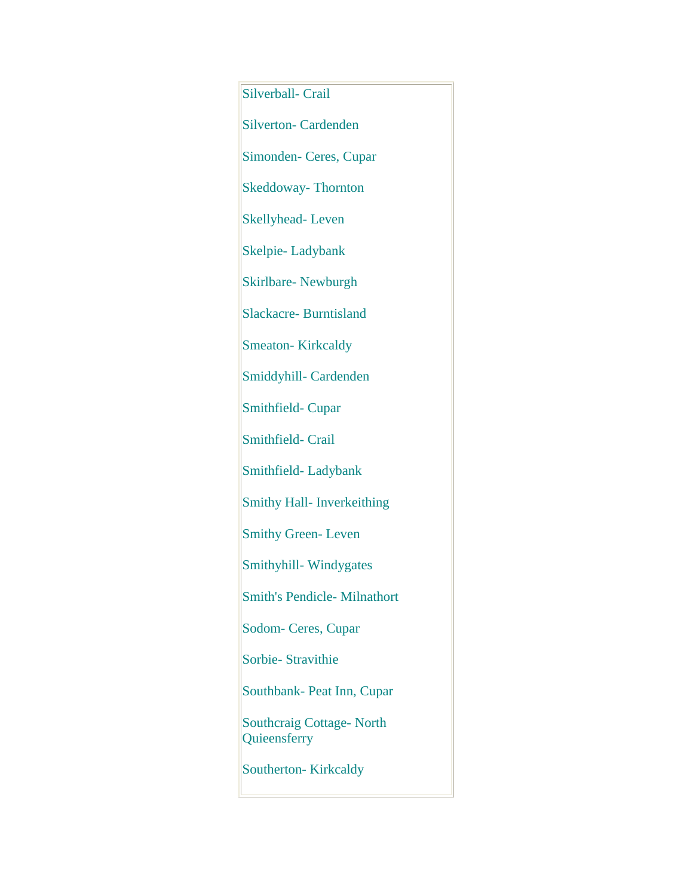Silverball- Crail

Silverton- Cardenden

Simonden- Ceres, Cupar

Skeddoway- Thornton

Skellyhead- Leven

Skelpie- Ladybank

Skirlbare- Newburgh

Slackacre- Burntisland

Smeaton- Kirkcaldy

Smiddyhill- Cardenden

Smithfield- Cupar

Smithfield- Crail

Smithfield- Ladybank

Smithy Hall- Inverkeithing

Smithy Green- Leven

Smithyhill- Windygates

Smith's Pendicle- Milnathort

Sodom- Ceres, Cupar

Sorbie- Stravithie

Southbank- Peat Inn, Cupar

Southcraig Cottage- North Quieensferry

Southerton- Kirkcaldy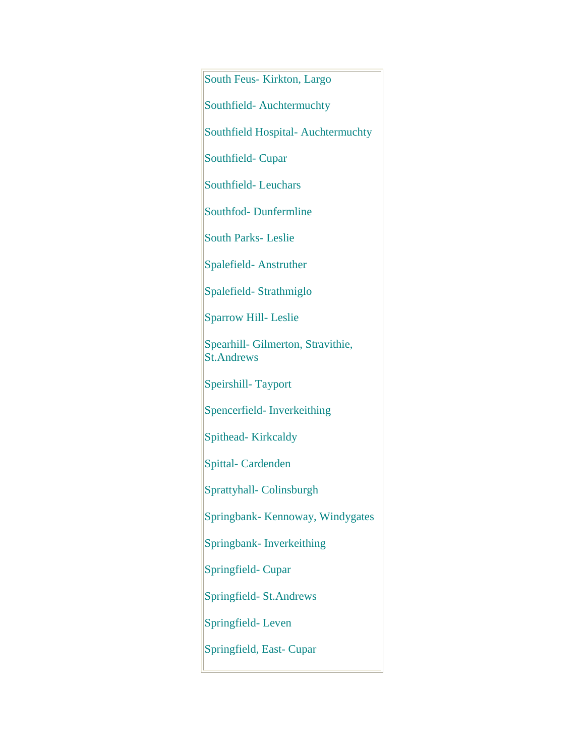South Feus- Kirkton, Largo

Southfield- Auchtermuchty

Southfield Hospital- Auchtermuchty

Southfield- Cupar

Southfield- Leuchars

Southfod- Dunfermline

South Parks- Leslie

Spalefield- Anstruther

Spalefield- Strathmiglo

Sparrow Hill- Leslie

Spearhill- Gilmerton, Stravithie, St.Andrews

Speirshill- Tayport

Spencerfield- Inverkeithing

Spithead- Kirkcaldy

Spittal- Cardenden

Sprattyhall- Colinsburgh

Springbank- Kennoway, Windygates

Springbank- Inverkeithing

Springfield- Cupar

Springfield- St.Andrews

Springfield- Leven

Springfield, East- Cupar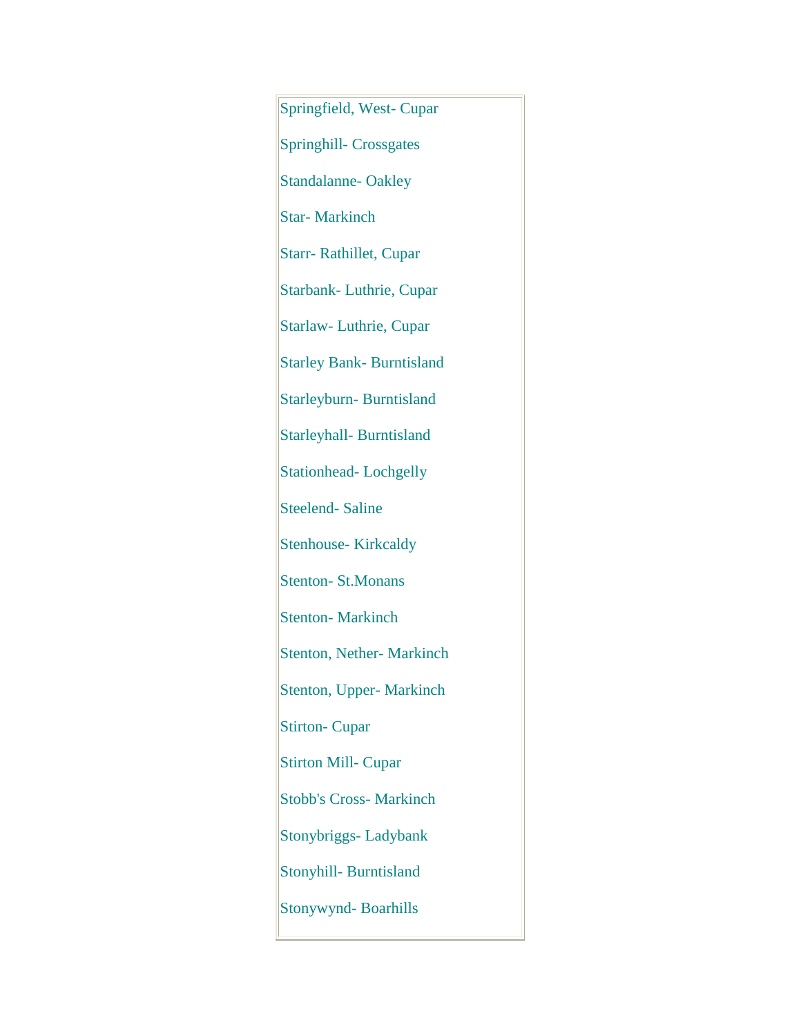Springfield, West- Cupar

Springhill- Crossgates

Standalanne- Oakley

Star- Markinch

Starr- Rathillet, Cupar

Starbank- Luthrie, Cupar

Starlaw- Luthrie, Cupar

Starley Bank- Burntisland

Starleyburn- Burntisland

Starleyhall- Burntisland

Stationhead- Lochgelly

Steelend- Saline

Stenhouse- Kirkcaldy

Stenton- St.Monans

Stenton- Markinch

Stenton, Nether- Markinch

Stenton, Upper- Markinch

Stirton- Cupar

Stirton Mill- Cupar

Stobb's Cross- Markinch

Stonybriggs- Ladybank

Stonyhill- Burntisland

Stonywynd- Boarhills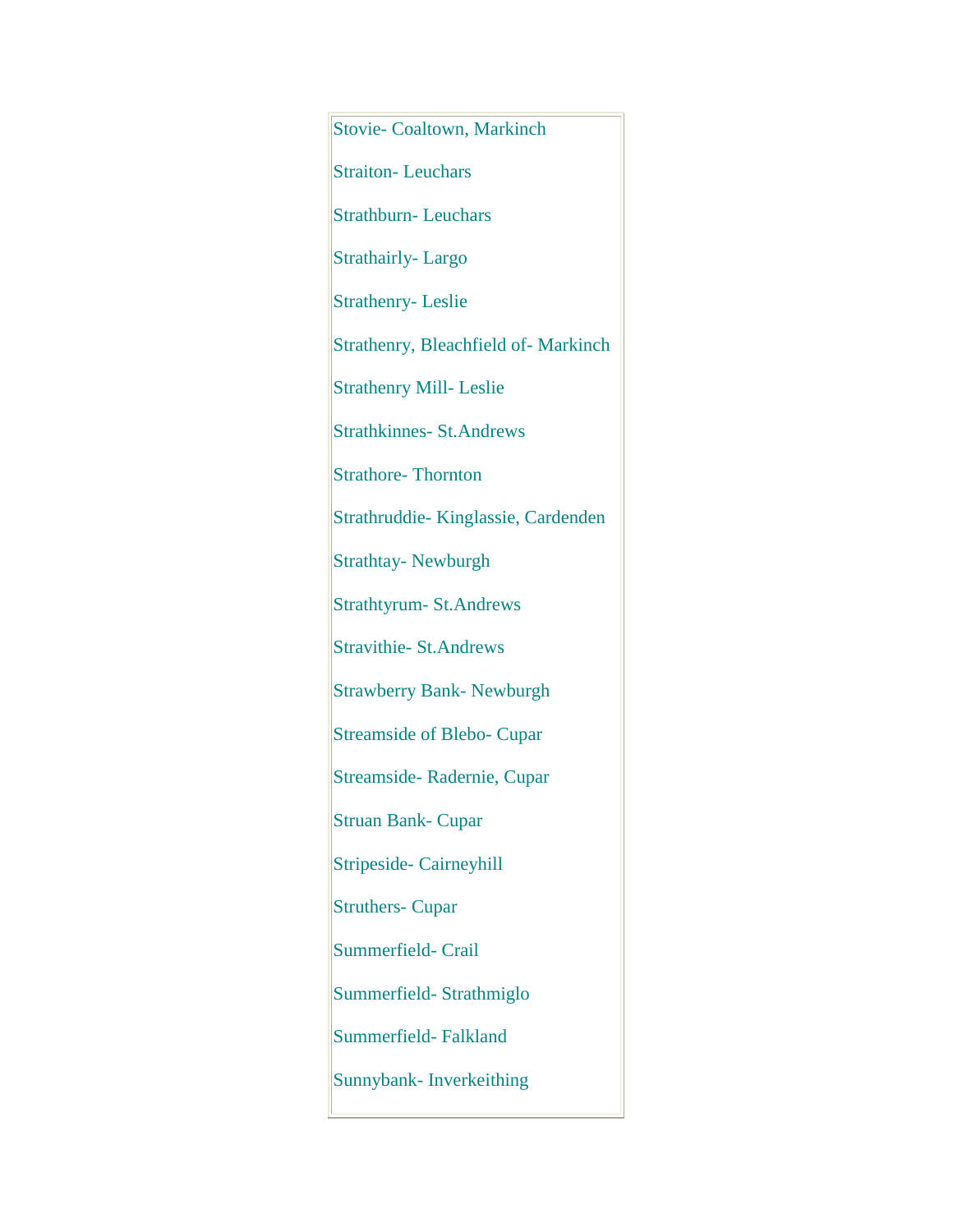Stovie- Coaltown, Markinch

Straiton- Leuchars

Strathburn- Leuchars

Strathairly- Largo

Strathenry- Leslie

Strathenry, Bleachfield of- Markinch

Strathenry Mill- Leslie

Strathkinnes- St.Andrews

Strathore- Thornton

Strathruddie- Kinglassie, Cardenden

Strathtay- Newburgh

Strathtyrum- St.Andrews

Stravithie- St.Andrews

Strawberry Bank- Newburgh

Streamside of Blebo- Cupar

Streamside- Radernie, Cupar

Struan Bank- Cupar

Stripeside- Cairneyhill

Struthers- Cupar

Summerfield- Crail

Summerfield- Strathmiglo

Summerfield- Falkland

Sunnybank- Inverkeithing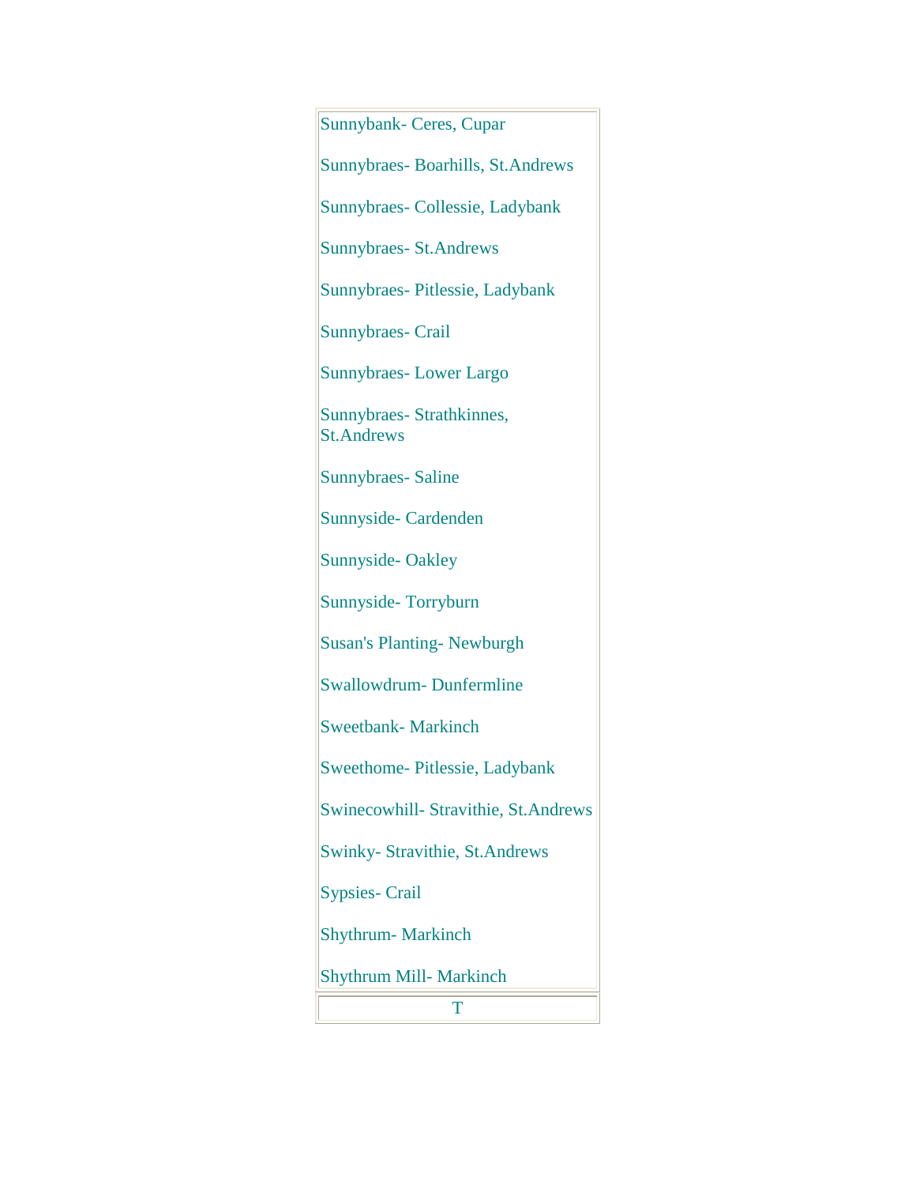Sunnybank- Ceres, Cupar

Sunnybraes- Boarhills, St.Andrews

Sunnybraes- Collessie, Ladybank

Sunnybraes- St.Andrews

Sunnybraes- Pitlessie, Ladybank

Sunnybraes- Crail

Sunnybraes- Lower Largo

Sunnybraes- Strathkinnes, St.Andrews

Sunnybraes- Saline

Sunnyside- Cardenden

Sunnyside- Oakley

Sunnyside- Torryburn

Susan's Planting- Newburgh

Swallowdrum- Dunfermline

Sweetbank- Markinch

Sweethome- Pitlessie, Ladybank

Swinecowhill- Stravithie, St.Andrews

Swinky- Stravithie, St.Andrews

Sypsies- Crail

Shythrum- Markinch

Shythrum Mill- Markinch

T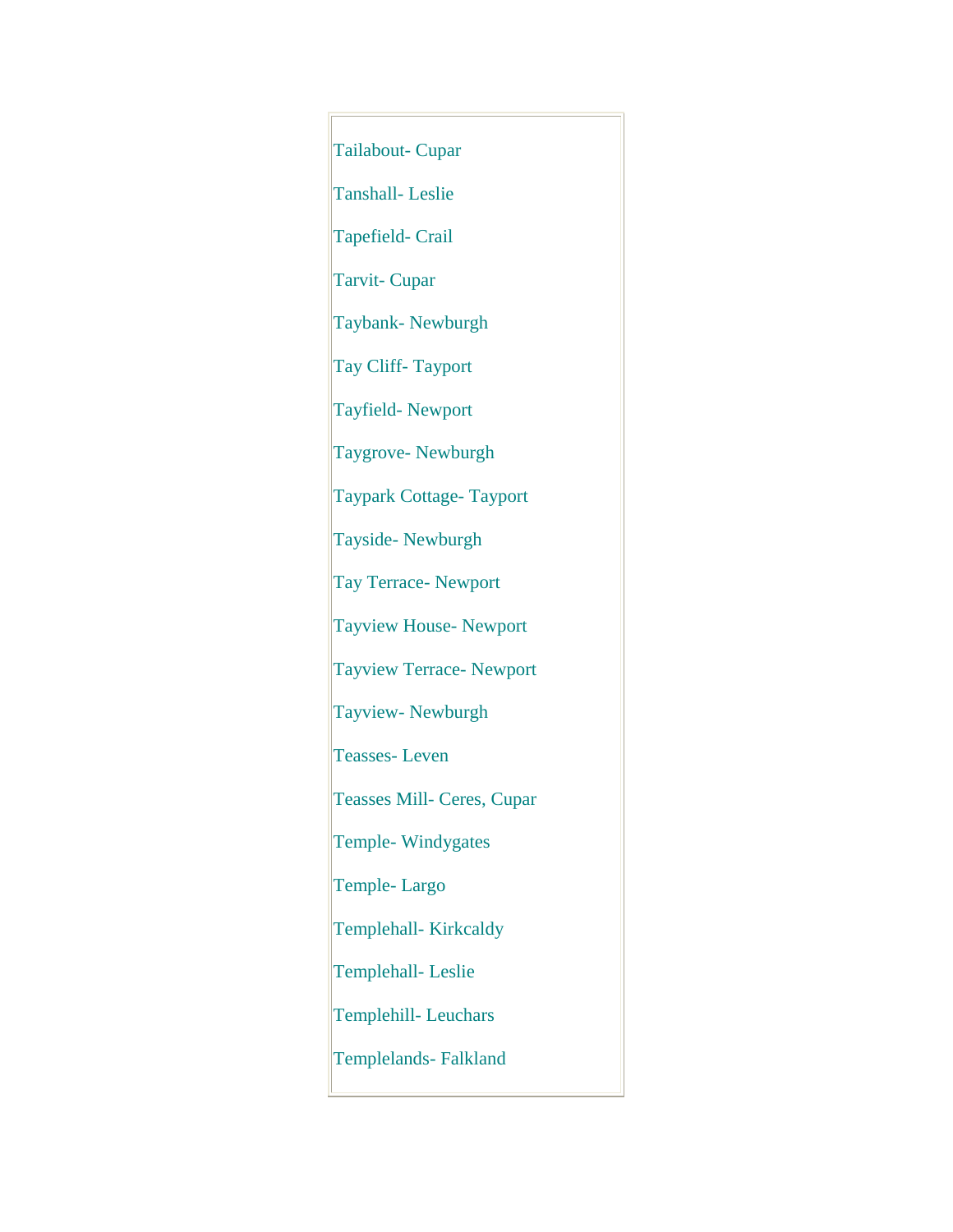Tailabout- Cupar

Tanshall- Leslie

Tapefield- Crail

Tarvit- Cupar

Taybank- Newburgh

Tay Cliff- Tayport

Tayfield- Newport

Taygrove- Newburgh

Taypark Cottage- Tayport

Tayside- Newburgh

Tay Terrace- Newport

Tayview House- Newport

Tayview Terrace- Newport

Tayview- Newburgh

Teasses- Leven

Teasses Mill- Ceres, Cupar

Temple- Windygates

Temple- Largo

Templehall- Kirkcaldy

Templehall- Leslie

Templehill- Leuchars

Templelands- Falkland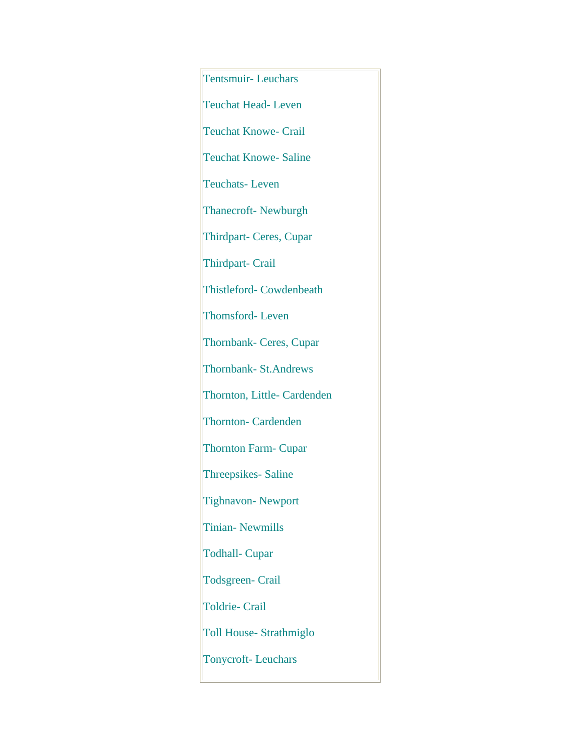Tentsmuir- Leuchars

Teuchat Head- Leven

Teuchat Knowe- Crail

Teuchat Knowe- Saline

Teuchats- Leven

Thanecroft- Newburgh

Thirdpart- Ceres, Cupar

Thirdpart- Crail

Thistleford- Cowdenbeath

Thomsford- Leven

Thornbank- Ceres, Cupar

Thornbank- St.Andrews

Thornton, Little- Cardenden

Thornton- Cardenden

Thornton Farm- Cupar

Threepsikes- Saline

Tighnavon- Newport

Tinian- Newmills

Todhall- Cupar

Todsgreen- Crail

Toldrie- Crail

Toll House- Strathmiglo

Tonycroft- Leuchars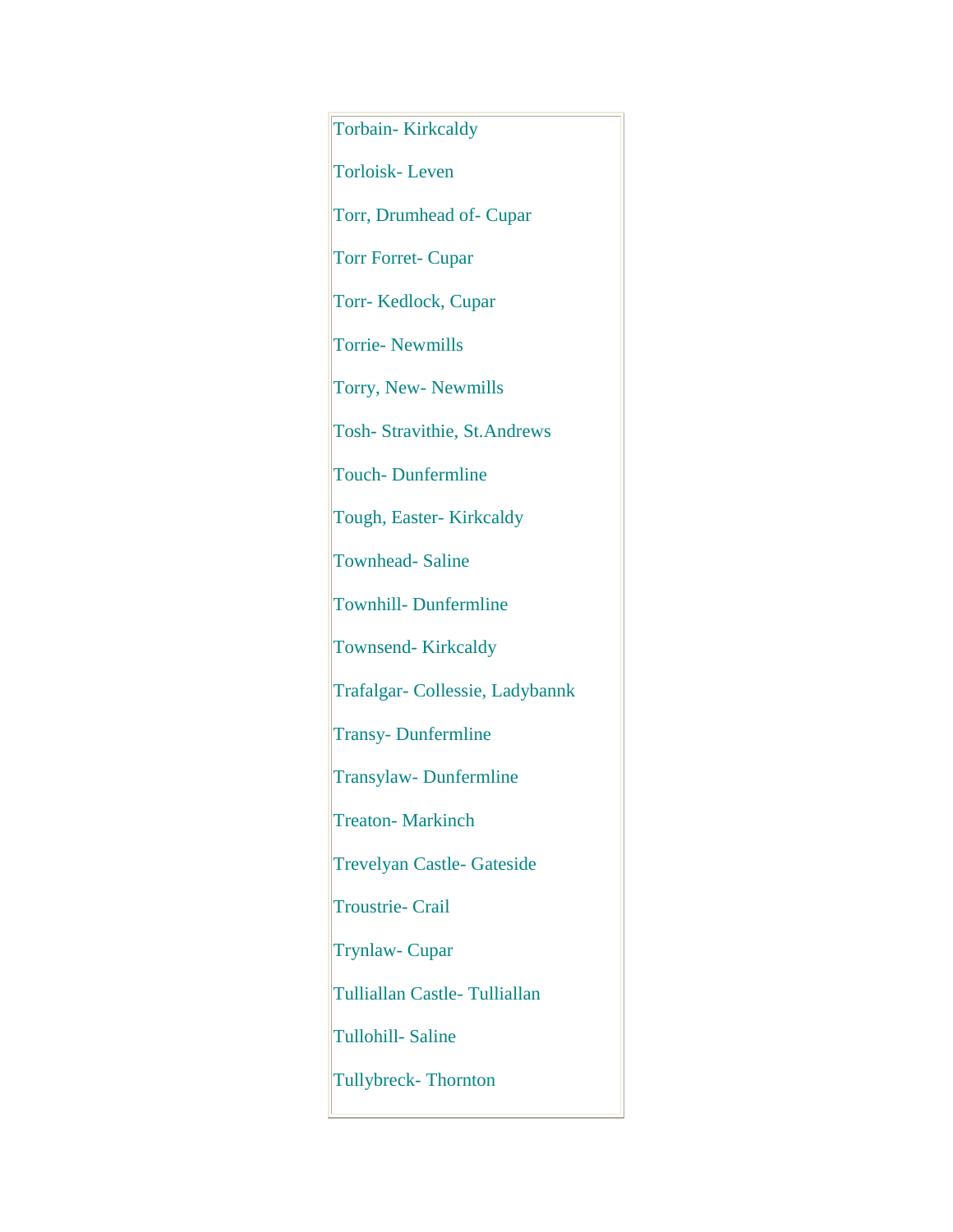Torbain- Kirkcaldy

Torloisk- Leven

Torr, Drumhead of- Cupar

Torr Forret- Cupar

Torr- Kedlock, Cupar

Torrie- Newmills

Torry, New- Newmills

Tosh- Stravithie, St.Andrews

Touch- Dunfermline

Tough, Easter- Kirkcaldy

Townhead- Saline

Townhill- Dunfermline

Townsend- Kirkcaldy

Trafalgar- Collessie, Ladybannk

Transy- Dunfermline

Transylaw- Dunfermline

Treaton- Markinch

Trevelyan Castle- Gateside

Troustrie- Crail

Trynlaw- Cupar

Tulliallan Castle- Tulliallan

Tullohill- Saline

Tullybreck- Thornton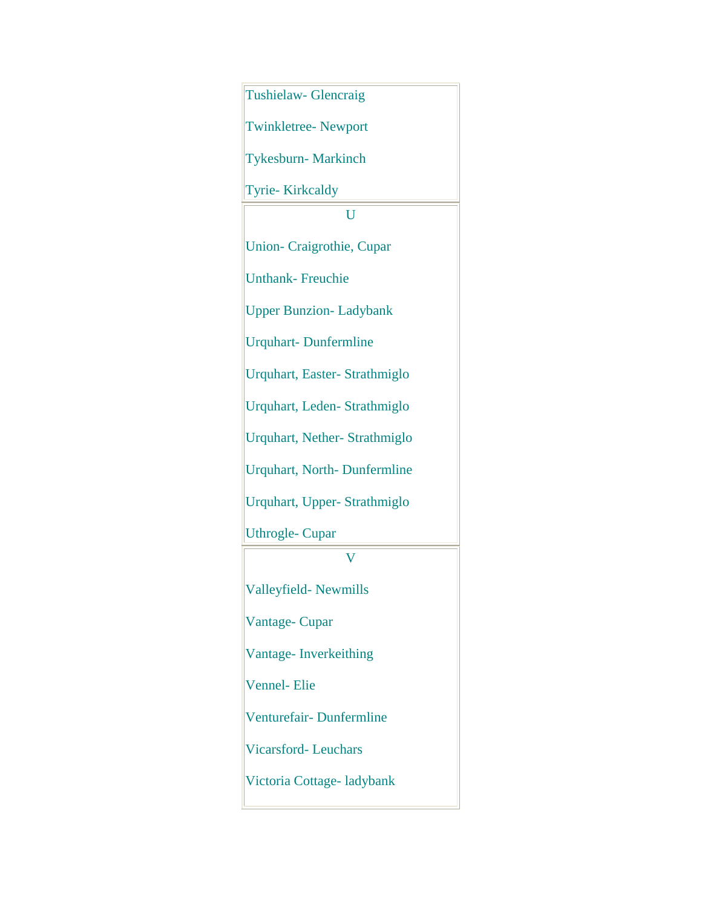Tushielaw- Glencraig

Twinkletree- Newport

Tykesburn- Markinch

Tyrie- Kirkcaldy

U

Union- Craigrothie, Cupar

Unthank- Freuchie

Upper Bunzion- Ladybank

Urquhart- Dunfermline

Urquhart, Easter- Strathmiglo

Urquhart, Leden- Strathmiglo

Urquhart, Nether- Strathmiglo

Urquhart, North- Dunfermline

Urquhart, Upper- Strathmiglo

Uthrogle- Cupar

V

Valleyfield- Newmills

Vantage- Cupar

Vantage- Inverkeithing

Vennel- Elie

Venturefair- Dunfermline

Vicarsford- Leuchars

Victoria Cottage- ladybank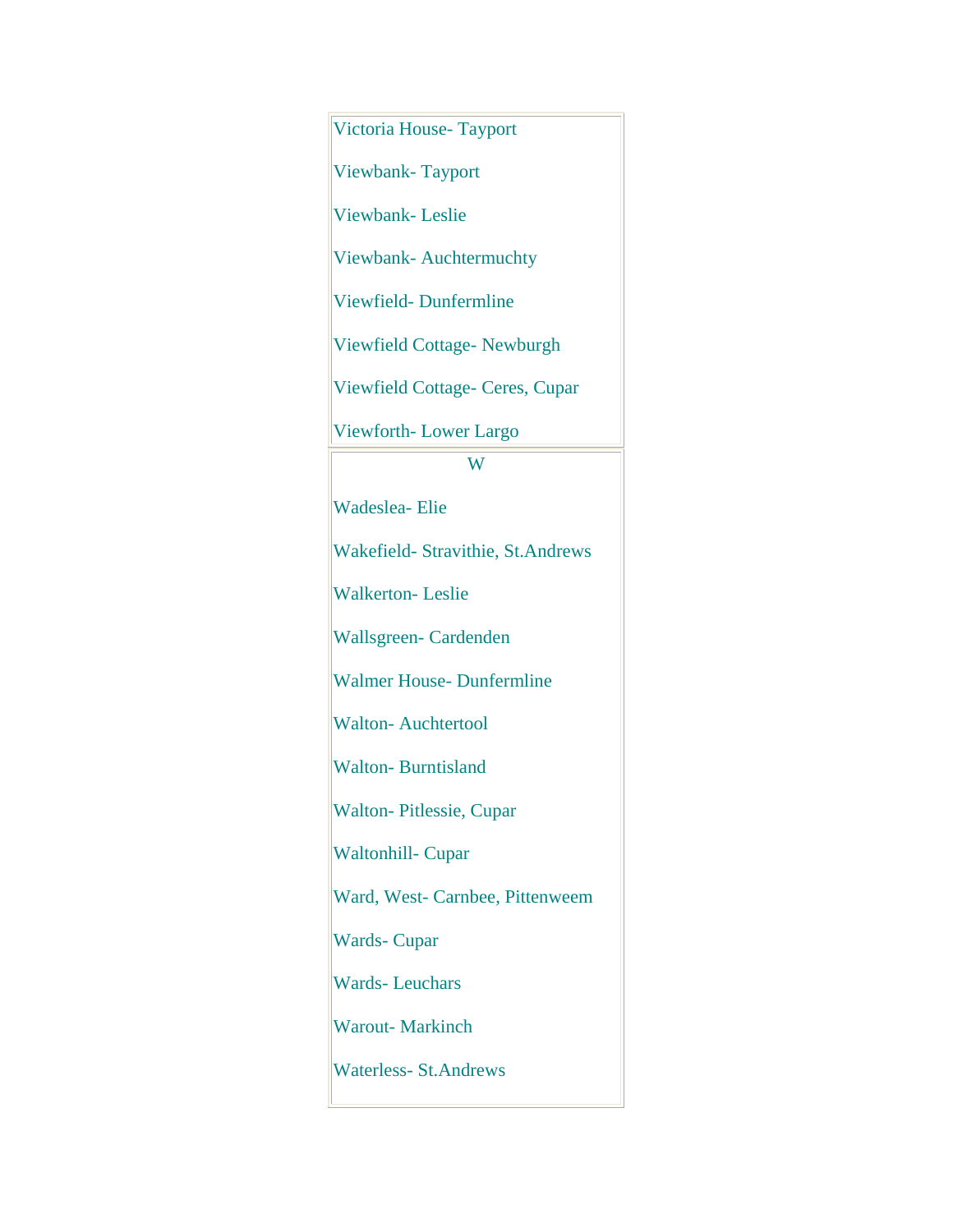Victoria House- Tayport

Viewbank- Tayport

Viewbank- Leslie

Viewbank- Auchtermuchty

Viewfield- Dunfermline

Viewfield Cottage- Newburgh

Viewfield Cottage- Ceres, Cupar

Viewforth- Lower Largo

W

Wadeslea- Elie

Wakefield- Stravithie, St.Andrews

Walkerton- Leslie

Wallsgreen- Cardenden

Walmer House- Dunfermline

Walton- Auchtertool

Walton- Burntisland

Walton- Pitlessie, Cupar

Waltonhill- Cupar

Ward, West- Carnbee, Pittenweem

Wards- Cupar

Wards- Leuchars

Warout- Markinch

Waterless- St.Andrews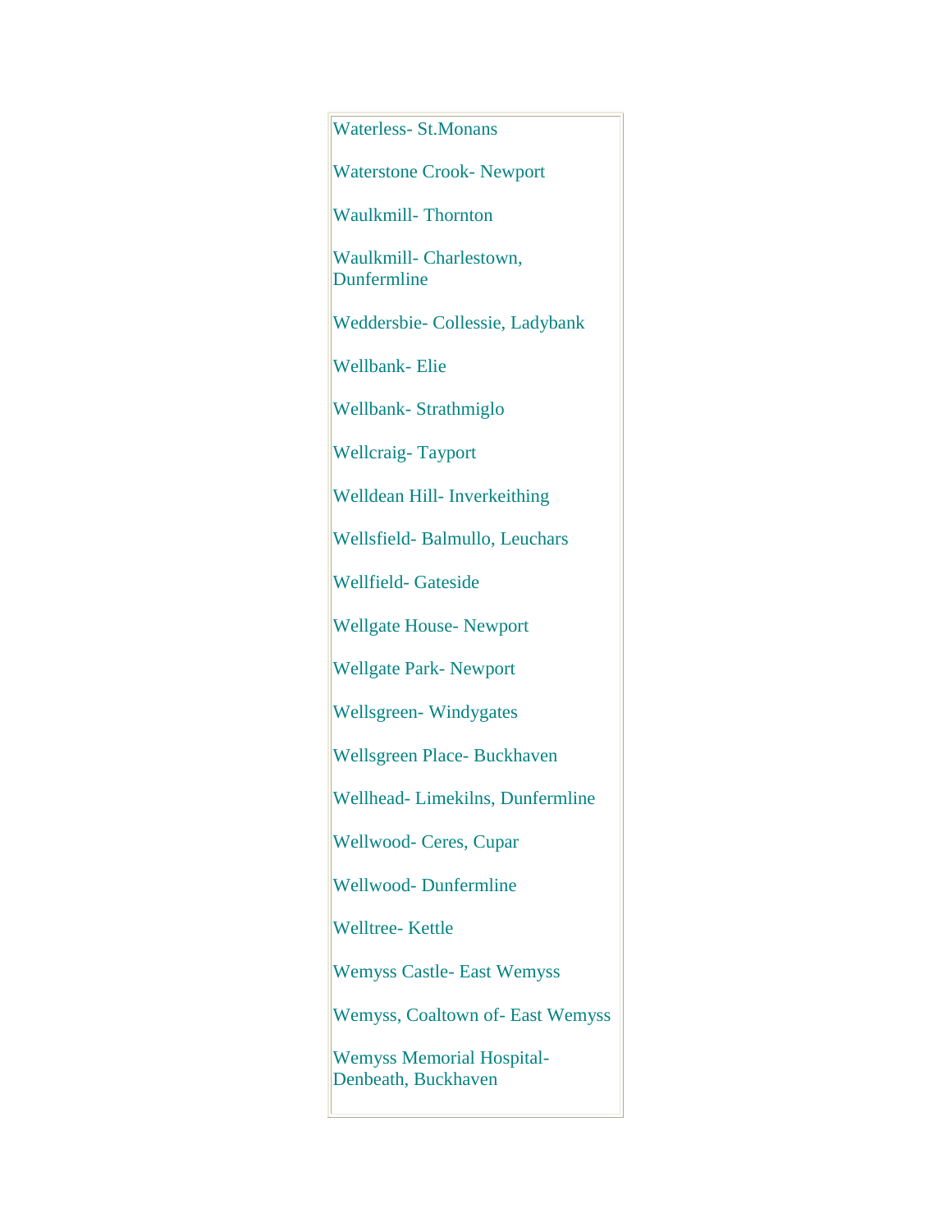Waterless- St.Monans

Waterstone Crook- Newport

Waulkmill- Thornton

Waulkmill- Charlestown, Dunfermline

Weddersbie- Collessie, Ladybank

Wellbank- Elie

Wellbank- Strathmiglo

Wellcraig- Tayport

Welldean Hill- Inverkeithing

Wellsfield- Balmullo, Leuchars

Wellfield- Gateside

Wellgate House- Newport

Wellgate Park- Newport

Wellsgreen- Windygates

Wellsgreen Place- Buckhaven

Wellhead- Limekilns, Dunfermline

Wellwood- Ceres, Cupar

Wellwood- Dunfermline

Welltree- Kettle

Wemyss Castle- East Wemyss

Wemyss, Coaltown of- East Wemyss

Wemyss Memorial Hospital- Denbeath, Buckhaven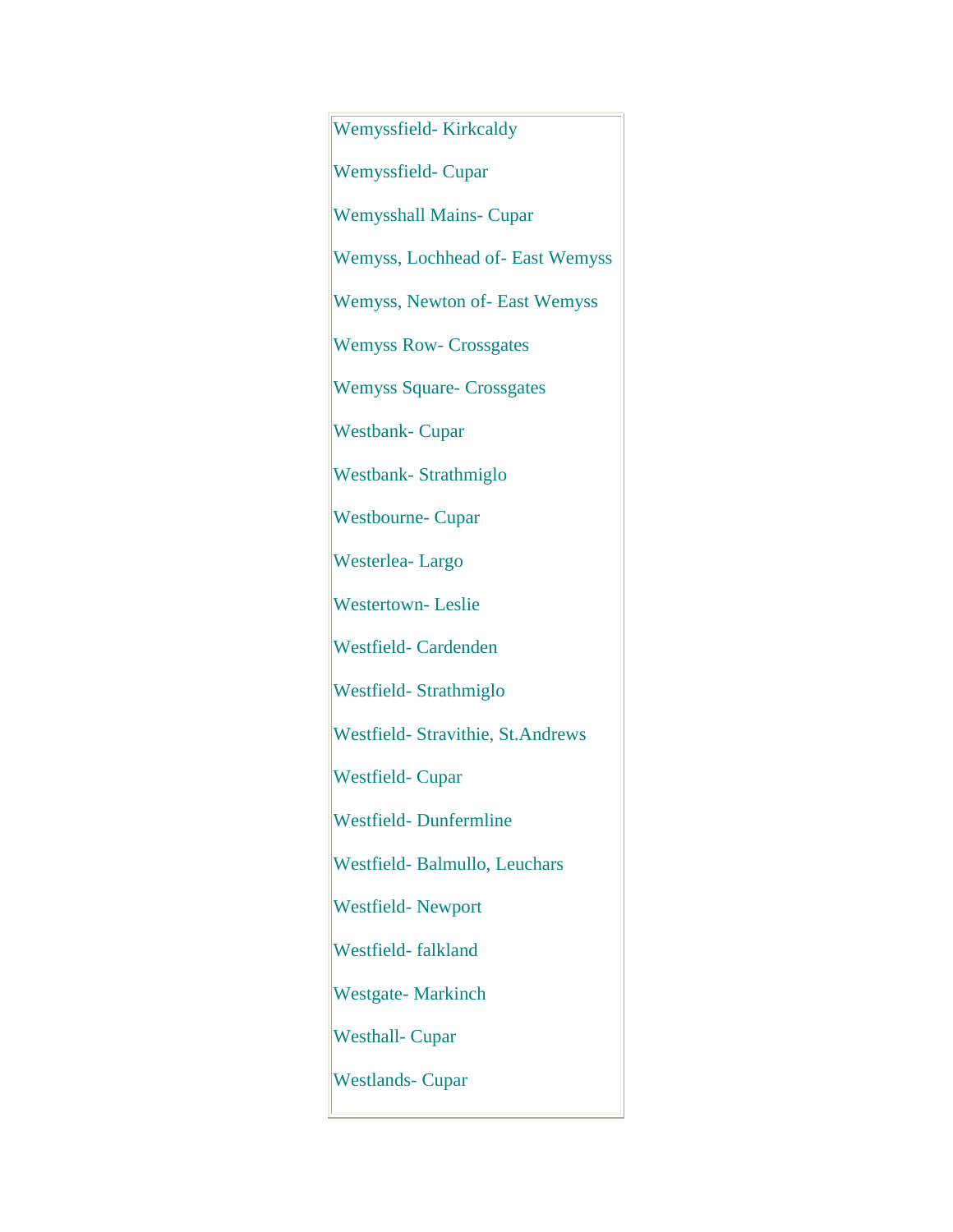Wemyssfield- Kirkcaldy

Wemyssfield- Cupar

Wemysshall Mains- Cupar

Wemyss, Lochhead of- East Wemyss

Wemyss, Newton of- East Wemyss

Wemyss Row- Crossgates

Wemyss Square- Crossgates

Westbank- Cupar

Westbank- Strathmiglo

Westbourne- Cupar

Westerlea- Largo

Westertown- Leslie

Westfield- Cardenden

Westfield- Strathmiglo

Westfield- Stravithie, St.Andrews

Westfield- Cupar

Westfield- Dunfermline

Westfield- Balmullo, Leuchars

Westfield- Newport

Westfield- falkland

Westgate- Markinch

Westhall- Cupar

Westlands- Cupar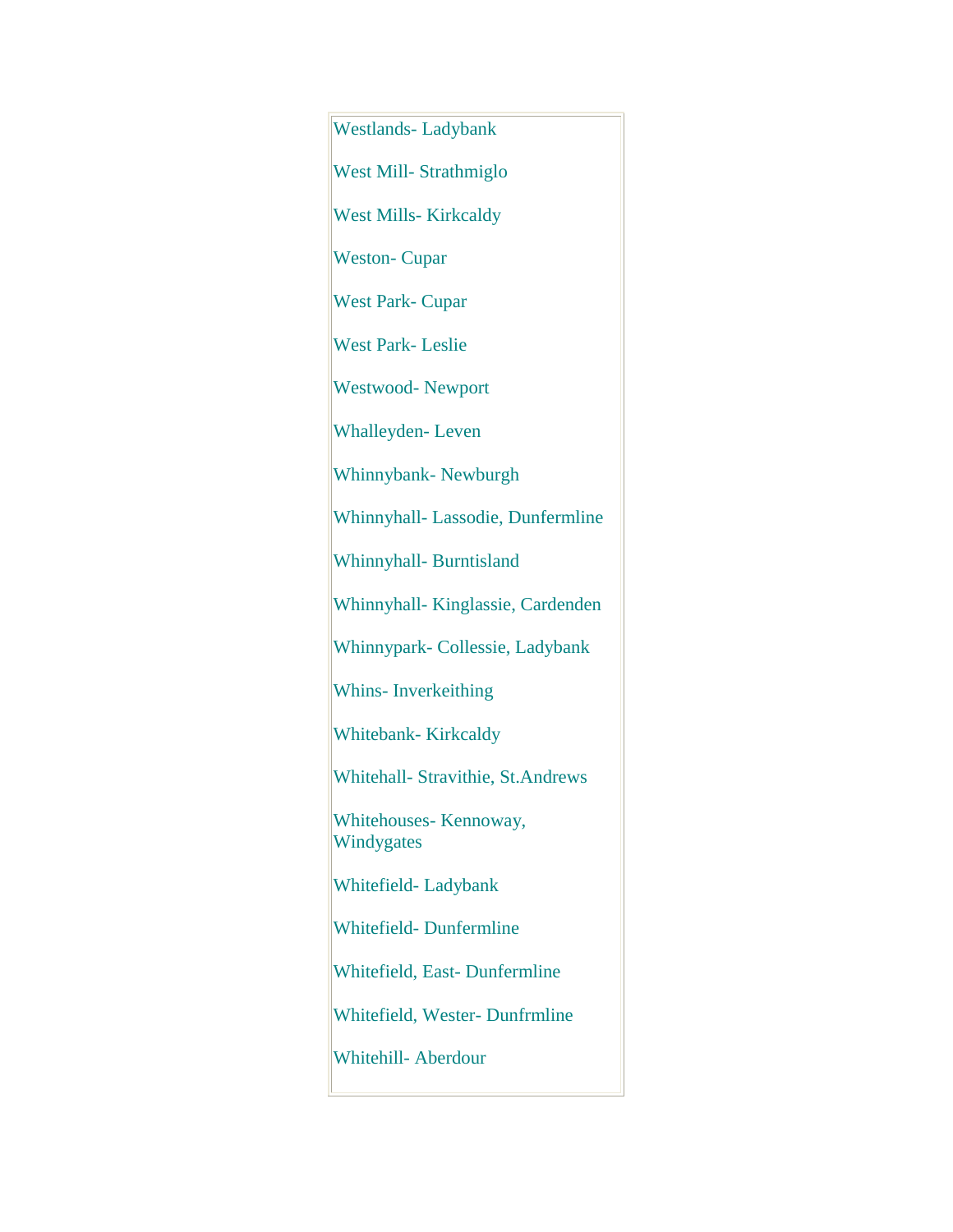Westlands- Ladybank

West Mill- Strathmiglo

West Mills- Kirkcaldy

Weston- Cupar

West Park- Cupar

West Park- Leslie

Westwood- Newport

Whalleyden- Leven

Whinnybank- Newburgh

Whinnyhall- Lassodie, Dunfermline

Whinnyhall- Burntisland

Whinnyhall- Kinglassie, Cardenden

Whinnypark- Collessie, Ladybank

Whins- Inverkeithing

Whitebank- Kirkcaldy

Whitehall- Stravithie, St.Andrews

Whitehouses- Kennoway, Windygates

Whitefield- Ladybank

Whitefield- Dunfermline

Whitefield, East- Dunfermline

Whitefield, Wester- Dunfrmline

Whitehill- Aberdour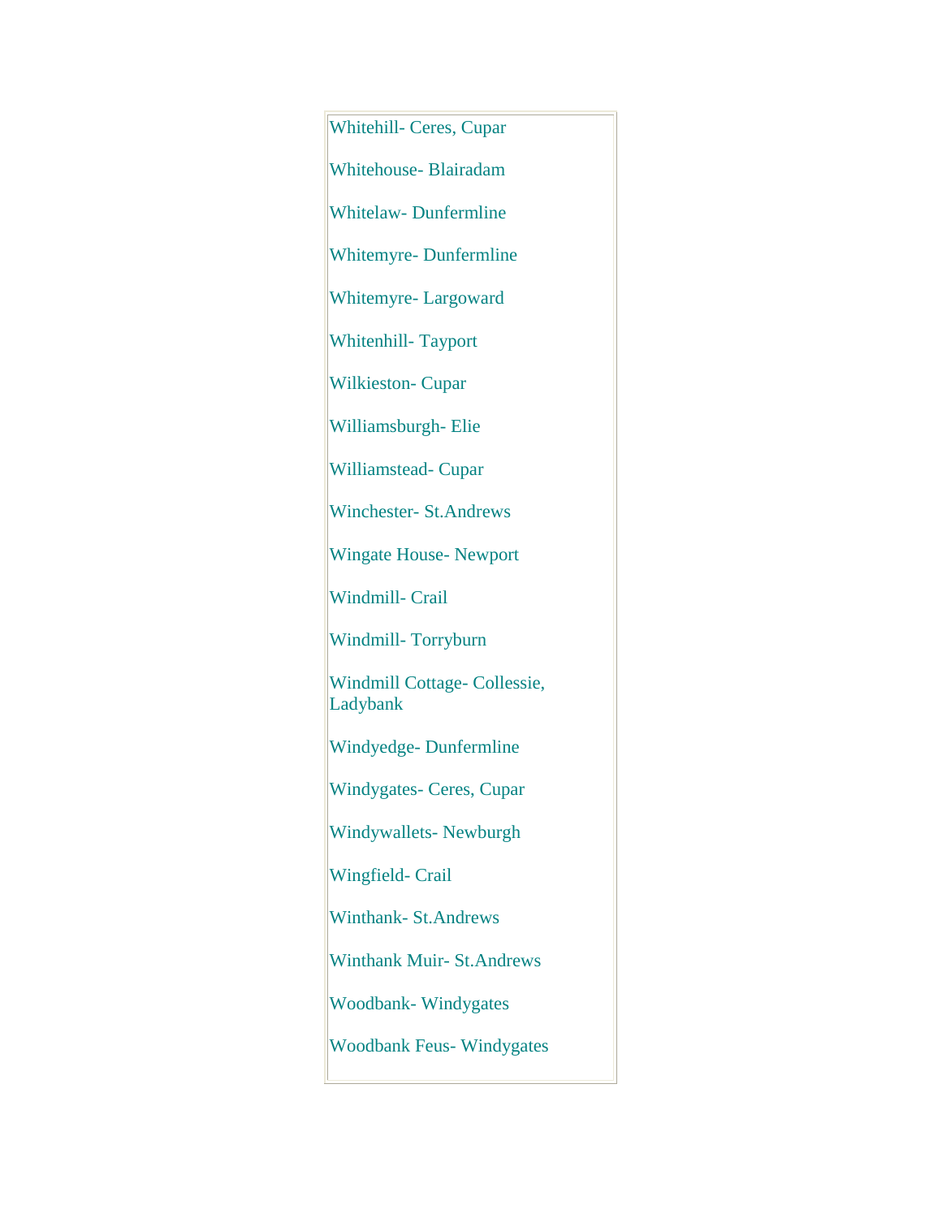Whitehill- Ceres, Cupar

Whitehouse- Blairadam

Whitelaw- Dunfermline

Whitemyre- Dunfermline

Whitemyre- Largoward

Whitenhill- Tayport

Wilkieston- Cupar

Williamsburgh- Elie

Williamstead- Cupar

Winchester- St.Andrews

Wingate House- Newport

Windmill- Crail

Windmill- Torryburn

Windmill Cottage- Collessie, Ladybank

Windyedge- Dunfermline

Windygates- Ceres, Cupar

Windywallets- Newburgh

Wingfield- Crail

Winthank- St.Andrews

Winthank Muir- St.Andrews

Woodbank- Windygates

Woodbank Feus- Windygates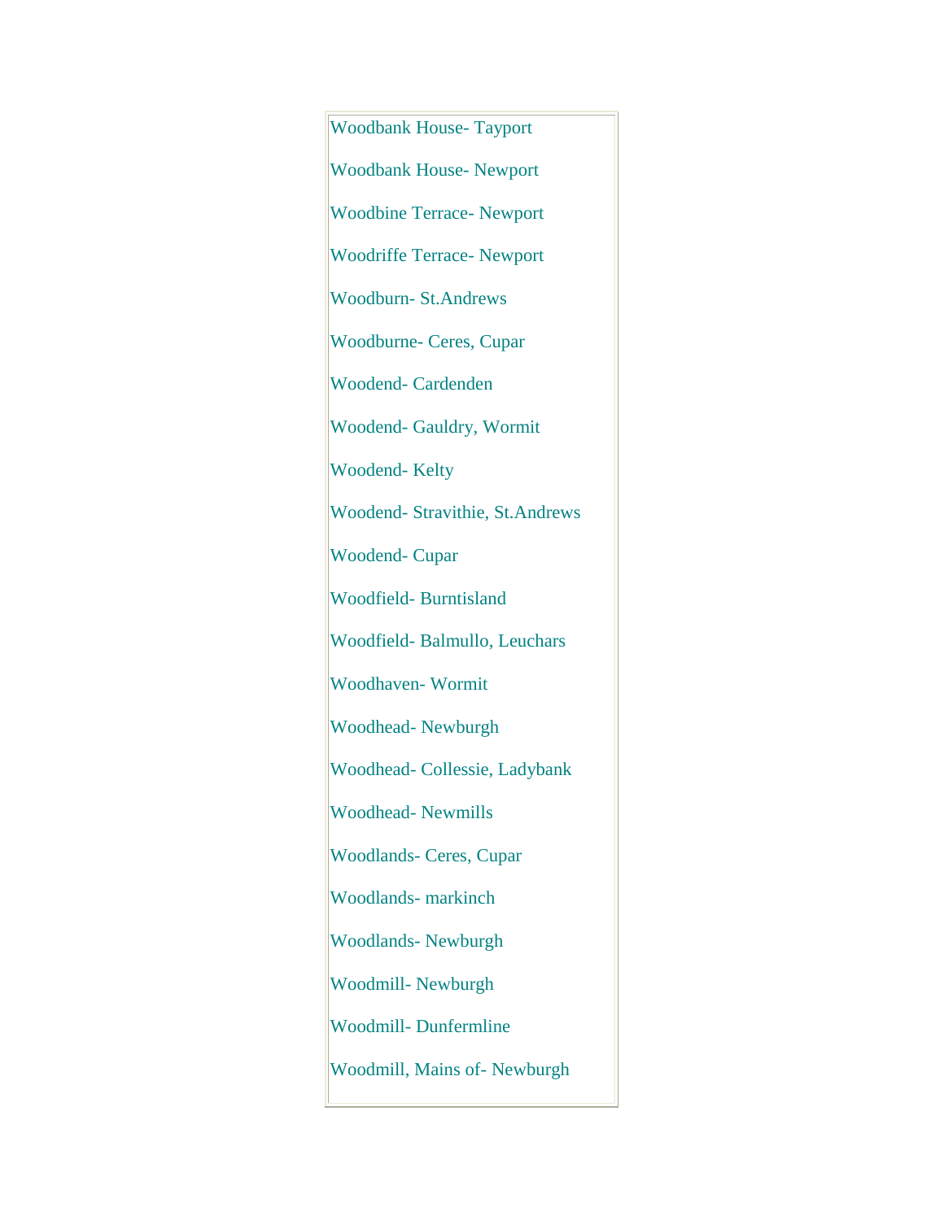Woodbank House- Tayport

Woodbank House- Newport

Woodbine Terrace- Newport

Woodriffe Terrace- Newport

Woodburn- St.Andrews

Woodburne- Ceres, Cupar

Woodend- Cardenden

Woodend- Gauldry, Wormit

Woodend- Kelty

Woodend- Stravithie, St.Andrews

Woodend- Cupar

Woodfield- Burntisland

Woodfield- Balmullo, Leuchars

Woodhaven- Wormit

Woodhead- Newburgh

Woodhead- Collessie, Ladybank

Woodhead- Newmills

Woodlands- Ceres, Cupar

Woodlands- markinch

Woodlands- Newburgh

Woodmill- Newburgh

Woodmill- Dunfermline

Woodmill, Mains of- Newburgh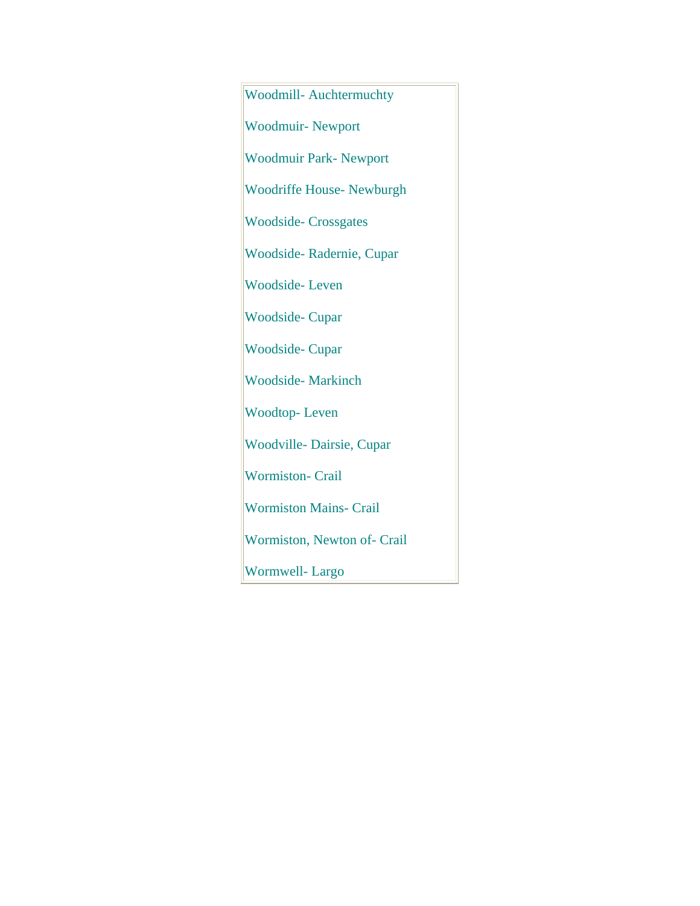Woodmill- Auchtermuchty

Woodmuir- Newport

Woodmuir Park- Newport

Woodriffe House- Newburgh

Woodside- Crossgates

Woodside- Radernie, Cupar

Woodside- Leven

Woodside- Cupar

Woodside- Cupar

Woodside- Markinch

Woodtop- Leven

Woodville- Dairsie, Cupar

Wormiston- Crail

Wormiston Mains- Crail

Wormiston, Newton of- Crail

Wormwell- Largo